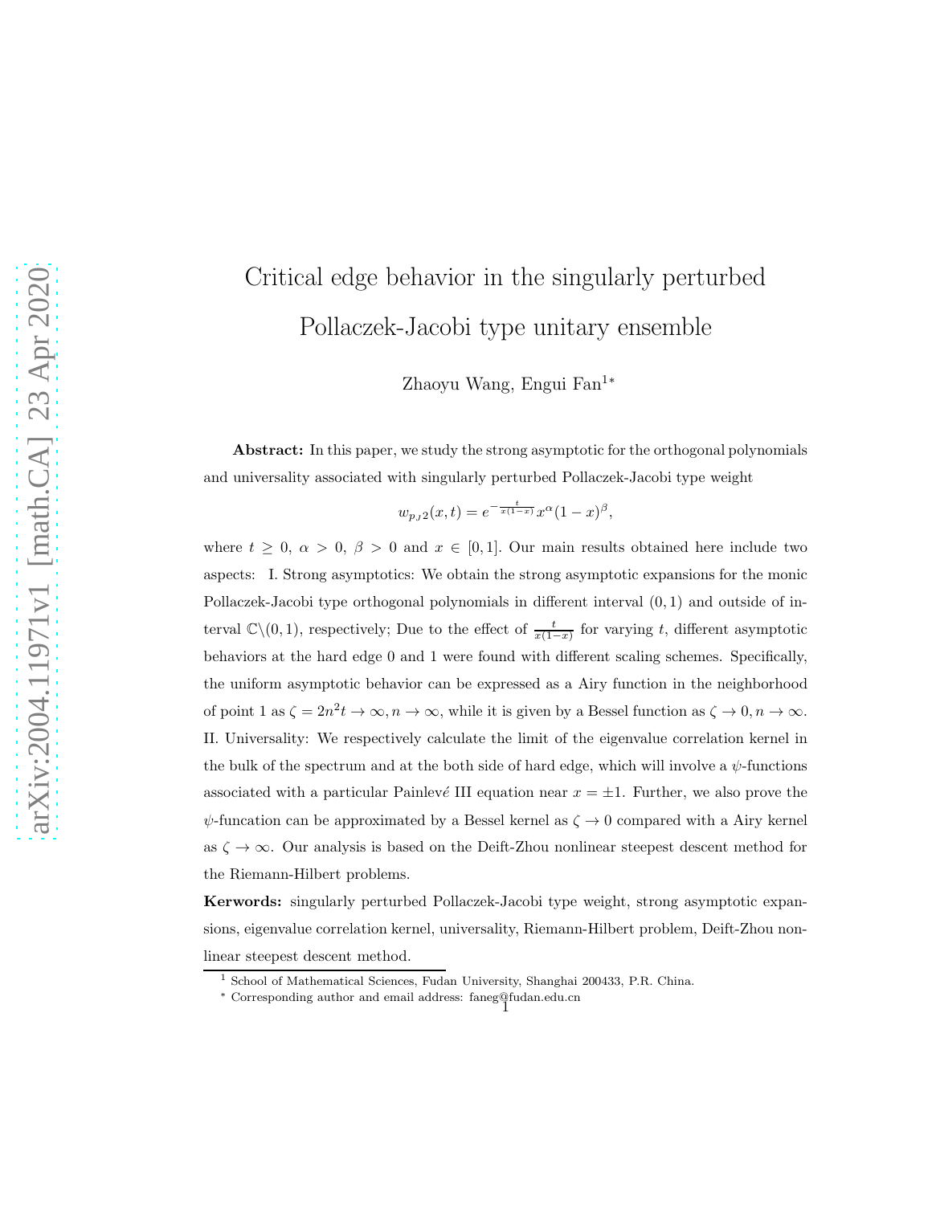# Critical edge behavior in the singularly perturbed Pollaczek-Jacobi type unitary ensemble

Zhaoyu Wang, Engui Fan[1*]

**Abstract:** In this paper, we study the strong asymptotic for the orthogonal polynomials and universality associated with singularly perturbed Pollaczek-Jacobi type weight

$$w_{p_J 2}(x,t) = e^{-\frac{t}{x(1-x)}} x^{\alpha}(1-x)^{\beta},$$

where $t \geq 0$, $\alpha > 0$, $\beta > 0$ and $x \in [0,1]$. Our main results obtained here include two aspects: I. Strong asymptotics: We obtain the strong asymptotic expansions for the monic Pollaczek-Jacobi type orthogonal polynomials in different interval $(0,1)$ and outside of interval $\mathbb{C}\backslash(0,1)$, respectively; Due to the effect of $\frac{t}{x(1-x)}$ for varying $t$, different asymptotic behaviors at the hard edge 0 and 1 were found with different scaling schemes. Specifically, the uniform asymptotic behavior can be expressed as a Airy function in the neighborhood of point 1 as $\zeta = 2n^2 t \to \infty, n \to \infty$, while it is given by a Bessel function as $\zeta \to 0, n \to \infty$. II. Universality: We respectively calculate the limit of the eigenvalue correlation kernel in the bulk of the spectrum and at the both side of hard edge, which will involve a $\psi$-functions associated with a particular Painlevé III equation near $x = \pm 1$. Further, we also prove the $\psi$-funcation can be approximated by a Bessel kernel as $\zeta \to 0$ compared with a Airy kernel as $\zeta \to \infty$. Our analysis is based on the Deift-Zhou nonlinear steepest descent method for the Riemann-Hilbert problems.

**Kerwords:** singularly perturbed Pollaczek-Jacobi type weight, strong asymptotic expansions, eigenvalue correlation kernel, universality, Riemann-Hilbert problem, Deift-Zhou nonlinear steepest descent method.

---

[1] School of Mathematical Sciences, Fudan University, Shanghai 200433, P.R. China.

[*] Corresponding author and email address: faneg@fudan.edu.cn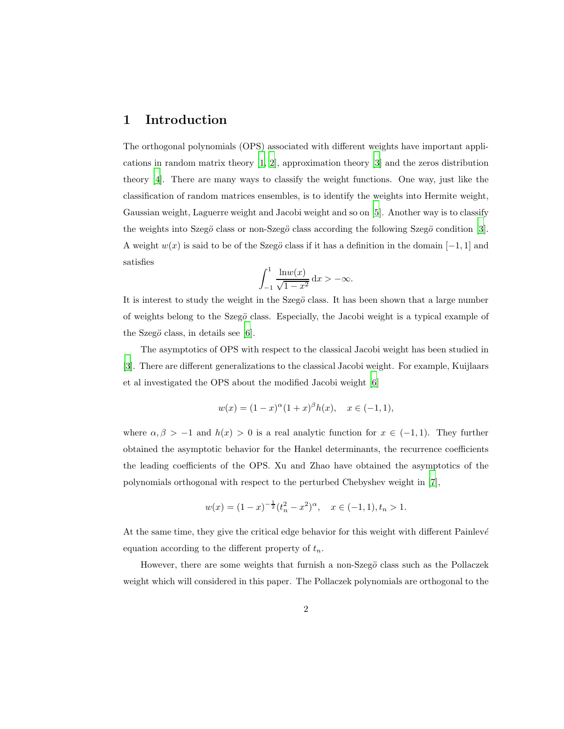## 1 Introduction

The orthogonal polynomials (OPS) associated with different weights have important applications in random matrix theory [1, 2], approximation theory [3] and the zeros distribution theory [4]. There are many ways to classify the weight functions. One way, just like the classification of random matrices ensembles, is to identify the weights into Hermite weight, Gaussian weight, Laguerre weight and Jacobi weight and so on [5]. Another way is to classify the weights into Szegö class or non-Szegö class according the following Szegö condition [3]. A weight $w(x)$ is said to be of the Szegö class if it has a definition in the domain $[-1, 1]$ and satisfies

$$\int_{-1}^{1} \frac{\ln w(x)}{\sqrt{1-x^2}} \, \mathrm{d}x > -\infty.$$

It is interest to study the weight in the Szegö class. It has been shown that a large number of weights belong to the Szegö class. Especially, the Jacobi weight is a typical example of the Szegö class, in details see [6].

The asymptotics of OPS with respect to the classical Jacobi weight has been studied in [3]. There are different generalizations to the classical Jacobi weight. For example, Kuijlaars et al investigated the OPS about the modified Jacobi weight [6]

$$w(x) = (1-x)^{\alpha}(1+x)^{\beta}h(x), \quad x \in (-1, 1),$$

where $\alpha, \beta > -1$ and $h(x) > 0$ is a real analytic function for $x \in (-1, 1)$. They further obtained the asymptotic behavior for the Hankel determinants, the recurrence coefficients the leading coefficients of the OPS. Xu and Zhao have obtained the asymptotics of the polynomials orthogonal with respect to the perturbed Chebyshev weight in [7],

$$w(x) = (1-x)^{-\frac{1}{2}}(t_n^2 - x^2)^{\alpha}, \quad x \in (-1, 1), t_n > 1.$$

At the same time, they give the critical edge behavior for this weight with different Painlevé equation according to the different property of $t_n$.

However, there are some weights that furnish a non-Szegö class such as the Pollaczek weight which will considered in this paper. The Pollaczek polynomials are orthogonal to the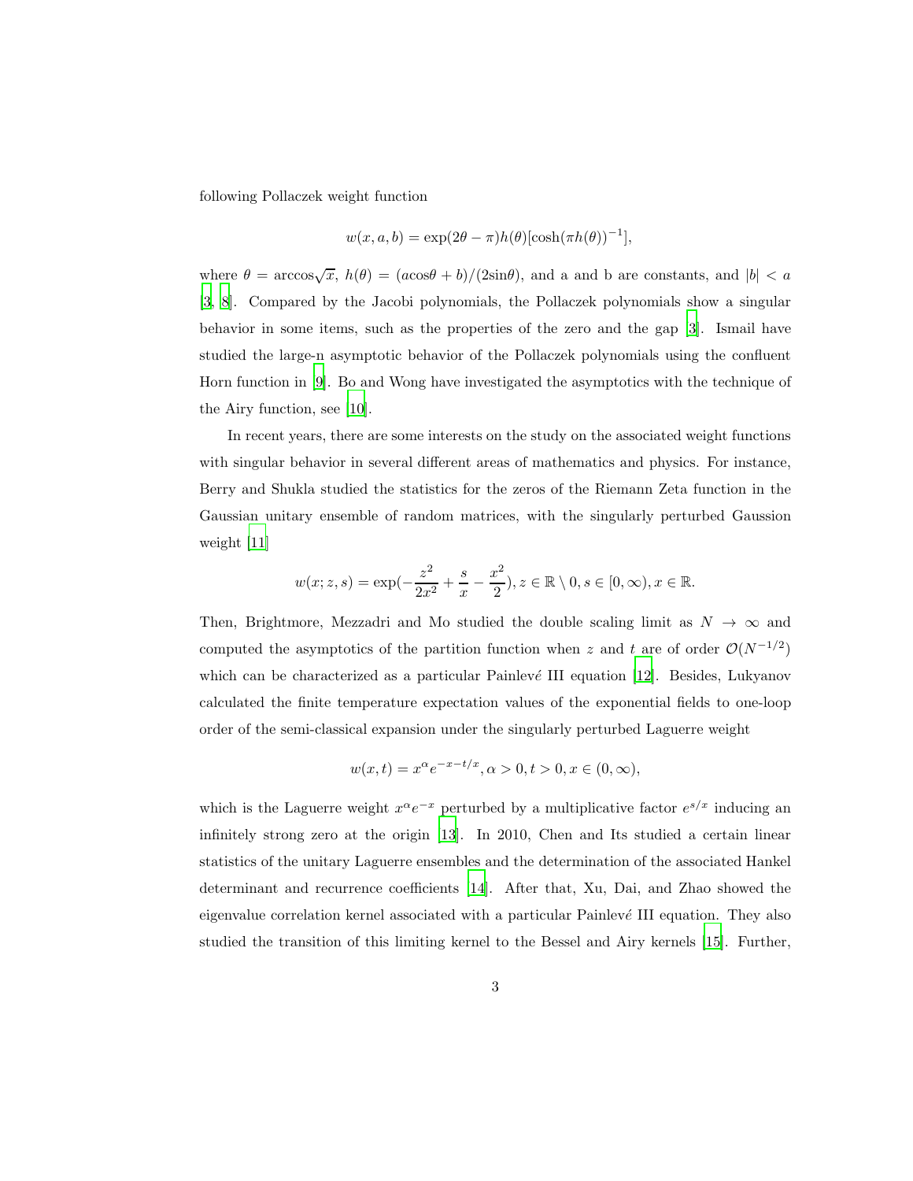following Pollaczek weight function

$$w(x, a, b) = \exp(2\theta - \pi)h(\theta)[\cosh(\pi h(\theta))^{-1}],$$

where $\theta = \arccos\sqrt{x}$, $h(\theta) = (a\cos\theta + b)/(2\sin\theta)$, and a and b are constants, and $|b| < a$ [3, 8]. Compared by the Jacobi polynomials, the Pollaczek polynomials show a singular behavior in some items, such as the properties of the zero and the gap [3]. Ismail have studied the large-n asymptotic behavior of the Pollaczek polynomials using the confluent Horn function in [9]. Bo and Wong have investigated the asymptotics with the technique of the Airy function, see [10].

In recent years, there are some interests on the study on the associated weight functions with singular behavior in several different areas of mathematics and physics. For instance, Berry and Shukla studied the statistics for the zeros of the Riemann Zeta function in the Gaussian unitary ensemble of random matrices, with the singularly perturbed Gaussion weight [11]

$$w(x; z, s) = \exp(-\frac{z^2}{2x^2} + \frac{s}{x} - \frac{x^2}{2}), z \in \mathbb{R} \setminus 0, s \in [0, \infty), x \in \mathbb{R}.$$

Then, Brightmore, Mezzadri and Mo studied the double scaling limit as $N \to \infty$ and computed the asymptotics of the partition function when $z$ and $t$ are of order $\mathcal{O}(N^{-1/2})$ which can be characterized as a particular Painlevé III equation [12]. Besides, Lukyanov calculated the finite temperature expectation values of the exponential fields to one-loop order of the semi-classical expansion under the singularly perturbed Laguerre weight

$$w(x, t) = x^\alpha e^{-x-t/x}, \alpha > 0, t > 0, x \in (0, \infty),$$

which is the Laguerre weight $x^\alpha e^{-x}$ perturbed by a multiplicative factor $e^{s/x}$ inducing an infinitely strong zero at the origin [13]. In 2010, Chen and Its studied a certain linear statistics of the unitary Laguerre ensembles and the determination of the associated Hankel determinant and recurrence coefficients [14]. After that, Xu, Dai, and Zhao showed the eigenvalue correlation kernel associated with a particular Painlevé III equation. They also studied the transition of this limiting kernel to the Bessel and Airy kernels [15]. Further,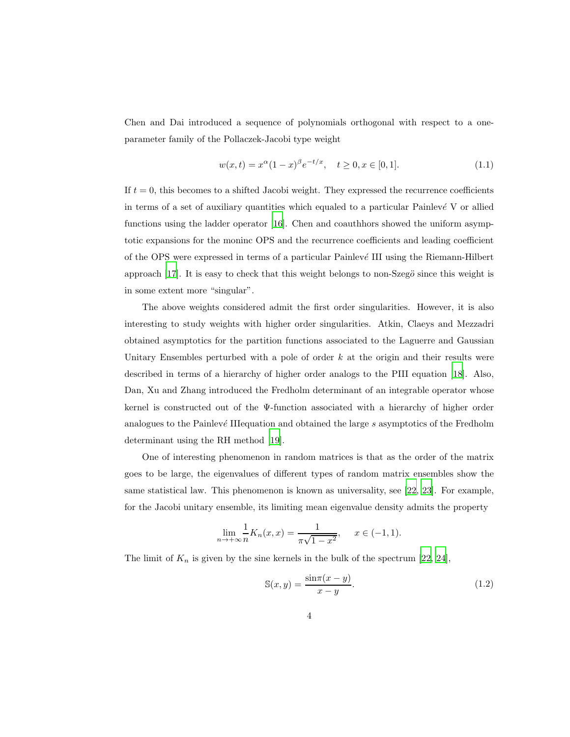Chen and Dai introduced a sequence of polynomials orthogonal with respect to a one-parameter family of the Pollaczek-Jacobi type weight

$$w(x,t) = x^{\alpha}(1-x)^{\beta}e^{-t/x}, \quad t \geq 0, x \in [0,1]. \tag{1.1}$$

If $t = 0$, this becomes to a shifted Jacobi weight. They expressed the recurrence coefficients in terms of a set of auxiliary quantities which equaled to a particular Painlevé V or allied functions using the ladder operator [16]. Chen and coauthhors showed the uniform asymptotic expansions for the moninc OPS and the recurrence coefficients and leading coefficient of the OPS were expressed in terms of a particular Painlevé III using the Riemann-Hilbert approach [17]. It is easy to check that this weight belongs to non-Szegö since this weight is in some extent more "singular".

The above weights considered admit the first order singularities. However, it is also interesting to study weights with higher order singularities. Atkin, Claeys and Mezzadri obtained asymptotics for the partition functions associated to the Laguerre and Gaussian Unitary Ensembles perturbed with a pole of order $k$ at the origin and their results were described in terms of a hierarchy of higher order analogs to the PIII equation [18]. Also, Dan, Xu and Zhang introduced the Fredholm determinant of an integrable operator whose kernel is constructed out of the $\Psi$-function associated with a hierarchy of higher order analogues to the Painlevé IIIequation and obtained the large $s$ asymptotics of the Fredholm determinant using the RH method [19].

One of interesting phenomenon in random matrices is that as the order of the matrix goes to be large, the eigenvalues of different types of random matrix ensembles show the same statistical law. This phenomenon is known as universality, see [22, 23]. For example, for the Jacobi unitary ensemble, its limiting mean eigenvalue density admits the property

$$\lim_{n\to+\infty}\frac{1}{n}K_n(x,x) = \frac{1}{\pi\sqrt{1-x^2}}, \quad x \in (-1,1).$$

The limit of $K_n$ is given by the sine kernels in the bulk of the spectrum [22, 24],

$$\mathbb{S}(x,y) = \frac{\sin\pi(x-y)}{x-y}. \tag{1.2}$$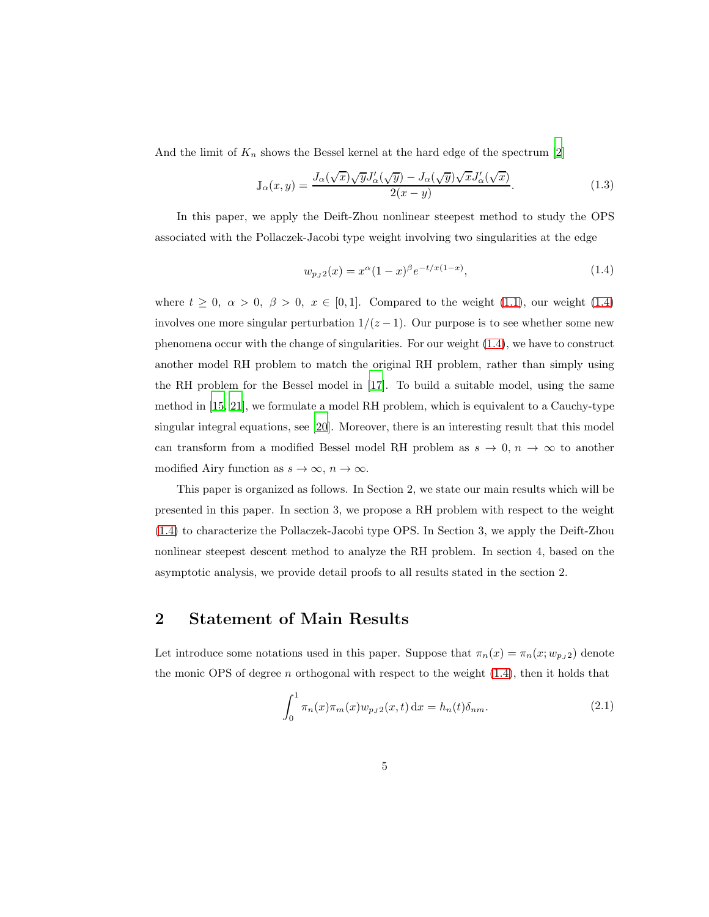And the limit of $K_n$ shows the Bessel kernel at the hard edge of the spectrum [2]

$$\mathbb{J}_\alpha(x,y) = \frac{J_\alpha(\sqrt{x})\sqrt{y}J'_\alpha(\sqrt{y}) - J_\alpha(\sqrt{y})\sqrt{x}J'_\alpha(\sqrt{x})}{2(x-y)}. \tag{1.3}$$

In this paper, we apply the Deift-Zhou nonlinear steepest method to study the OPS associated with the Pollaczek-Jacobi type weight involving two singularities at the edge

$$w_{p_J 2}(x) = x^\alpha (1-x)^\beta e^{-t/x(1-x)}, \tag{1.4}$$

where $t \geq 0,\ \alpha > 0,\ \beta > 0,\ x \in [0,1]$. Compared to the weight (1.1), our weight (1.4) involves one more singular perturbation $1/(z-1)$. Our purpose is to see whether some new phenomena occur with the change of singularities. For our weight (1.4), we have to construct another model RH problem to match the original RH problem, rather than simply using the RH problem for the Bessel model in [17]. To build a suitable model, using the same method in [15, 21], we formulate a model RH problem, which is equivalent to a Cauchy-type singular integral equations, see [20]. Moreover, there is an interesting result that this model can transform from a modified Bessel model RH problem as $s \to 0,\ n \to \infty$ to another modified Airy function as $s \to \infty,\ n \to \infty$.

This paper is organized as follows. In Section 2, we state our main results which will be presented in this paper. In section 3, we propose a RH problem with respect to the weight (1.4) to characterize the Pollaczek-Jacobi type OPS. In Section 3, we apply the Deift-Zhou nonlinear steepest descent method to analyze the RH problem. In section 4, based on the asymptotic analysis, we provide detail proofs to all results stated in the section 2.

## 2 Statement of Main Results

Let introduce some notations used in this paper. Suppose that $\pi_n(x) = \pi_n(x; w_{p_J 2})$ denote the monic OPS of degree $n$ orthogonal with respect to the weight (1.4), then it holds that

$$\int_0^1 \pi_n(x)\pi_m(x) w_{p_J 2}(x,t)\,\mathrm{d}x = h_n(t)\delta_{nm}. \tag{2.1}$$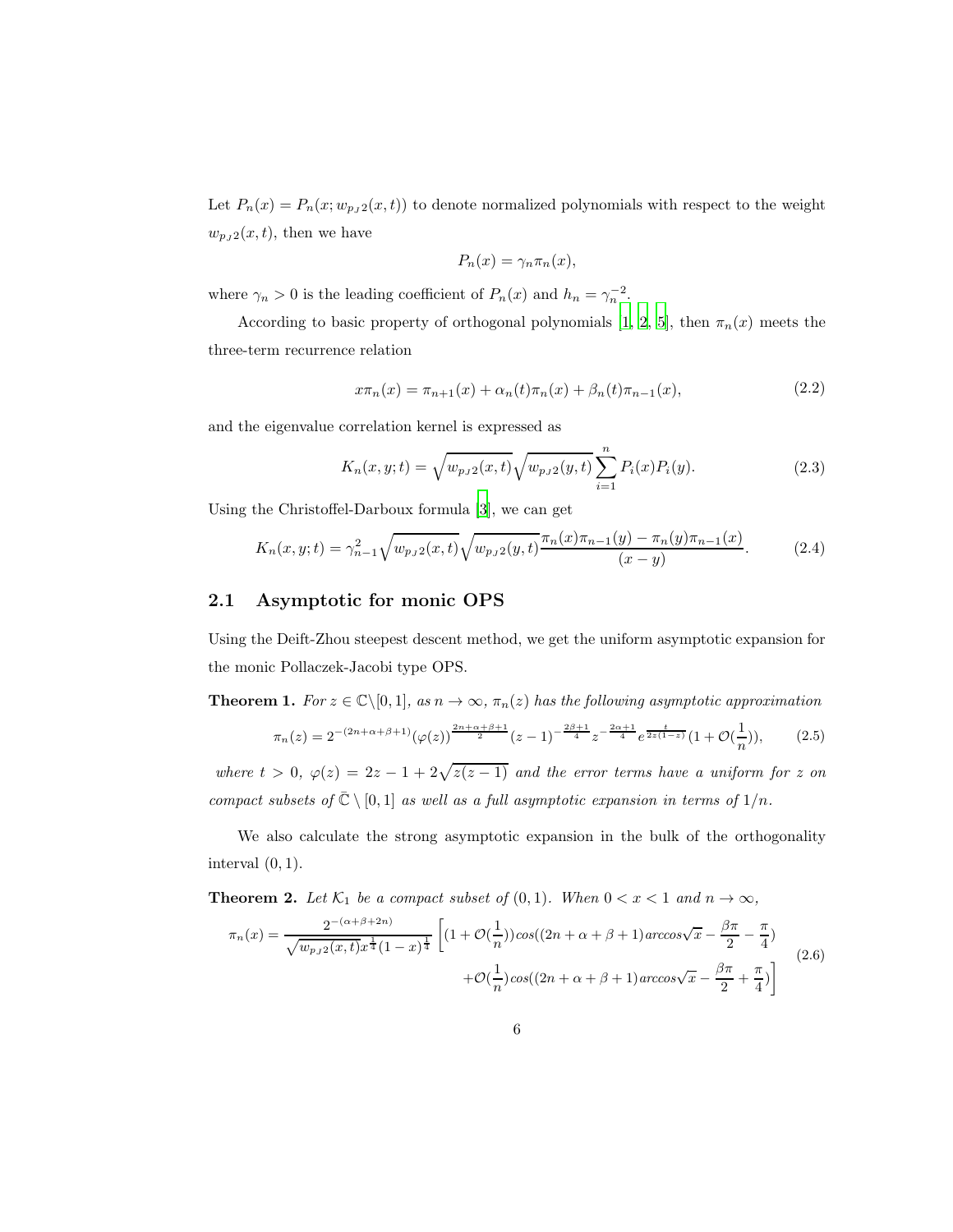Let $P_n(x) = P_n(x; w_{p_J2}(x,t))$ to denote normalized polynomials with respect to the weight $w_{p_J2}(x,t)$, then we have

$$P_n(x) = \gamma_n \pi_n(x),$$

where $\gamma_n > 0$ is the leading coefficient of $P_n(x)$ and $h_n = \gamma_n^{-2}$.

According to basic property of orthogonal polynomials [1, 2, 5], then $\pi_n(x)$ meets the three-term recurrence relation

$$x\pi_n(x) = \pi_{n+1}(x) + \alpha_n(t)\pi_n(x) + \beta_n(t)\pi_{n-1}(x), \tag{2.2}$$

and the eigenvalue correlation kernel is expressed as

$$K_n(x,y;t) = \sqrt{w_{p_J2}(x,t)}\sqrt{w_{p_J2}(y,t)}\sum_{i=1}^{n} P_i(x)P_i(y). \tag{2.3}$$

Using the Christoffel-Darboux formula [3], we can get

$$K_n(x,y;t) = \gamma_{n-1}^2\sqrt{w_{p_J2}(x,t)}\sqrt{w_{p_J2}(y,t)}\frac{\pi_n(x)\pi_{n-1}(y) - \pi_n(y)\pi_{n-1}(x)}{(x-y)}. \tag{2.4}$$

## 2.1 Asymptotic for monic OPS

Using the Deift-Zhou steepest descent method, we get the uniform asymptotic expansion for the monic Pollaczek-Jacobi type OPS.

**Theorem 1.** *For $z \in \mathbb{C}\backslash[0,1]$, as $n \to \infty$, $\pi_n(z)$ has the following asymptotic approximation*

$$\pi_n(z) = 2^{-(2n+\alpha+\beta+1)}(\varphi(z))^{\frac{2n+\alpha+\beta+1}{2}}(z-1)^{-\frac{2\beta+1}{4}}z^{-\frac{2\alpha+1}{4}}e^{\frac{t}{2z(1-z)}}(1+\mathcal{O}(\frac{1}{n})), \tag{2.5}$$

*where $t > 0$, $\varphi(z) = 2z - 1 + 2\sqrt{z(z-1)}$ and the error terms have a uniform for $z$ on compact subsets of $\bar{\mathbb{C}} \setminus [0,1]$ as well as a full asymptotic expansion in terms of $1/n$.*

We also calculate the strong asymptotic expansion in the bulk of the orthogonality interval $(0,1)$.

**Theorem 2.** *Let $\mathcal{K}_1$ be a compact subset of $(0,1)$. When $0 < x < 1$ and $n \to \infty$,*

$$\begin{aligned}\pi_n(x) = \frac{2^{-(\alpha+\beta+2n)}}{\sqrt{w_{p_J2}(x,t)}x^{\frac{1}{4}}(1-x)^{\frac{1}{4}}}\Bigg[&(1+\mathcal{O}(\frac{1}{n}))cos((2n+\alpha+\beta+1)arccos\sqrt{x} - \frac{\beta\pi}{2} - \frac{\pi}{4}) \\ &+\mathcal{O}(\frac{1}{n})cos((2n+\alpha+\beta+1)arccos\sqrt{x} - \frac{\beta\pi}{2} + \frac{\pi}{4})\Bigg]\end{aligned} \tag{2.6}$$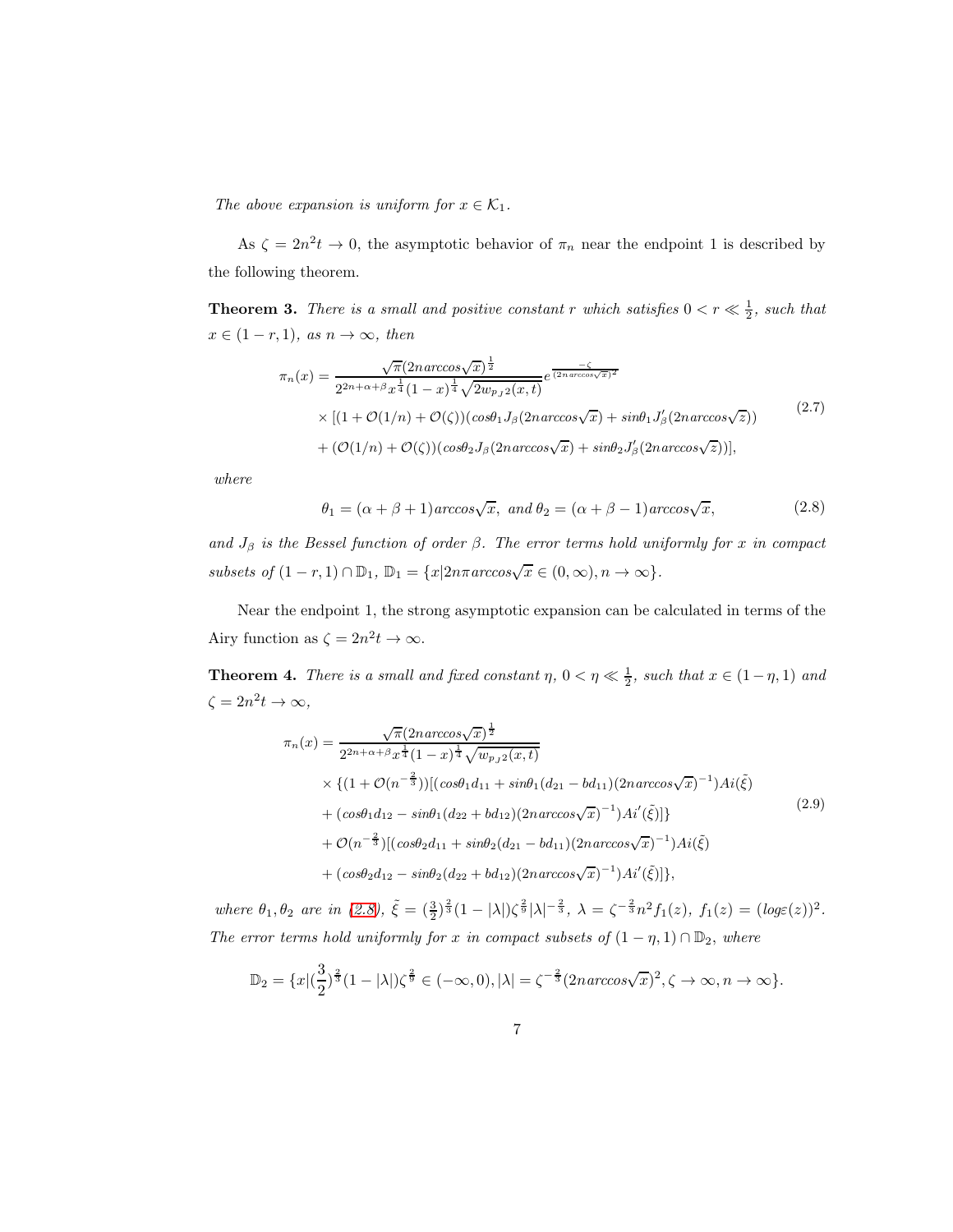*The above expansion is uniform for $x \in \mathcal{K}_1$.*

As $\zeta = 2n^2 t \to 0$, the asymptotic behavior of $\pi_n$ near the endpoint 1 is described by the following theorem.

**Theorem 3.** *There is a small and positive constant $r$ which satisfies $0 < r \ll \frac{1}{2}$, such that $x \in (1-r, 1)$, as $n \to \infty$, then*

$$
\begin{aligned}
\pi_n(x) = & \frac{\sqrt{\pi}(2n arccos\sqrt{x})^{\frac{1}{2}}}{2^{2n+\alpha+\beta} x^{\frac{1}{4}} (1-x)^{\frac{1}{4}} \sqrt{2w_{p_J 2}(x,t)}} e^{\frac{-\zeta}{(2n arccos\sqrt{x})^2}} \\
& \times [(1 + \mathcal{O}(1/n) + \mathcal{O}(\zeta))(cos\theta_1 J_\beta(2n arccos\sqrt{x}) + sin\theta_1 J'_\beta(2n arccos\sqrt{z})) \\
& + (\mathcal{O}(1/n) + \mathcal{O}(\zeta))(cos\theta_2 J_\beta(2n arccos\sqrt{x}) + sin\theta_2 J'_\beta(2n arccos\sqrt{z}))],
\end{aligned}
\tag{2.7}
$$

*where*

$$
\theta_1 = (\alpha + \beta + 1) arccos\sqrt{x}, \text{ and } \theta_2 = (\alpha + \beta - 1) arccos\sqrt{x}, \tag{2.8}
$$

*and $J_\beta$ is the Bessel function of order $\beta$. The error terms hold uniformly for $x$ in compact subsets of $(1-r, 1) \cap \mathbb{D}_1$, $\mathbb{D}_1 = \{x | 2n\pi arccos\sqrt{x} \in (0, \infty), n \to \infty\}$.*

Near the endpoint 1, the strong asymptotic expansion can be calculated in terms of the Airy function as $\zeta = 2n^2 t \to \infty$.

**Theorem 4.** *There is a small and fixed constant $\eta$, $0 < \eta \ll \frac{1}{2}$, such that $x \in (1-\eta, 1)$ and $\zeta = 2n^2 t \to \infty$,*

$$
\begin{aligned}
\pi_n(x) = & \frac{\sqrt{\pi}(2n arccos\sqrt{x})^{\frac{1}{2}}}{2^{2n+\alpha+\beta} x^{\frac{1}{4}} (1-x)^{\frac{1}{4}} \sqrt{w_{p_J 2}(x,t)}} \\
& \times \{(1 + \mathcal{O}(n^{-\frac{2}{3}}))[(cos\theta_1 d_{11} + sin\theta_1 (d_{21} - bd_{11})(2n arccos\sqrt{x})^{-1}) Ai(\tilde{\xi}) \\
& + (cos\theta_1 d_{12} - sin\theta_1 (d_{22} + bd_{12})(2n arccos\sqrt{x})^{-1}) Ai'(\tilde{\xi})]\} \\
& + \mathcal{O}(n^{-\frac{2}{3}})[(cos\theta_2 d_{11} + sin\theta_2 (d_{21} - bd_{11})(2n arccos\sqrt{x})^{-1}) Ai(\tilde{\xi}) \\
& + (cos\theta_2 d_{12} - sin\theta_2 (d_{22} + bd_{12})(2n arccos\sqrt{x})^{-1}) Ai'(\tilde{\xi})]\},
\end{aligned}
\tag{2.9}
$$

*where $\theta_1, \theta_2$ are in (2.8), $\tilde{\xi} = (\frac{3}{2})^{\frac{2}{3}}(1 - |\lambda|)\zeta^{\frac{2}{9}}|\lambda|^{-\frac{2}{3}}$, $\lambda = \zeta^{-\frac{2}{3}} n^2 f_1(z)$, $f_1(z) = (log\varepsilon(z))^2$. The error terms hold uniformly for $x$ in compact subsets of $(1-\eta, 1) \cap \mathbb{D}_2$, where*

$$
\mathbb{D}_2 = \{x | (\frac{3}{2})^{\frac{2}{3}}(1 - |\lambda|)\zeta^{\frac{2}{9}} \in (-\infty, 0), |\lambda| = \zeta^{-\frac{2}{3}}(2n arccos\sqrt{x})^2, \zeta \to \infty, n \to \infty\}.
$$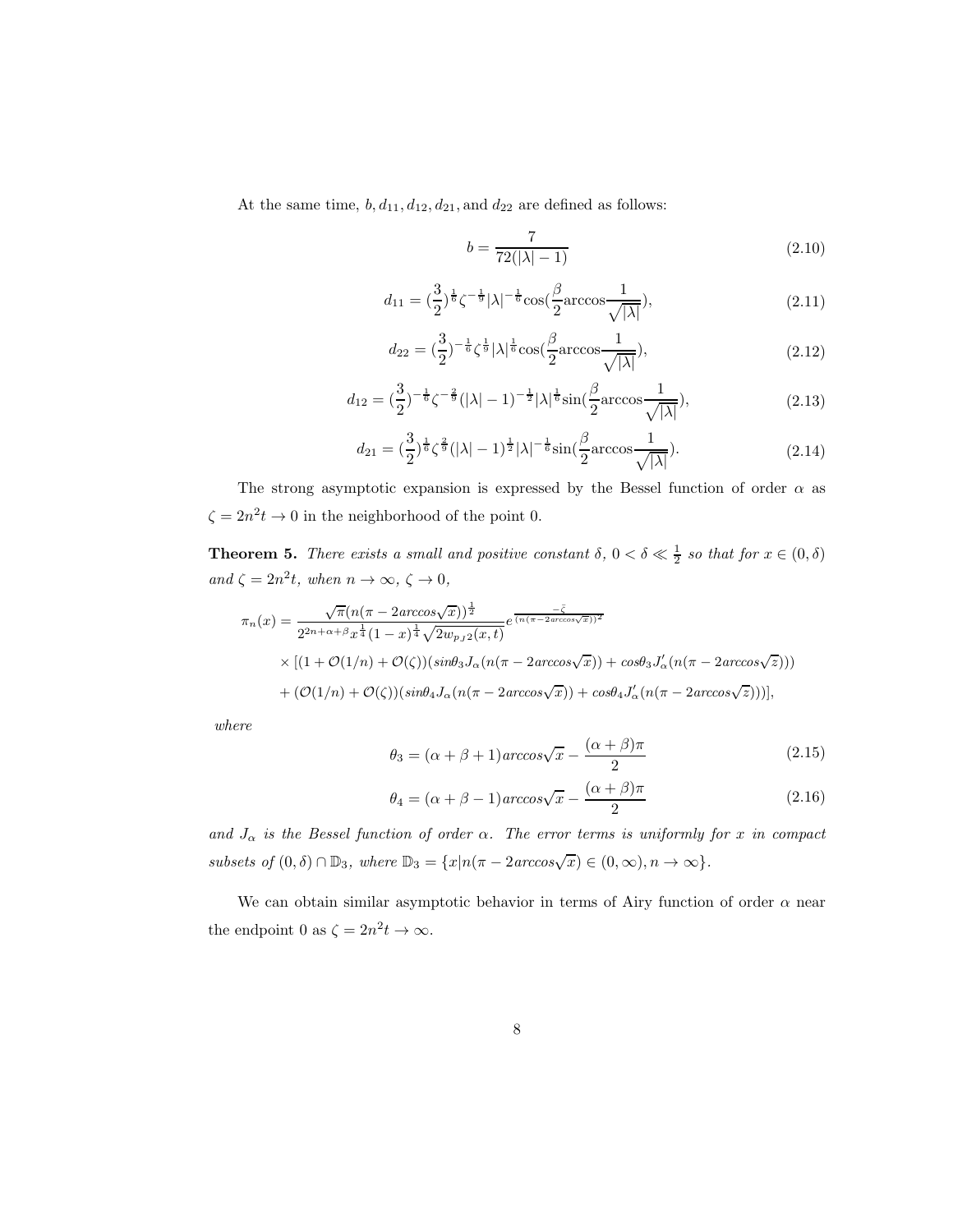At the same time, $b, d_{11}, d_{12}, d_{21}$, and $d_{22}$ are defined as follows:

$$b = \frac{7}{72(|\lambda| - 1)} \tag{2.10}$$

$$d_{11} = (\frac{3}{2})^{\frac{1}{6}} \zeta^{-\frac{1}{9}} |\lambda|^{-\frac{1}{6}} \cos(\frac{\beta}{2} \arccos \frac{1}{\sqrt{|\lambda|}}), \tag{2.11}$$

$$d_{22} = (\frac{3}{2})^{-\frac{1}{6}} \zeta^{\frac{1}{9}} |\lambda|^{\frac{1}{6}} \cos(\frac{\beta}{2} \arccos \frac{1}{\sqrt{|\lambda|}}), \tag{2.12}$$

$$d_{12} = (\frac{3}{2})^{-\frac{1}{6}} \zeta^{-\frac{2}{9}} (|\lambda| - 1)^{-\frac{1}{2}} |\lambda|^{\frac{1}{6}} \sin(\frac{\beta}{2} \arccos \frac{1}{\sqrt{|\lambda|}}), \tag{2.13}$$

$$d_{21} = (\frac{3}{2})^{\frac{1}{6}} \zeta^{\frac{2}{9}} (|\lambda| - 1)^{\frac{1}{2}} |\lambda|^{-\frac{1}{6}} \sin(\frac{\beta}{2} \arccos \frac{1}{\sqrt{|\lambda|}}). \tag{2.14}$$

The strong asymptotic expansion is expressed by the Bessel function of order $\alpha$ as $\zeta = 2n^2 t \to 0$ in the neighborhood of the point 0.

**Theorem 5.** *There exists a small and positive constant $\delta$, $0 < \delta \ll \frac{1}{2}$ so that for $x \in (0, \delta)$ and $\zeta = 2n^2 t$, when $n \to \infty$, $\zeta \to 0$,*

$$\begin{aligned}
\pi_n(x) = &\frac{\sqrt{\pi}(n(\pi - 2arccos\sqrt{x}))^{\frac{1}{2}}}{2^{2n+\alpha+\beta} x^{\frac{1}{4}} (1-x)^{\frac{1}{4}} \sqrt{2 w_{pJ2}(x,t)}} e^{\frac{-\zeta}{(n(\pi - 2arccos\sqrt{x}))^2}} \\
&\times [(1 + \mathcal{O}(1/n) + \mathcal{O}(\zeta))(sin\theta_3 J_\alpha(n(\pi - 2arccos\sqrt{x})) + cos\theta_3 J'_\alpha(n(\pi - 2arccos\sqrt{z}))) \\
&+ (\mathcal{O}(1/n) + \mathcal{O}(\zeta))(sin\theta_4 J_\alpha(n(\pi - 2arccos\sqrt{x})) + cos\theta_4 J'_\alpha(n(\pi - 2arccos\sqrt{z})))],
\end{aligned}$$

*where*

$$\theta_3 = (\alpha + \beta + 1) arccos\sqrt{x} - \frac{(\alpha + \beta)\pi}{2} \tag{2.15}$$

$$\theta_4 = (\alpha + \beta - 1) arccos\sqrt{x} - \frac{(\alpha + \beta)\pi}{2} \tag{2.16}$$

*and $J_\alpha$ is the Bessel function of order $\alpha$. The error terms is uniformly for $x$ in compact subsets of $(0, \delta) \cap \mathbb{D}_3$, where $\mathbb{D}_3 = \{x | n(\pi - 2arccos\sqrt{x}) \in (0, \infty), n \to \infty\}$.*

We can obtain similar asymptotic behavior in terms of Airy function of order $\alpha$ near the endpoint 0 as $\zeta = 2n^2 t \to \infty$.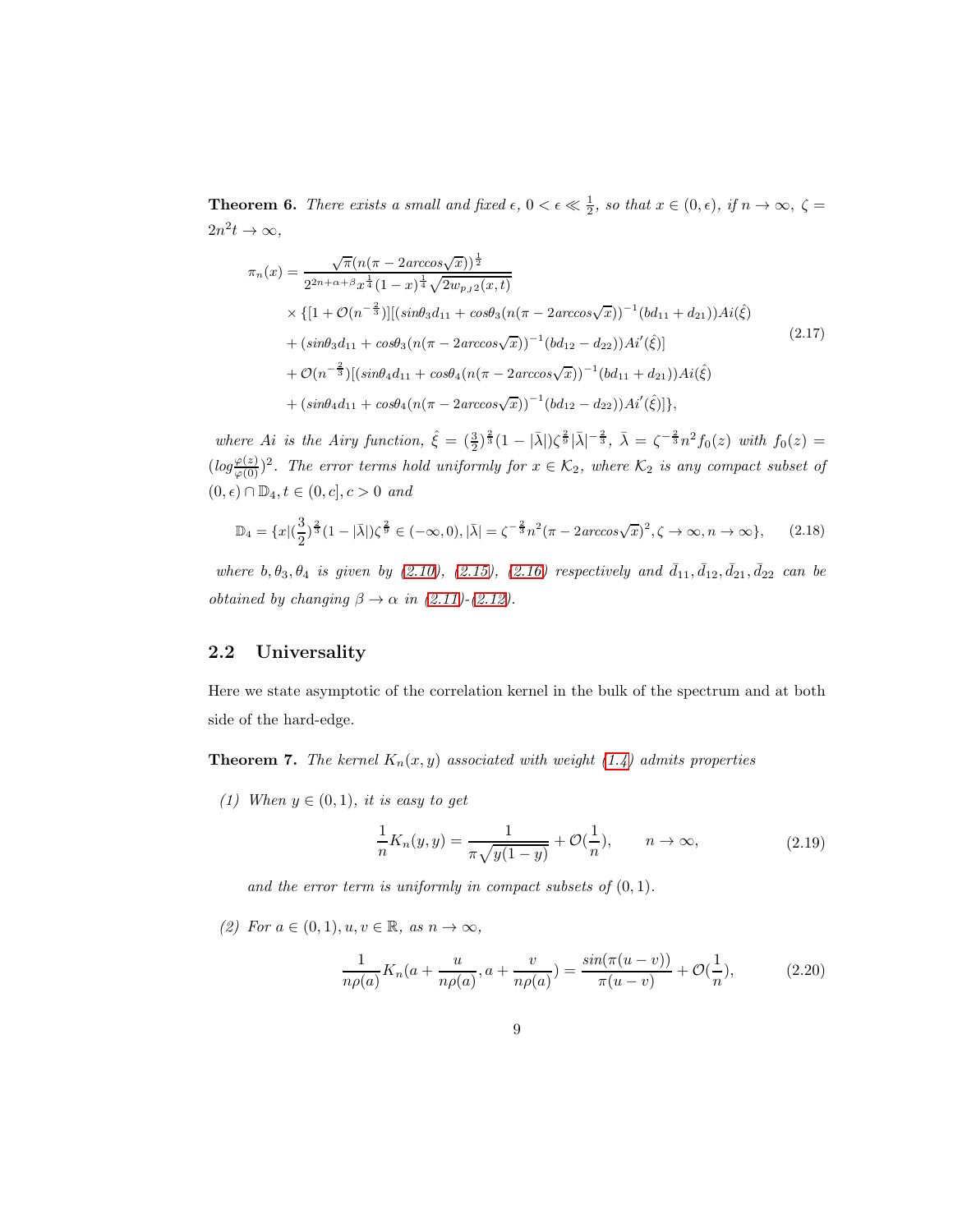**Theorem 6.** *There exists a small and fixed $\epsilon$, $0 < \epsilon \ll \frac{1}{2}$, so that $x \in (0, \epsilon)$, if $n \to \infty$, $\zeta = 2n^2 t \to \infty$,*

$$
\begin{aligned}
\pi_n(x) &= \frac{\sqrt{\pi}(n(\pi - 2arccos\sqrt{x}))^{\frac{1}{2}}}{2^{2n+\alpha+\beta} x^{\frac{1}{4}} (1-x)^{\frac{1}{4}} \sqrt{2w_{pJ2}(x,t)}} \\
&\times \{[1 + \mathcal{O}(n^{-\frac{2}{3}})][(sin\theta_3 d_{11} + cos\theta_3 (n(\pi - 2arccos\sqrt{x}))^{-1}(bd_{11} + d_{21}))Ai(\hat{\xi}) \\
&+ (sin\theta_3 d_{11} + cos\theta_3 (n(\pi - 2arccos\sqrt{x}))^{-1}(bd_{12} - d_{22}))Ai'(\hat{\xi})] \\
&+ \mathcal{O}(n^{-\frac{2}{3}})[(sin\theta_4 d_{11} + cos\theta_4 (n(\pi - 2arccos\sqrt{x}))^{-1}(bd_{11} + d_{21}))Ai(\hat{\xi}) \\
&+ (sin\theta_4 d_{11} + cos\theta_4 (n(\pi - 2arccos\sqrt{x}))^{-1}(bd_{12} - d_{22}))Ai'(\hat{\xi})]\},
\end{aligned} \tag{2.17}
$$

*where $Ai$ is the Airy function, $\hat{\xi} = (\frac{3}{2})^{\frac{2}{3}}(1 - |\bar{\lambda}|)\zeta^{\frac{2}{9}}|\bar{\lambda}|^{-\frac{2}{3}}$, $\bar{\lambda} = \zeta^{-\frac{2}{3}} n^2 f_0(z)$ with $f_0(z) = (log\frac{\varphi(z)}{\varphi(0)})^2$. The error terms hold uniformly for $x \in \mathcal{K}_2$, where $\mathcal{K}_2$ is any compact subset of $(0, \epsilon) \cap \mathbb{D}_4, t \in (0, c], c > 0$ and*

$$
\mathbb{D}_4 = \{x | (\frac{3}{2})^{\frac{2}{3}}(1 - |\bar{\lambda}|)\zeta^{\frac{2}{9}} \in (-\infty, 0), |\bar{\lambda}| = \zeta^{-\frac{2}{3}} n^2 (\pi - 2arccos\sqrt{x})^2, \zeta \to \infty, n \to \infty\}, \tag{2.18}
$$

*where $b, \theta_3, \theta_4$ is given by (2.10), (2.15), (2.16) respectively and $\bar{d}_{11}, \bar{d}_{12}, \bar{d}_{21}, \bar{d}_{22}$ can be obtained by changing $\beta \to \alpha$ in (2.11)-(2.12).*

## 2.2 Universality

Here we state asymptotic of the correlation kernel in the bulk of the spectrum and at both side of the hard-edge.

**Theorem 7.** *The kernel $K_n(x, y)$ associated with weight (1.4) admits properties*

*(1) When $y \in (0, 1)$, it is easy to get*

$$
\frac{1}{n} K_n(y, y) = \frac{1}{\pi\sqrt{y(1-y)}} + \mathcal{O}(\frac{1}{n}), \qquad n \to \infty, \tag{2.19}
$$

*and the error term is uniformly in compact subsets of $(0, 1)$.*

*(2) For $a \in (0, 1), u, v \in \mathbb{R}$, as $n \to \infty$,*

$$
\frac{1}{n\rho(a)} K_n(a + \frac{u}{n\rho(a)}, a + \frac{v}{n\rho(a)}) = \frac{sin(\pi(u - v))}{\pi(u - v)} + \mathcal{O}(\frac{1}{n}), \tag{2.20}
$$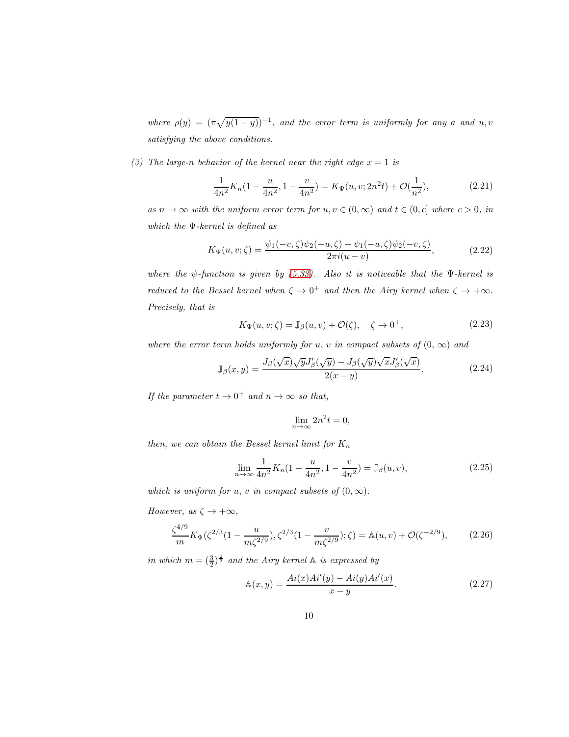*where* $\rho(y) = (\pi\sqrt{y(1-y)})^{-1}$*, and the error term is uniformly for any* $a$ *and* $u, v$ *satisfying the above conditions.*

*(3) The large-n behavior of the kernel near the right edge* $x = 1$ *is*

$$\frac{1}{4n^2}K_n(1-\frac{u}{4n^2}, 1-\frac{v}{4n^2}) = K_\Psi(u, v; 2n^2t) + \mathcal{O}(\frac{1}{n^2}), \tag{2.21}$$

*as* $n \to \infty$ *with the uniform error term for* $u, v \in (0, \infty)$ *and* $t \in (0, c]$ *where* $c > 0$*, in which the* $\Psi$*-kernel is defined as*

$$K_\Psi(u, v; \zeta) = \frac{\psi_1(-v, \zeta)\psi_2(-u, \zeta) - \psi_1(-u, \zeta)\psi_2(-v, \zeta)}{2\pi i(u-v)}, \tag{2.22}$$

*where the* $\psi$*-function is given by (5.33). Also it is noticeable that the* $\Psi$*-kernel is reduced to the Bessel kernel when* $\zeta \to 0^+$ *and then the Airy kernel when* $\zeta \to +\infty$*. Precisely, that is*

$$K_\Psi(u, v; \zeta) = \mathbb{J}_\beta(u, v) + \mathcal{O}(\zeta), \quad \zeta \to 0^+, \tag{2.23}$$

*where the error term holds uniformly for* $u$*,* $v$ *in compact subsets of* $(0, \infty)$ *and*

$$\mathbb{J}_\beta(x, y) = \frac{J_\beta(\sqrt{x})\sqrt{y}J'_\beta(\sqrt{y}) - J_\beta(\sqrt{y})\sqrt{x}J'_\beta(\sqrt{x})}{2(x-y)}. \tag{2.24}$$

*If the parameter* $t \to 0^+$ *and* $n \to \infty$ *so that,*

$$\lim_{n\to\infty} 2n^2 t = 0,$$

*then, we can obtain the Bessel kernel limit for* $K_n$

$$\lim_{n\to\infty} \frac{1}{4n^2}K_n(1-\frac{u}{4n^2}, 1-\frac{v}{4n^2}) = \mathbb{J}_\beta(u, v), \tag{2.25}$$

*which is uniform for* $u$*,* $v$ *in compact subsets of* $(0, \infty)$*.*

*However, as* $\zeta \to +\infty$*,*

$$\frac{\zeta^{4/9}}{m}K_\Psi(\zeta^{2/3}(1-\frac{u}{m\zeta^{2/9}}), \zeta^{2/3}(1-\frac{v}{m\zeta^{2/9}}); \zeta) = \mathbb{A}(u, v) + \mathcal{O}(\zeta^{-2/9}), \tag{2.26}$$

*in which* $m = (\frac{3}{2})^{\frac{2}{3}}$ *and the Airy kernel* $\mathbb{A}$ *is expressed by*

$$\mathbb{A}(x, y) = \frac{Ai(x)Ai'(y) - Ai(y)Ai'(x)}{x-y}. \tag{2.27}$$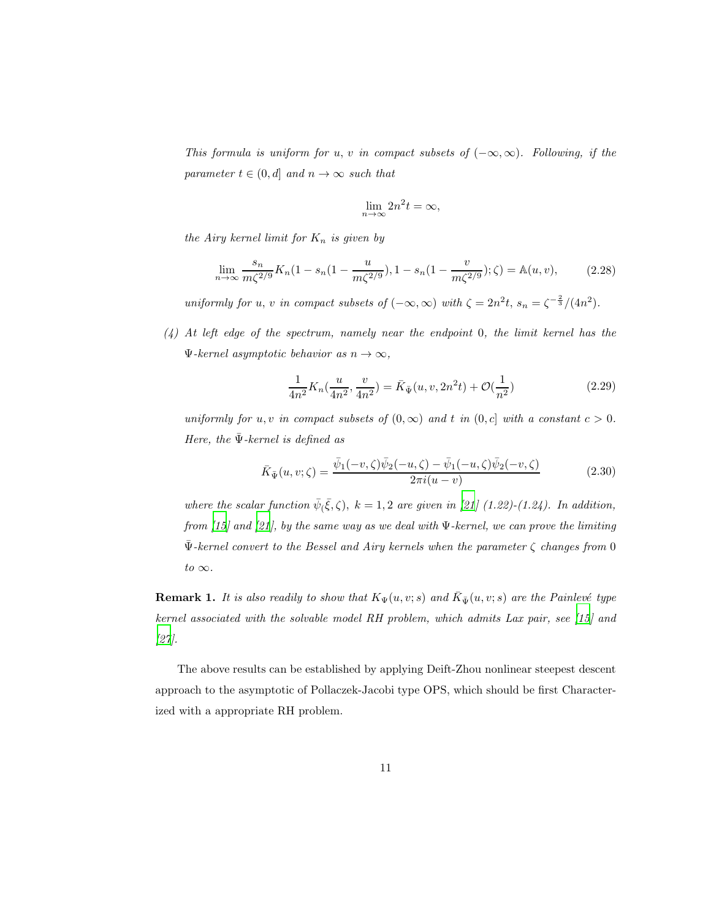*This formula is uniform for $u$, $v$ in compact subsets of $(-\infty, \infty)$. Following, if the parameter $t \in (0, d]$ and $n \to \infty$ such that*

$$\lim_{n\to\infty} 2n^2 t = \infty,$$

*the Airy kernel limit for $K_n$ is given by*

$$\lim_{n\to\infty} \frac{s_n}{m\zeta^{2/9}} K_n(1 - s_n(1 - \frac{u}{m\zeta^{2/9}}), 1 - s_n(1 - \frac{v}{m\zeta^{2/9}}); \zeta) = \mathbb{A}(u, v), \tag{2.28}$$

*uniformly for $u$, $v$ in compact subsets of $(-\infty, \infty)$ with $\zeta = 2n^2 t$, $s_n = \zeta^{-\frac{2}{3}}/(4n^2)$.*

*(4) At left edge of the spectrum, namely near the endpoint 0, the limit kernel has the $\Psi$-kernel asymptotic behavior as $n \to \infty$,*

$$\frac{1}{4n^2} K_n(\frac{u}{4n^2}, \frac{v}{4n^2}) = \bar{K}_{\bar{\Psi}}(u, v, 2n^2 t) + \mathcal{O}(\frac{1}{n^2}) \tag{2.29}$$

*uniformly for $u, v$ in compact subsets of $(0, \infty)$ and $t$ in $(0, c]$ with a constant $c > 0$. Here, the $\bar{\Psi}$-kernel is defined as*

$$\bar{K}_{\bar{\Psi}}(u, v; \zeta) = \frac{\bar{\psi}_1(-v, \zeta)\bar{\psi}_2(-u, \zeta) - \bar{\psi}_1(-u, \zeta)\bar{\psi}_2(-v, \zeta)}{2\pi i(u - v)} \tag{2.30}$$

*where the scalar function $\bar{\psi}_(\bar{\xi}, \zeta)$, $k = 1, 2$ are given in [21] (1.22)-(1.24). In addition, from [15] and [21], by the same way as we deal with $\Psi$-kernel, we can prove the limiting $\bar{\Psi}$-kernel convert to the Bessel and Airy kernels when the parameter $\zeta$ changes from 0 to $\infty$.*

**Remark 1.** *It is also readily to show that $K_\Psi(u, v; s)$ and $\bar{K}_{\bar{\Psi}}(u, v; s)$ are the Painlevé type kernel associated with the solvable model RH problem, which admits Lax pair, see [15] and [27].*

The above results can be established by applying Deift-Zhou nonlinear steepest descent approach to the asymptotic of Pollaczek-Jacobi type OPS, which should be first Characterized with a appropriate RH problem.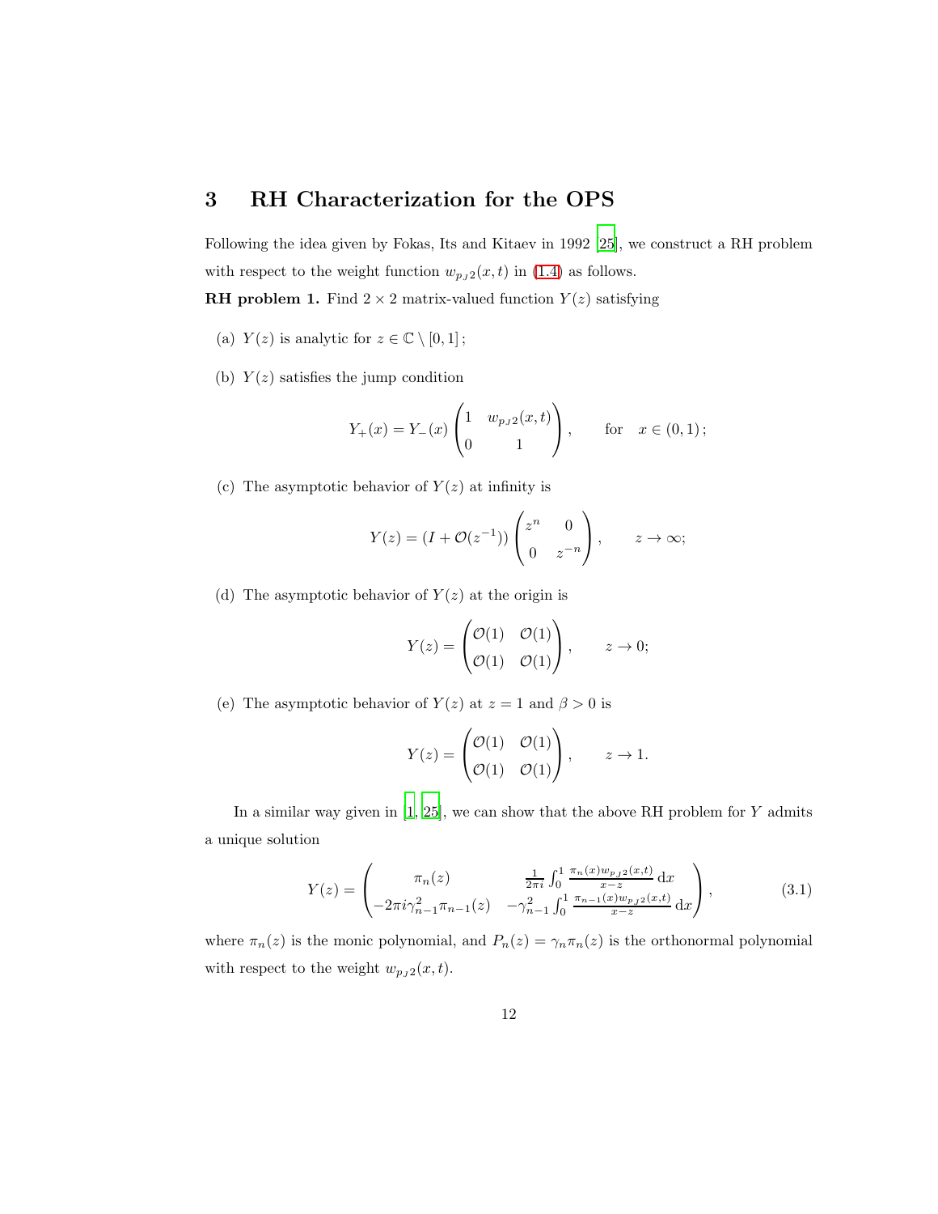## 3 RH Characterization for the OPS

Following the idea given by Fokas, Its and Kitaev in 1992 [25], we construct a RH problem with respect to the weight function $w_{p_J2}(x,t)$ in (1.4) as follows.

**RH problem 1.** Find $2\times 2$ matrix-valued function $Y(z)$ satisfying

(a) $Y(z)$ is analytic for $z\in\mathbb{C}\setminus[0,1]$;

(b) $Y(z)$ satisfies the jump condition

$$
Y_+(x)=Y_-(x)\begin{pmatrix}1 & w_{p_J2}(x,t)\\ 0 & 1\end{pmatrix}, \qquad \text{for} \quad x\in(0,1);
$$

(c) The asymptotic behavior of $Y(z)$ at infinity is

$$
Y(z)=(I+\mathcal{O}(z^{-1}))\begin{pmatrix}z^n & 0\\ 0 & z^{-n}\end{pmatrix}, \qquad z\to\infty;
$$

(d) The asymptotic behavior of $Y(z)$ at the origin is

$$
Y(z)=\begin{pmatrix}\mathcal{O}(1) & \mathcal{O}(1)\\ \mathcal{O}(1) & \mathcal{O}(1)\end{pmatrix}, \qquad z\to 0;
$$

(e) The asymptotic behavior of $Y(z)$ at $z=1$ and $\beta>0$ is

$$
Y(z)=\begin{pmatrix}\mathcal{O}(1) & \mathcal{O}(1)\\ \mathcal{O}(1) & \mathcal{O}(1)\end{pmatrix}, \qquad z\to 1.
$$

In a similar way given in [1, 25], we can show that the above RH problem for $Y$ admits a unique solution

$$
Y(z)=\begin{pmatrix}\pi_n(z) & \frac{1}{2\pi i}\int_0^1\frac{\pi_n(x)w_{p_J2}(x,t)}{x-z}\,\mathrm{d}x\\ -2\pi i\gamma_{n-1}^2\pi_{n-1}(z) & -\gamma_{n-1}^2\int_0^1\frac{\pi_{n-1}(x)w_{p_J2}(x,t)}{x-z}\,\mathrm{d}x\end{pmatrix}, \tag{3.1}
$$

where $\pi_n(z)$ is the monic polynomial, and $P_n(z)=\gamma_n\pi_n(z)$ is the orthonormal polynomial with respect to the weight $w_{p_J2}(x,t)$.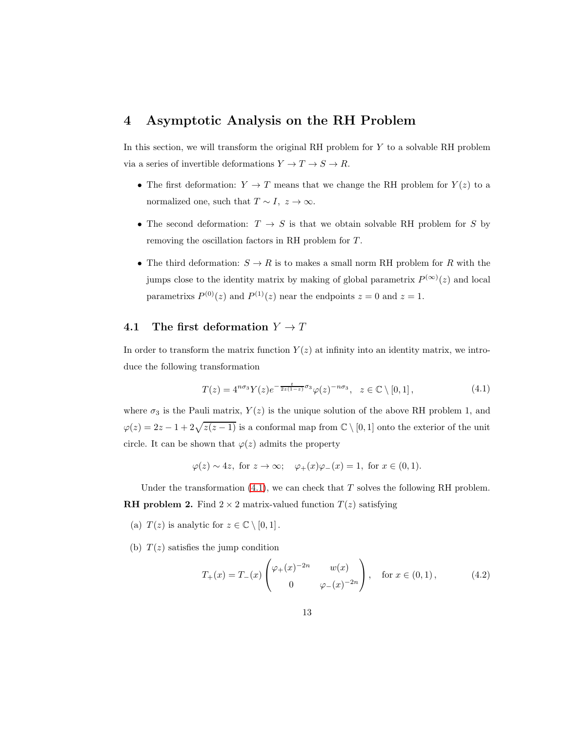# 4 Asymptotic Analysis on the RH Problem

In this section, we will transform the original RH problem for $Y$ to a solvable RH problem via a series of invertible deformations $Y \to T \to S \to R$.

- The first deformation: $Y \to T$ means that we change the RH problem for $Y(z)$ to a normalized one, such that $T \sim I,\ z \to \infty$.
- The second deformation: $T \to S$ is that we obtain solvable RH problem for $S$ by removing the oscillation factors in RH problem for $T$.
- The third deformation: $S \to R$ is to makes a small norm RH problem for $R$ with the jumps close to the identity matrix by making of global parametrix $P^{(\infty)}(z)$ and local parametrixs $P^{(0)}(z)$ and $P^{(1)}(z)$ near the endpoints $z = 0$ and $z = 1$.

## 4.1 The first deformation $Y \to T$

In order to transform the matrix function $Y(z)$ at infinity into an identity matrix, we introduce the following transformation

$$T(z) = 4^{n\sigma_3} Y(z) e^{-\frac{t}{2z(1-z)}\sigma_3} \varphi(z)^{-n\sigma_3}, \quad z \in \mathbb{C} \setminus [0,1], \tag{4.1}$$

where $\sigma_3$ is the Pauli matrix, $Y(z)$ is the unique solution of the above RH problem 1, and $\varphi(z) = 2z - 1 + 2\sqrt{z(z-1)}$ is a conformal map from $\mathbb{C} \setminus [0,1]$ onto the exterior of the unit circle. It can be shown that $\varphi(z)$ admits the property

$$\varphi(z) \sim 4z, \text{ for } z \to \infty; \quad \varphi_+(x)\varphi_-(x) = 1, \text{ for } x \in (0,1).$$

Under the transformation (4.1), we can check that $T$ solves the following RH problem.

**RH problem 2.** Find $2 \times 2$ matrix-valued function $T(z)$ satisfying

(a) $T(z)$ is analytic for $z \in \mathbb{C} \setminus [0,1]$.

(b) $T(z)$ satisfies the jump condition

$$T_+(x) = T_-(x) \begin{pmatrix} \varphi_+(x)^{-2n} & w(x) \\ 0 & \varphi_-(x)^{-2n} \end{pmatrix}, \quad \text{for } x \in (0,1), \tag{4.2}$$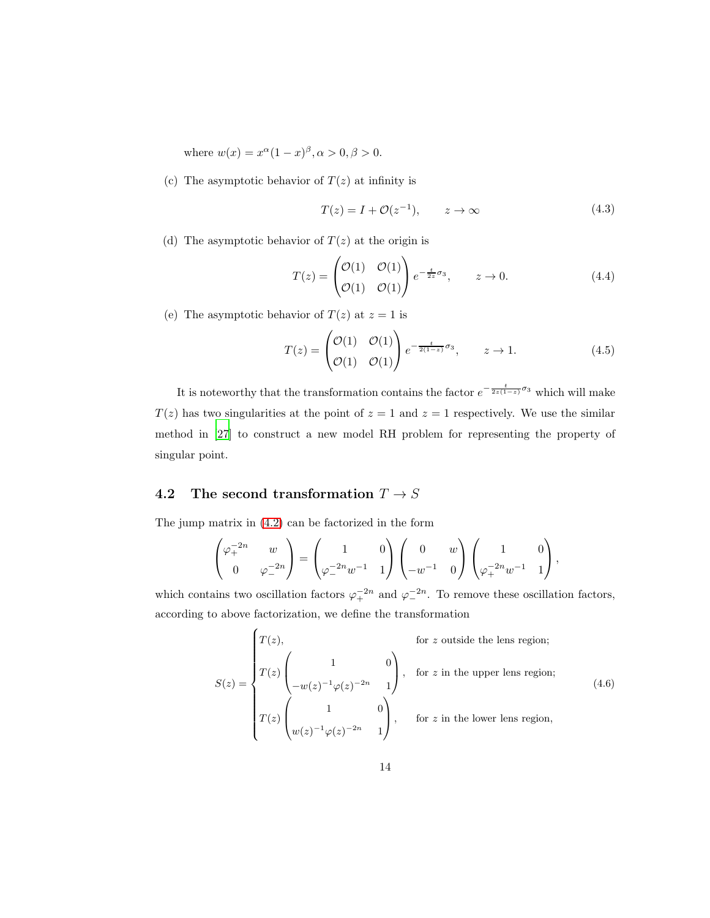where $w(x) = x^\alpha(1-x)^\beta, \alpha > 0, \beta > 0$.

(c) The asymptotic behavior of $T(z)$ at infinity is

$$T(z) = I + \mathcal{O}(z^{-1}), \qquad z \to \infty \tag{4.3}$$

(d) The asymptotic behavior of $T(z)$ at the origin is

$$T(z) = \begin{pmatrix} \mathcal{O}(1) & \mathcal{O}(1) \\ \mathcal{O}(1) & \mathcal{O}(1) \end{pmatrix} e^{-\frac{t}{2z}\sigma_3}, \qquad z \to 0. \tag{4.4}$$

(e) The asymptotic behavior of $T(z)$ at $z = 1$ is

$$T(z) = \begin{pmatrix} \mathcal{O}(1) & \mathcal{O}(1) \\ \mathcal{O}(1) & \mathcal{O}(1) \end{pmatrix} e^{-\frac{t}{2(1-z)}\sigma_3}, \qquad z \to 1. \tag{4.5}$$

It is noteworthy that the transformation contains the factor $e^{-\frac{t}{2z(1-z)}\sigma_3}$ which will make $T(z)$ has two singularities at the point of $z = 1$ and $z = 1$ respectively. We use the similar method in [27] to construct a new model RH problem for representing the property of singular point.

## 4.2 The second transformation $T \to S$

The jump matrix in (4.2) can be factorized in the form

$$\begin{pmatrix} \varphi_+^{-2n} & w \\ 0 & \varphi_-^{-2n} \end{pmatrix} = \begin{pmatrix} 1 & 0 \\ \varphi_-^{-2n} w^{-1} & 1 \end{pmatrix} \begin{pmatrix} 0 & w \\ -w^{-1} & 0 \end{pmatrix} \begin{pmatrix} 1 & 0 \\ \varphi_+^{-2n} w^{-1} & 1 \end{pmatrix},$$

which contains two oscillation factors $\varphi_+^{-2n}$ and $\varphi_-^{-2n}$. To remove these oscillation factors, according to above factorization, we define the transformation

$$S(z) = \begin{cases} T(z), & \text{for } z \text{ outside the lens region;} \\ T(z) \begin{pmatrix} 1 & 0 \\ -w(z)^{-1}\varphi(z)^{-2n} & 1 \end{pmatrix}, & \text{for } z \text{ in the upper lens region;} \\ T(z) \begin{pmatrix} 1 & 0 \\ w(z)^{-1}\varphi(z)^{-2n} & 1 \end{pmatrix}, & \text{for } z \text{ in the lower lens region,} \end{cases} \tag{4.6}$$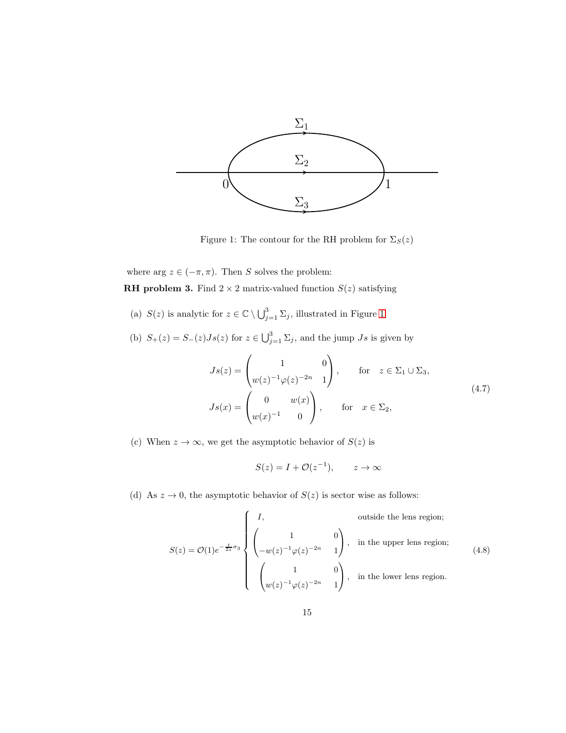Figure 1: The contour for the RH problem for $\Sigma_S(z)$

where $\arg z \in (-\pi, \pi)$. Then $S$ solves the problem:

**RH problem 3.** Find $2 \times 2$ matrix-valued function $S(z)$ satisfying

(a) $S(z)$ is analytic for $z \in \mathbb{C} \setminus \bigcup_{j=1}^{3} \Sigma_j$, illustrated in Figure 1.

(b) $S_+(z) = S_-(z) Js(z)$ for $z \in \bigcup_{j=1}^{3} \Sigma_j$, and the jump $Js$ is given by

$$
\begin{aligned}
Js(z) &= \begin{pmatrix} 1 & 0 \\ w(z)^{-1}\varphi(z)^{-2n} & 1 \end{pmatrix}, \qquad \text{for} \quad z \in \Sigma_1 \cup \Sigma_3, \\
Js(x) &= \begin{pmatrix} 0 & w(x) \\ w(x)^{-1} & 0 \end{pmatrix}, \qquad \text{for} \quad x \in \Sigma_2,
\end{aligned}
\tag{4.7}
$$

(c) When $z \to \infty$, we get the asymptotic behavior of $S(z)$ is

$$
S(z) = I + \mathcal{O}(z^{-1}), \qquad z \to \infty
$$

(d) As $z \to 0$, the asymptotic behavior of $S(z)$ is sector wise as follows:

$$
S(z) = \mathcal{O}(1) e^{-\frac{t}{2z}\sigma_3} \begin{cases} I, & \text{outside the lens region;} \\ \begin{pmatrix} 1 & 0 \\ -w(z)^{-1}\varphi(z)^{-2n} & 1 \end{pmatrix}, & \text{in the upper lens region;} \\ \begin{pmatrix} 1 & 0 \\ w(z)^{-1}\varphi(z)^{-2n} & 1 \end{pmatrix}, & \text{in the lower lens region.} \end{cases}
\tag{4.8}
$$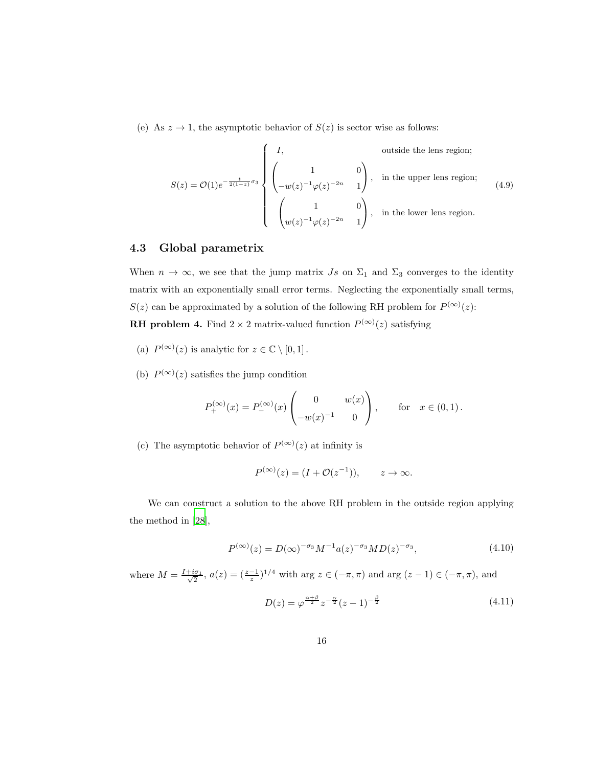(e) As $z \to 1$, the asymptotic behavior of $S(z)$ is sector wise as follows:

$$S(z) = \mathcal{O}(1) e^{-\frac{t}{2(1-z)}\sigma_3} \begin{cases} I, & \text{outside the lens region;} \\ \begin{pmatrix} 1 & 0 \\ -w(z)^{-1}\varphi(z)^{-2n} & 1 \end{pmatrix}, & \text{in the upper lens region;} \\ \begin{pmatrix} 1 & 0 \\ w(z)^{-1}\varphi(z)^{-2n} & 1 \end{pmatrix}, & \text{in the lower lens region.} \end{cases} \tag{4.9}$$

### 4.3 Global parametrix

When $n \to \infty$, we see that the jump matrix $Js$ on $\Sigma_1$ and $\Sigma_3$ converges to the identity matrix with an exponentially small error terms. Neglecting the exponentially small terms, $S(z)$ can be approximated by a solution of the following RH problem for $P^{(\infty)}(z)$:

**RH problem 4.** Find $2 \times 2$ matrix-valued function $P^{(\infty)}(z)$ satisfying

(a) $P^{(\infty)}(z)$ is analytic for $z \in \mathbb{C} \setminus [0, 1]$.

(b) $P^{(\infty)}(z)$ satisfies the jump condition

$$P_+^{(\infty)}(x) = P_-^{(\infty)}(x) \begin{pmatrix} 0 & w(x) \\ -w(x)^{-1} & 0 \end{pmatrix}, \qquad \text{for} \quad x \in (0, 1).$$

(c) The asymptotic behavior of $P^{(\infty)}(z)$ at infinity is

$$P^{(\infty)}(z) = (I + \mathcal{O}(z^{-1})), \qquad z \to \infty.$$

We can construct a solution to the above RH problem in the outside region applying the method in [28],

$$P^{(\infty)}(z) = D(\infty)^{-\sigma_3} M^{-1} a(z)^{-\sigma_3} M D(z)^{-\sigma_3}, \tag{4.10}$$

where $M = \frac{I + i\sigma_1}{\sqrt{2}}$, $a(z) = (\frac{z-1}{z})^{1/4}$ with $\arg z \in (-\pi, \pi)$ and $\arg (z-1) \in (-\pi, \pi)$, and

$$D(z) = \varphi^{\frac{\alpha+\beta}{2}} z^{-\frac{\alpha}{2}} (z-1)^{-\frac{\beta}{2}} \tag{4.11}$$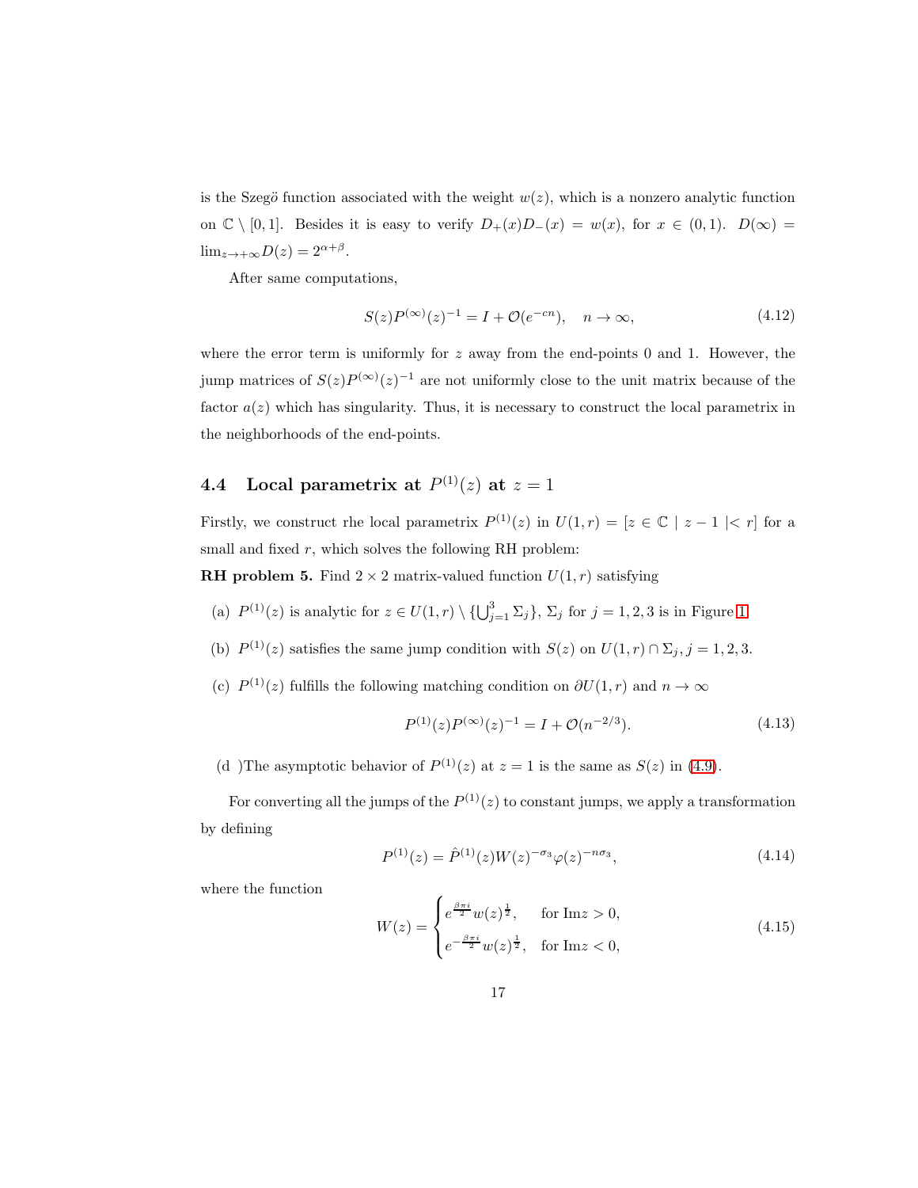is the Szegö function associated with the weight $w(z)$, which is a nonzero analytic function on $\mathbb{C}\setminus[0,1]$. Besides it is easy to verify $D_+(x)D_-(x) = w(x)$, for $x \in (0,1)$. $D(\infty) = \lim_{z\to+\infty} D(z) = 2^{\alpha+\beta}$.

After same computations,

$$S(z)P^{(\infty)}(z)^{-1} = I + \mathcal{O}(e^{-cn}), \quad n \to \infty, \tag{4.12}$$

where the error term is uniformly for $z$ away from the end-points 0 and 1. However, the jump matrices of $S(z)P^{(\infty)}(z)^{-1}$ are not uniformly close to the unit matrix because of the factor $a(z)$ which has singularity. Thus, it is necessary to construct the local parametrix in the neighborhoods of the end-points.

## 4.4 Local parametrix at $P^{(1)}(z)$ at $z = 1$

Firstly, we construct rhe local parametrix $P^{(1)}(z)$ in $U(1,r) = [z \in \mathbb{C} \mid z-1 \mid < r]$ for a small and fixed $r$, which solves the following RH problem:

**RH problem 5.** Find $2\times 2$ matrix-valued function $U(1,r)$ satisfying

(a) $P^{(1)}(z)$ is analytic for $z \in U(1,r)\setminus\{\bigcup_{j=1}^{3}\Sigma_j\}$, $\Sigma_j$ for $j = 1,2,3$ is in Figure 1.

(b) $P^{(1)}(z)$ satisfies the same jump condition with $S(z)$ on $U(1,r)\cap\Sigma_j, j = 1,2,3$.

(c) $P^{(1)}(z)$ fulfills the following matching condition on $\partial U(1,r)$ and $n \to \infty$

$$P^{(1)}(z)P^{(\infty)}(z)^{-1} = I + \mathcal{O}(n^{-2/3}). \tag{4.13}$$

(d )The asymptotic behavior of $P^{(1)}(z)$ at $z = 1$ is the same as $S(z)$ in (4.9).

For converting all the jumps of the $P^{(1)}(z)$ to constant jumps, we apply a transformation by defining

$$P^{(1)}(z) = \hat{P}^{(1)}(z)W(z)^{-\sigma_3}\varphi(z)^{-n\sigma_3}, \tag{4.14}$$

where the function

$$W(z) = \begin{cases} e^{\frac{\beta\pi i}{2}} w(z)^{\frac{1}{2}}, & \text{for } \mathrm{Im} z > 0, \\ e^{-\frac{\beta\pi i}{2}} w(z)^{\frac{1}{2}}, & \text{for } \mathrm{Im} z < 0, \end{cases} \tag{4.15}$$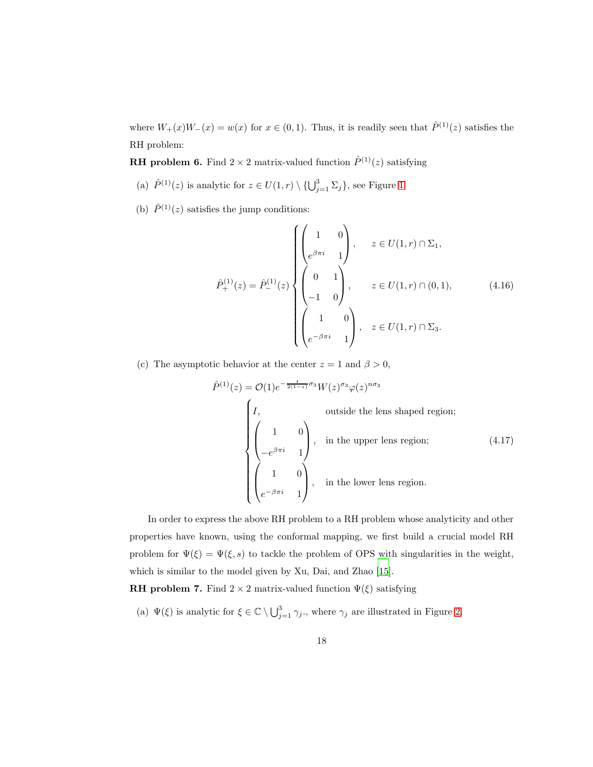where $W_+(x)W_-(x) = w(x)$ for $x \in (0,1)$. Thus, it is readily seen that $\hat{P}^{(1)}(z)$ satisfies the RH problem:

**RH problem 6.** Find $2 \times 2$ matrix-valued function $\hat{P}^{(1)}(z)$ satisfying

(a) $\hat{P}^{(1)}(z)$ is analytic for $z \in U(1,r) \setminus \{\bigcup_{j=1}^{3} \Sigma_j\}$, see Figure 1.

(b) $\hat{P}^{(1)}(z)$ satisfies the jump conditions:

$$\hat{P}^{(1)}_+(z) = \hat{P}^{(1)}_-(z) \begin{cases} \begin{pmatrix} 1 & 0 \\ e^{\beta\pi i} & 1 \end{pmatrix}, & z \in U(1,r) \cap \Sigma_1, \\ \begin{pmatrix} 0 & 1 \\ -1 & 0 \end{pmatrix}, & z \in U(1,r) \cap (0,1), \\ \begin{pmatrix} 1 & 0 \\ e^{-\beta\pi i} & 1 \end{pmatrix}, & z \in U(1,r) \cap \Sigma_3. \end{cases} \tag{4.16}$$

(c) The asymptotic behavior at the center $z = 1$ and $\beta > 0$,

$$\hat{P}^{(1)}(z) = \mathcal{O}(1) e^{-\frac{t}{2(1-z)}\sigma_3} W(z)^{\sigma_3} \varphi(z)^{n\sigma_3}$$
$$\begin{cases} I, & \text{outside the lens shaped region;} \\ \begin{pmatrix} 1 & 0 \\ -e^{\beta\pi i} & 1 \end{pmatrix}, & \text{in the upper lens region;} \\ \begin{pmatrix} 1 & 0 \\ e^{-\beta\pi i} & 1 \end{pmatrix}, & \text{in the lower lens region.} \end{cases} \tag{4.17}$$

In order to express the above RH problem to a RH problem whose analyticity and other properties have known, using the conformal mapping, we first build a crucial model RH problem for $\Psi(\xi) = \Psi(\xi, s)$ to tackle the problem of OPS with singularities in the weight, which is similar to the model given by Xu, Dai, and Zhao [15].

**RH problem 7.** Find $2 \times 2$ matrix-valued function $\Psi(\xi)$ satisfying

(a) $\Psi(\xi)$ is analytic for $\xi \in \mathbb{C} \setminus \bigcup_{j=1}^{3} \gamma_j$., where $\gamma_j$ are illustrated in Figure 2.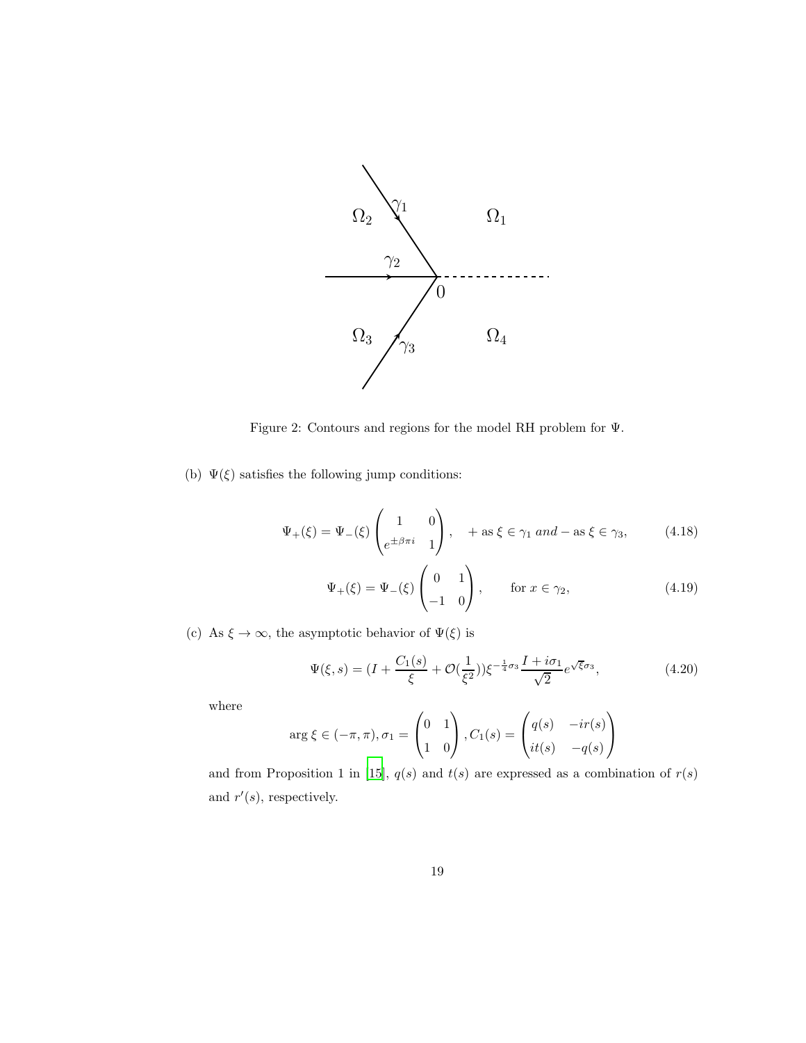Figure 2: Contours and regions for the model RH problem for $\Psi$.

(b) $\Psi(\xi)$ satisfies the following jump conditions:

$$\Psi_+(\xi) = \Psi_-(\xi) \begin{pmatrix} 1 & 0 \\ e^{\pm\beta\pi i} & 1 \end{pmatrix}, \quad + \text{ as } \xi \in \gamma_1 \textit{ and} - \text{as } \xi \in \gamma_3, \tag{4.18}$$

$$\Psi_+(\xi) = \Psi_-(\xi) \begin{pmatrix} 0 & 1 \\ -1 & 0 \end{pmatrix}, \qquad \text{for } x \in \gamma_2, \tag{4.19}$$

(c) As $\xi \to \infty$, the asymptotic behavior of $\Psi(\xi)$ is

$$\Psi(\xi, s) = (I + \frac{C_1(s)}{\xi} + \mathcal{O}(\frac{1}{\xi^2}))\xi^{-\frac{1}{4}\sigma_3} \frac{I + i\sigma_1}{\sqrt{2}} e^{\sqrt{\xi}\sigma_3}, \tag{4.20}$$

where

$$\arg\xi \in (-\pi, \pi), \sigma_1 = \begin{pmatrix} 0 & 1 \\ 1 & 0 \end{pmatrix}, C_1(s) = \begin{pmatrix} q(s) & -ir(s) \\ it(s) & -q(s) \end{pmatrix}$$

and from Proposition 1 in [15], $q(s)$ and $t(s)$ are expressed as a combination of $r(s)$ and $r'(s)$, respectively.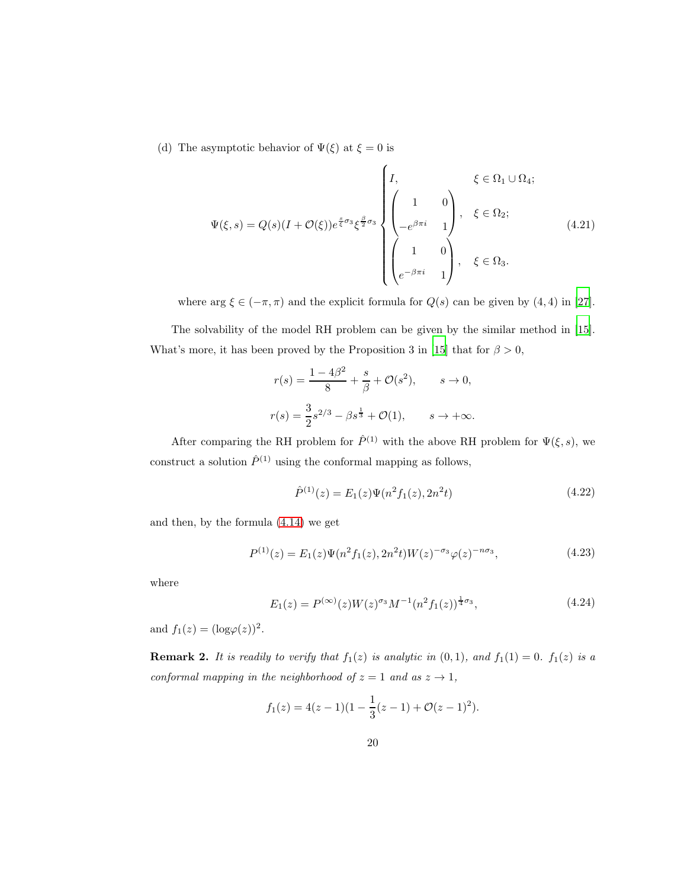(d) The asymptotic behavior of $\Psi(\xi)$ at $\xi = 0$ is

$$\Psi(\xi, s) = Q(s)(I + \mathcal{O}(\xi))e^{\frac{s}{\xi}\sigma_3}\xi^{\frac{\beta}{2}\sigma_3}\begin{cases} I, & \xi \in \Omega_1 \cup \Omega_4; \\ \begin{pmatrix} 1 & 0 \\ -e^{\beta\pi i} & 1 \end{pmatrix}, & \xi \in \Omega_2; \\ \begin{pmatrix} 1 & 0 \\ e^{-\beta\pi i} & 1 \end{pmatrix}, & \xi \in \Omega_3. \end{cases} \tag{4.21}$$

where $\arg \xi \in (-\pi, \pi)$ and the explicit formula for $Q(s)$ can be given by $(4,4)$ in [27].

The solvability of the model RH problem can be given by the similar method in [15]. What's more, it has been proved by the Proposition 3 in [15] that for $\beta > 0$,

$$r(s) = \frac{1 - 4\beta^2}{8} + \frac{s}{\beta} + \mathcal{O}(s^2), \qquad s \to 0,$$

$$r(s) = \frac{3}{2}s^{2/3} - \beta s^{\frac{1}{3}} + \mathcal{O}(1), \qquad s \to +\infty.$$

After comparing the RH problem for $\hat{P}^{(1)}$ with the above RH problem for $\Psi(\xi, s)$, we construct a solution $\hat{P}^{(1)}$ using the conformal mapping as follows,

$$\hat{P}^{(1)}(z) = E_1(z)\Psi(n^2 f_1(z), 2n^2 t) \tag{4.22}$$

and then, by the formula (4.14) we get

$$P^{(1)}(z) = E_1(z)\Psi(n^2 f_1(z), 2n^2 t)W(z)^{-\sigma_3}\varphi(z)^{-n\sigma_3}, \tag{4.23}$$

where

$$E_1(z) = P^{(\infty)}(z)W(z)^{\sigma_3}M^{-1}(n^2 f_1(z))^{\frac{1}{4}\sigma_3}, \tag{4.24}$$

and $f_1(z) = (\log\varphi(z))^2$.

**Remark 2.** *It is readily to verify that $f_1(z)$ is analytic in $(0, 1)$, and $f_1(1) = 0$. $f_1(z)$ is a conformal mapping in the neighborhood of $z = 1$ and as $z \to 1$,*

$$f_1(z) = 4(z - 1)(1 - \frac{1}{3}(z - 1) + \mathcal{O}(z - 1)^2).$$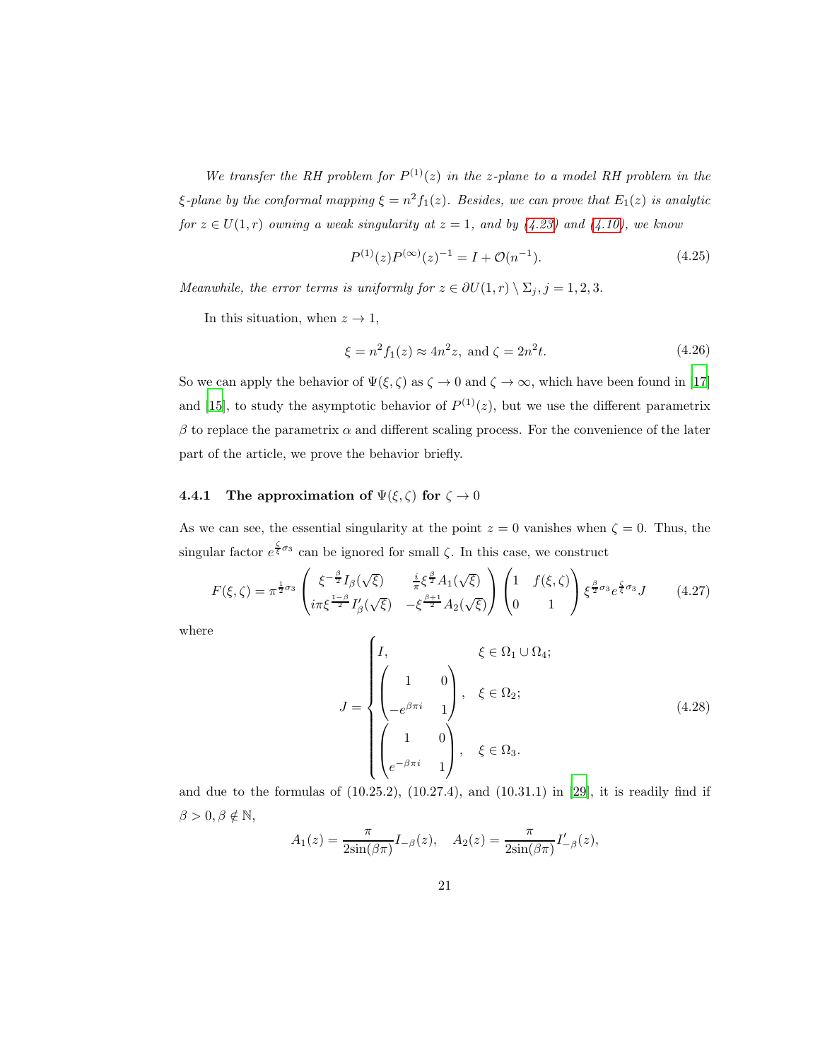*We transfer the RH problem for $P^{(1)}(z)$ in the z-plane to a model RH problem in the $\xi$-plane by the conformal mapping $\xi = n^2 f_1(z)$. Besides, we can prove that $E_1(z)$ is analytic for $z \in U(1,r)$ owning a weak singularity at $z = 1$, and by (4.23) and (4.10), we know*

$$P^{(1)}(z)P^{(\infty)}(z)^{-1} = I + \mathcal{O}(n^{-1}). \tag{4.25}$$

*Meanwhile, the error terms is uniformly for $z \in \partial U(1,r) \setminus \Sigma_j, j = 1,2,3$.*

In this situation, when $z \to 1$,

$$\xi = n^2 f_1(z) \approx 4n^2 z, \text{ and } \zeta = 2n^2 t. \tag{4.26}$$

So we can apply the behavior of $\Psi(\xi,\zeta)$ as $\zeta \to 0$ and $\zeta \to \infty$, which have been found in [17] and [15], to study the asymptotic behavior of $P^{(1)}(z)$, but we use the different parametrix $\beta$ to replace the parametrix $\alpha$ and different scaling process. For the convenience of the later part of the article, we prove the behavior briefly.

### 4.4.1 The approximation of $\Psi(\xi,\zeta)$ for $\zeta \to 0$

As we can see, the essential singularity at the point $z = 0$ vanishes when $\zeta = 0$. Thus, the singular factor $e^{\frac{\zeta}{\xi}\sigma_3}$ can be ignored for small $\zeta$. In this case, we construct

$$F(\xi,\zeta) = \pi^{\frac{1}{2}\sigma_3} \begin{pmatrix} \xi^{-\frac{\beta}{2}} I_\beta(\sqrt{\xi}) & \frac{i}{\pi}\xi^{\frac{\beta}{2}} A_1(\sqrt{\xi}) \\ i\pi\xi^{\frac{1-\beta}{2}} I'_\beta(\sqrt{\xi}) & -\xi^{\frac{\beta+1}{2}} A_2(\sqrt{\xi}) \end{pmatrix} \begin{pmatrix} 1 & f(\xi,\zeta) \\ 0 & 1 \end{pmatrix} \xi^{\frac{\beta}{2}\sigma_3} e^{\frac{\zeta}{\xi}\sigma_3} J \tag{4.27}$$

where

$$J = \begin{cases} I, & \xi \in \Omega_1 \cup \Omega_4; \\ \begin{pmatrix} 1 & 0 \\ -e^{\beta\pi i} & 1 \end{pmatrix}, & \xi \in \Omega_2; \\ \begin{pmatrix} 1 & 0 \\ e^{-\beta\pi i} & 1 \end{pmatrix}, & \xi \in \Omega_3. \end{cases} \tag{4.28}$$

and due to the formulas of (10.25.2), (10.27.4), and (10.31.1) in [29], it is readily find if $\beta > 0, \beta \notin \mathbb{N}$,

$$A_1(z) = \frac{\pi}{2\sin(\beta\pi)} I_{-\beta}(z), \quad A_2(z) = \frac{\pi}{2\sin(\beta\pi)} I'_{-\beta}(z),$$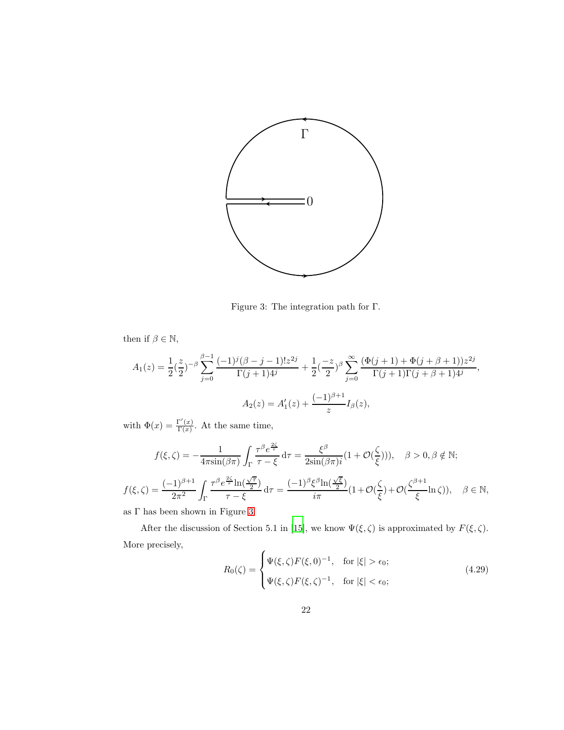Figure 3: The integration path for $\Gamma$.

then if $\beta \in \mathbb{N}$,

$$A_1(z) = \frac{1}{2}(\frac{z}{2})^{-\beta} \sum_{j=0}^{\beta-1} \frac{(-1)^j(\beta-j-1)!z^{2j}}{\Gamma(j+1)4^j} + \frac{1}{2}(\frac{-z}{2})^{\beta} \sum_{j=0}^{\infty} \frac{(\Phi(j+1)+\Phi(j+\beta+1))z^{2j}}{\Gamma(j+1)\Gamma(j+\beta+1)4^j},$$

$$A_2(z) = A_1'(z) + \frac{(-1)^{\beta+1}}{z} I_\beta(z),$$

with $\Phi(x) = \frac{\Gamma'(x)}{\Gamma(x)}$. At the same time,

$$f(\xi,\zeta) = -\frac{1}{4\pi \sin(\beta\pi)} \int_\Gamma \frac{\tau^\beta e^{\frac{2\zeta}{\tau}}}{\tau-\xi} \,\mathrm{d}\tau = \frac{\xi^\beta}{2\sin(\beta\pi)i}(1+\mathcal{O}(\frac{\zeta}{\xi})), \quad \beta>0, \beta \notin \mathbb{N};$$

$$f(\xi,\zeta) = \frac{(-1)^{\beta+1}}{2\pi^2} \int_\Gamma \frac{\tau^\beta e^{\frac{2\zeta}{\tau}} \ln(\frac{\sqrt{\tau}}{2})}{\tau-\xi} \,\mathrm{d}\tau = \frac{(-1)^\beta \xi^\beta \ln(\frac{\sqrt{\xi}}{2})}{i\pi}(1+\mathcal{O}(\frac{\zeta}{\xi})+\mathcal{O}(\frac{\zeta^{\beta+1}}{\xi}\ln\zeta)), \quad \beta \in \mathbb{N},$$

as $\Gamma$ has been shown in Figure 3.

After the discussion of Section 5.1 in [15], we know $\Psi(\xi,\zeta)$ is approximated by $F(\xi,\zeta)$. More precisely,

$$R_0(\zeta) = \begin{cases} \Psi(\xi,\zeta)F(\xi,0)^{-1}, & \text{for } |\xi| > \epsilon_0; \\ \Psi(\xi,\zeta)F(\xi,\zeta)^{-1}, & \text{for } |\xi| < \epsilon_0; \end{cases} \tag{4.29}$$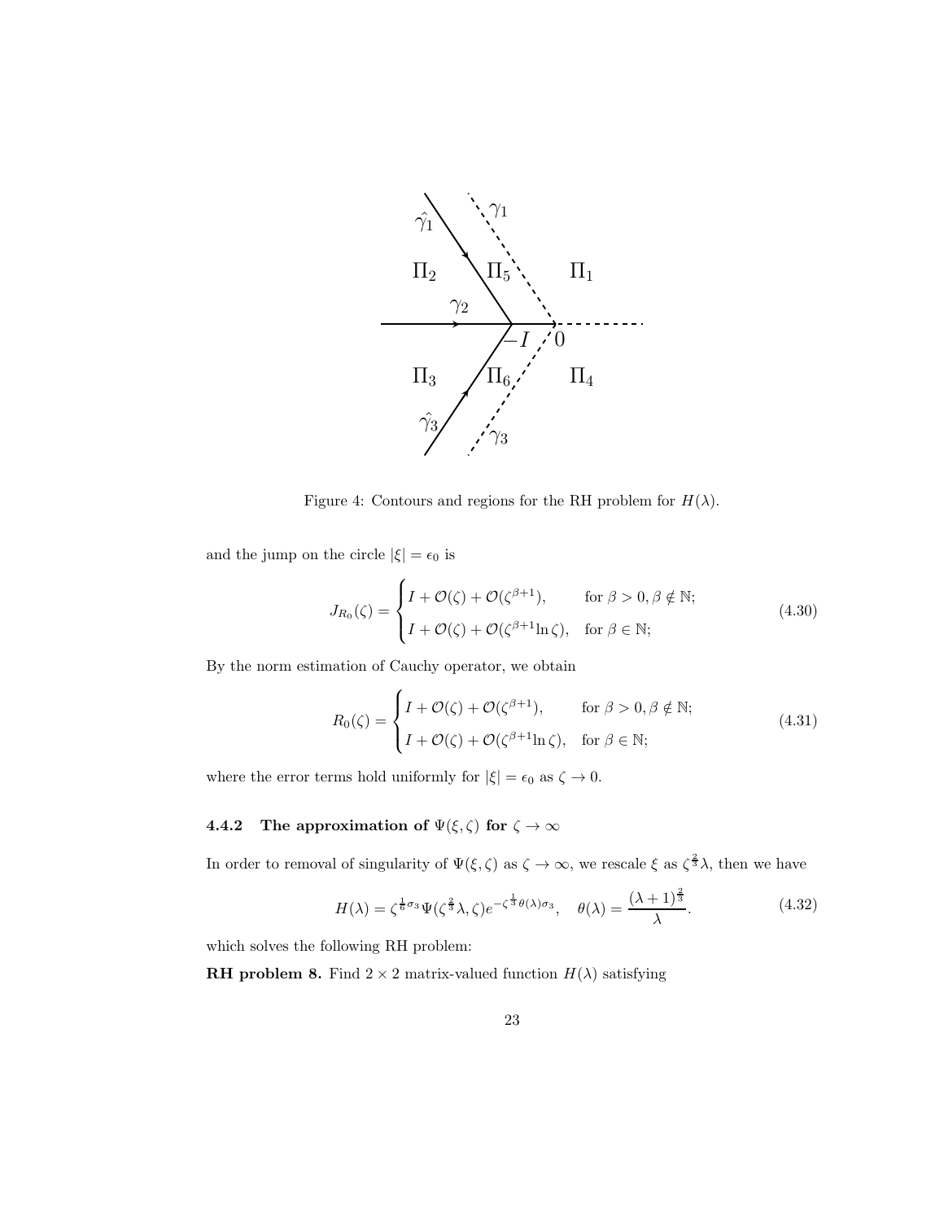Figure 4: Contours and regions for the RH problem for $H(\lambda)$.

and the jump on the circle $|\xi| = \epsilon_0$ is

$$J_{R_0}(\zeta) = \begin{cases} I + \mathcal{O}(\zeta) + \mathcal{O}(\zeta^{\beta+1}), & \text{for } \beta > 0, \beta \notin \mathbb{N}; \\ I + \mathcal{O}(\zeta) + \mathcal{O}(\zeta^{\beta+1} \ln \zeta), & \text{for } \beta \in \mathbb{N}; \end{cases} \tag{4.30}$$

By the norm estimation of Cauchy operator, we obtain

$$R_0(\zeta) = \begin{cases} I + \mathcal{O}(\zeta) + \mathcal{O}(\zeta^{\beta+1}), & \text{for } \beta > 0, \beta \notin \mathbb{N}; \\ I + \mathcal{O}(\zeta) + \mathcal{O}(\zeta^{\beta+1} \ln \zeta), & \text{for } \beta \in \mathbb{N}; \end{cases} \tag{4.31}$$

where the error terms hold uniformly for $|\xi| = \epsilon_0$ as $\zeta \to 0$.

### 4.4.2 The approximation of $\Psi(\xi, \zeta)$ for $\zeta \to \infty$

In order to removal of singularity of $\Psi(\xi, \zeta)$ as $\zeta \to \infty$, we rescale $\xi$ as $\zeta^{\frac{2}{3}}\lambda$, then we have

$$H(\lambda) = \zeta^{\frac{1}{6}\sigma_3} \Psi(\zeta^{\frac{2}{3}}\lambda, \zeta) e^{-\zeta^{\frac{1}{3}}\theta(\lambda)\sigma_3}, \quad \theta(\lambda) = \frac{(\lambda+1)^{\frac{2}{3}}}{\lambda}. \tag{4.32}$$

which solves the following RH problem:

**RH problem 8.** Find $2 \times 2$ matrix-valued function $H(\lambda)$ satisfying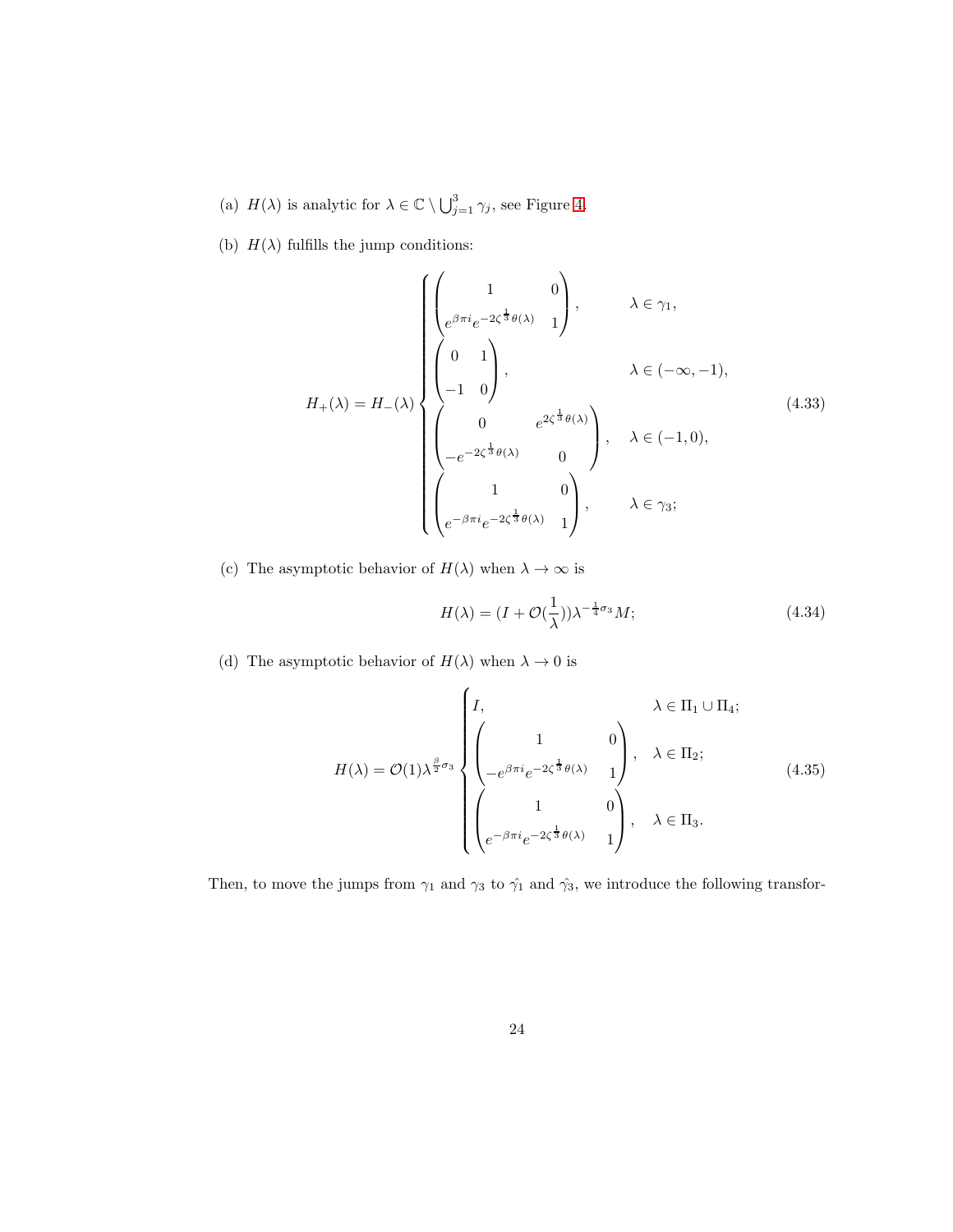(a) $H(\lambda)$ is analytic for $\lambda \in \mathbb{C} \setminus \bigcup_{j=1}^{3} \gamma_j$, see Figure 4.

(b) $H(\lambda)$ fulfills the jump conditions:

$$
H_+(\lambda) = H_-(\lambda) \begin{cases} \begin{pmatrix} 1 & 0 \\ e^{\beta\pi i} e^{-2\zeta^{\frac{1}{3}}\theta(\lambda)} & 1 \end{pmatrix}, & \lambda \in \gamma_1, \\ \begin{pmatrix} 0 & 1 \\ -1 & 0 \end{pmatrix}, & \lambda \in (-\infty, -1), \\ \begin{pmatrix} 0 & e^{2\zeta^{\frac{1}{3}}\theta(\lambda)} \\ -e^{-2\zeta^{\frac{1}{3}}\theta(\lambda)} & 0 \end{pmatrix}, & \lambda \in (-1, 0), \\ \begin{pmatrix} 1 & 0 \\ e^{-\beta\pi i} e^{-2\zeta^{\frac{1}{3}}\theta(\lambda)} & 1 \end{pmatrix}, & \lambda \in \gamma_3; \end{cases} \tag{4.33}
$$

(c) The asymptotic behavior of $H(\lambda)$ when $\lambda \to \infty$ is

$$
H(\lambda) = (I + \mathcal{O}(\frac{1}{\lambda}))\lambda^{-\frac{1}{4}\sigma_3} M; \tag{4.34}
$$

(d) The asymptotic behavior of $H(\lambda)$ when $\lambda \to 0$ is

$$
H(\lambda) = \mathcal{O}(1)\lambda^{\frac{\beta}{2}\sigma_3} \begin{cases} I, & \lambda \in \Pi_1 \cup \Pi_4; \\ \begin{pmatrix} 1 & 0 \\ -e^{\beta\pi i} e^{-2\zeta^{\frac{1}{3}}\theta(\lambda)} & 1 \end{pmatrix}, & \lambda \in \Pi_2; \\ \begin{pmatrix} 1 & 0 \\ e^{-\beta\pi i} e^{-2\zeta^{\frac{1}{3}}\theta(\lambda)} & 1 \end{pmatrix}, & \lambda \in \Pi_3. \end{cases} \tag{4.35}
$$

Then, to move the jumps from $\gamma_1$ and $\gamma_3$ to $\hat{\gamma_1}$ and $\hat{\gamma_3}$, we introduce the following transfor-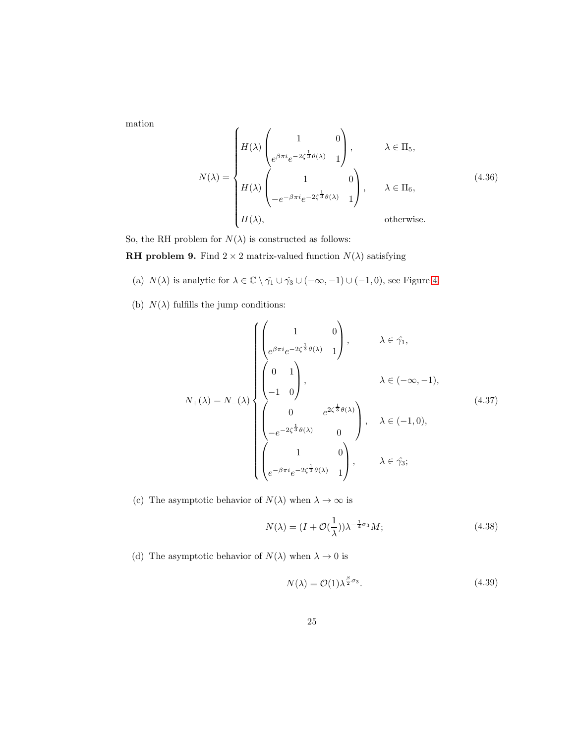mation

$$
N(\lambda) = \begin{cases} H(\lambda) \begin{pmatrix} 1 & 0 \\ e^{\beta\pi i} e^{-2\zeta^{\frac{1}{3}}\theta(\lambda)} & 1 \end{pmatrix}, & \lambda \in \Pi_5, \\ H(\lambda) \begin{pmatrix} 1 & 0 \\ -e^{-\beta\pi i} e^{-2\zeta^{\frac{1}{3}}\theta(\lambda)} & 1 \end{pmatrix}, & \lambda \in \Pi_6, \\ H(\lambda), & \text{otherwise.} \end{cases} \tag{4.36}
$$

So, the RH problem for $N(\lambda)$ is constructed as follows:

**RH problem 9.** Find $2 \times 2$ matrix-valued function $N(\lambda)$ satisfying

(a) $N(\lambda)$ is analytic for $\lambda \in \mathbb{C} \setminus \hat{\gamma_1} \cup \hat{\gamma_3} \cup (-\infty, -1) \cup (-1, 0)$, see Figure 4.

(b) $N(\lambda)$ fulfills the jump conditions:

$$
N_+(\lambda) = N_-(\lambda) \begin{cases} \begin{pmatrix} 1 & 0 \\ e^{\beta\pi i} e^{-2\zeta^{\frac{1}{3}}\theta(\lambda)} & 1 \end{pmatrix}, & \lambda \in \hat{\gamma_1}, \\ \begin{pmatrix} 0 & 1 \\ -1 & 0 \end{pmatrix}, & \lambda \in (-\infty, -1), \\ \begin{pmatrix} 0 & e^{2\zeta^{\frac{1}{3}}\theta(\lambda)} \\ -e^{-2\zeta^{\frac{1}{3}}\theta(\lambda)} & 0 \end{pmatrix}, & \lambda \in (-1, 0), \\ \begin{pmatrix} 1 & 0 \\ e^{-\beta\pi i} e^{-2\zeta^{\frac{1}{3}}\theta(\lambda)} & 1 \end{pmatrix}, & \lambda \in \hat{\gamma_3}; \end{cases} \tag{4.37}
$$

(c) The asymptotic behavior of $N(\lambda)$ when $\lambda \to \infty$ is

$$
N(\lambda) = (I + \mathcal{O}(\frac{1}{\lambda}))\lambda^{-\frac{1}{4}\sigma_3} M; \tag{4.38}
$$

(d) The asymptotic behavior of $N(\lambda)$ when $\lambda \to 0$ is

$$
N(\lambda) = \mathcal{O}(1)\lambda^{\frac{\beta}{2}\sigma_3}. \tag{4.39}
$$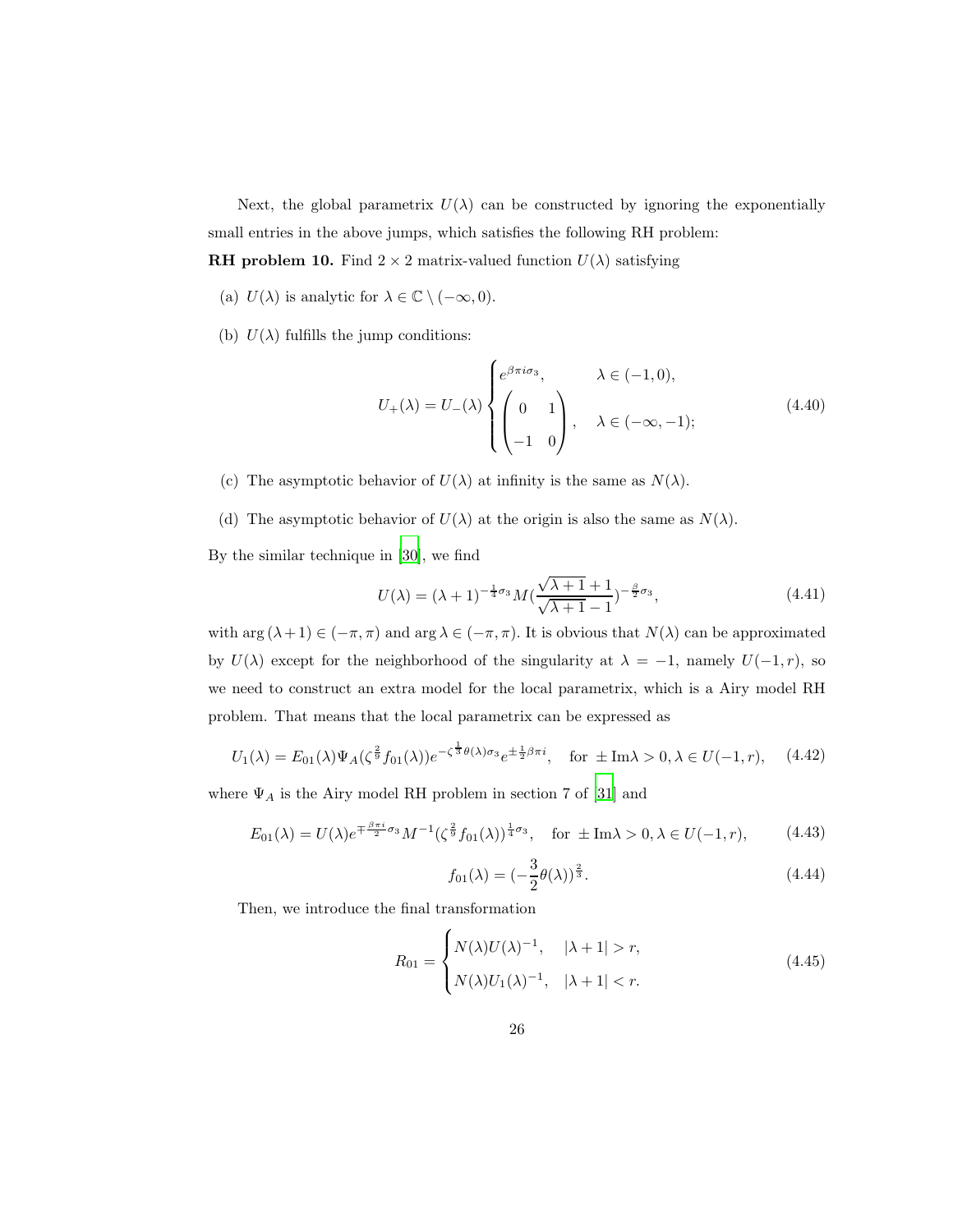Next, the global parametrix $U(\lambda)$ can be constructed by ignoring the exponentially small entries in the above jumps, which satisfies the following RH problem:

**RH problem 10.** Find $2 \times 2$ matrix-valued function $U(\lambda)$ satisfying

(a) $U(\lambda)$ is analytic for $\lambda \in \mathbb{C} \setminus (-\infty, 0)$.

(b) $U(\lambda)$ fulfills the jump conditions:

$$U_+(\lambda) = U_-(\lambda) \begin{cases} e^{\beta\pi i\sigma_3}, & \lambda \in (-1, 0), \\ \begin{pmatrix} 0 & 1 \\ -1 & 0 \end{pmatrix}, & \lambda \in (-\infty, -1); \end{cases} \tag{4.40}$$

(c) The asymptotic behavior of $U(\lambda)$ at infinity is the same as $N(\lambda)$.

(d) The asymptotic behavior of $U(\lambda)$ at the origin is also the same as $N(\lambda)$.

By the similar technique in [30], we find

$$U(\lambda) = (\lambda+1)^{-\frac{1}{4}\sigma_3} M(\frac{\sqrt{\lambda+1}+1}{\sqrt{\lambda+1}-1})^{-\frac{\beta}{2}\sigma_3}, \tag{4.41}$$

with $\arg(\lambda+1) \in (-\pi, \pi)$ and $\arg \lambda \in (-\pi, \pi)$. It is obvious that $N(\lambda)$ can be approximated by $U(\lambda)$ except for the neighborhood of the singularity at $\lambda = -1$, namely $U(-1, r)$, so we need to construct an extra model for the local parametrix, which is a Airy model RH problem. That means that the local parametrix can be expressed as

$$U_1(\lambda) = E_{01}(\lambda)\Psi_A(\zeta^{\frac{2}{9}} f_{01}(\lambda)) e^{-\zeta^{\frac{1}{3}}\theta(\lambda)\sigma_3} e^{\pm\frac{1}{2}\beta\pi i}, \quad \text{for } \pm\text{Im}\lambda > 0, \lambda \in U(-1, r), \tag{4.42}$$

where $\Psi_A$ is the Airy model RH problem in section 7 of [31] and

$$E_{01}(\lambda) = U(\lambda) e^{\mp\frac{\beta\pi i}{2}\sigma_3} M^{-1} (\zeta^{\frac{2}{9}} f_{01}(\lambda))^{\frac{1}{4}\sigma_3}, \quad \text{for } \pm\text{Im}\lambda > 0, \lambda \in U(-1, r), \tag{4.43}$$

$$f_{01}(\lambda) = (-\frac{3}{2}\theta(\lambda))^{\frac{2}{3}}. \tag{4.44}$$

Then, we introduce the final transformation

$$R_{01} = \begin{cases} N(\lambda)U(\lambda)^{-1}, & |\lambda+1| > r, \\ N(\lambda)U_1(\lambda)^{-1}, & |\lambda+1| < r. \end{cases} \tag{4.45}$$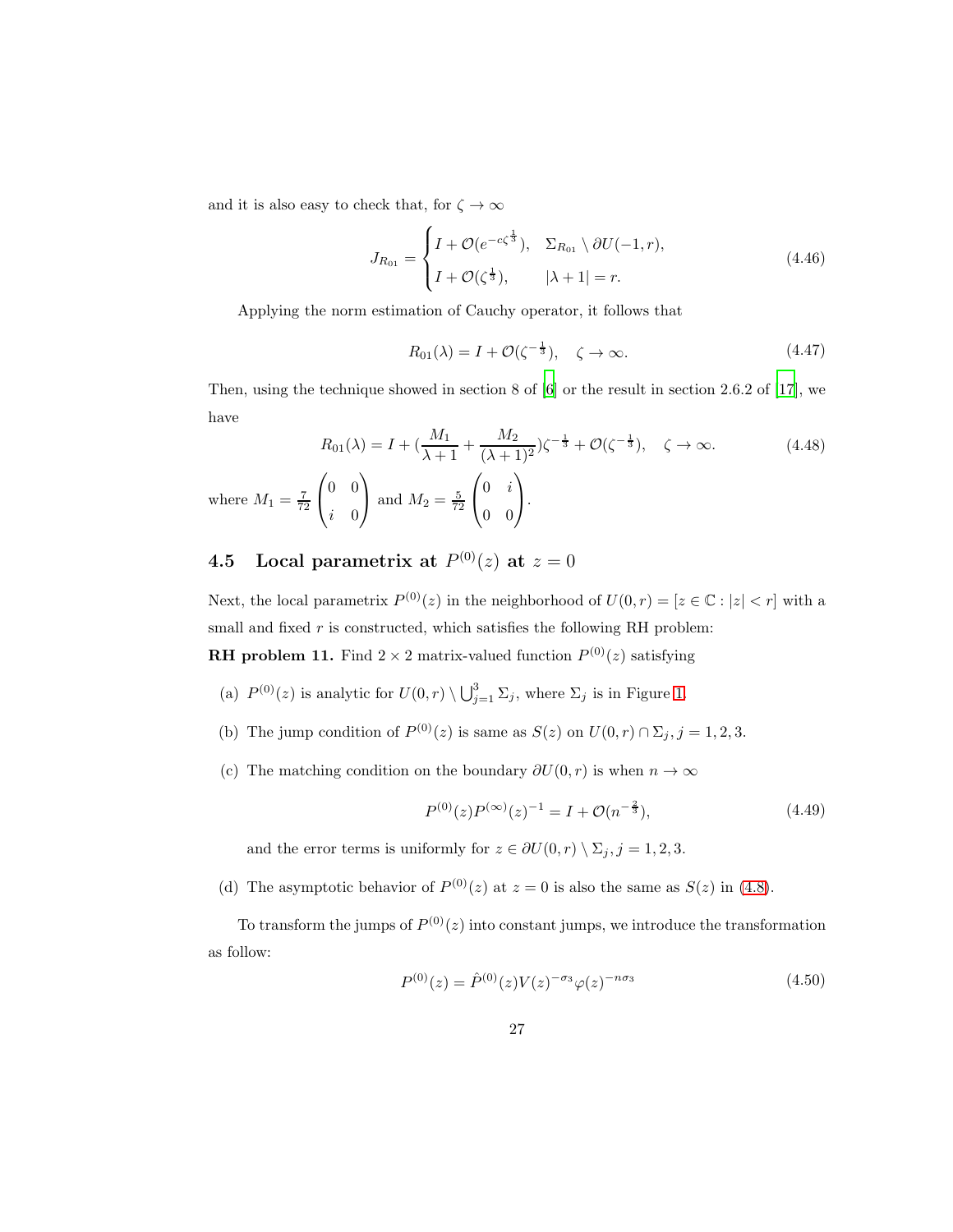and it is also easy to check that, for $\zeta \to \infty$

$$J_{R_{01}} = \begin{cases} I + \mathcal{O}(e^{-c\zeta^{\frac{1}{3}}}), & \Sigma_{R_{01}} \setminus \partial U(-1, r), \\ I + \mathcal{O}(\zeta^{\frac{1}{3}}), & |\lambda + 1| = r. \end{cases} \tag{4.46}$$

Applying the norm estimation of Cauchy operator, it follows that

$$R_{01}(\lambda) = I + \mathcal{O}(\zeta^{-\frac{1}{3}}), \quad \zeta \to \infty. \tag{4.47}$$

Then, using the technique showed in section 8 of [6] or the result in section 2.6.2 of [17], we have

$$R_{01}(\lambda) = I + (\frac{M_1}{\lambda + 1} + \frac{M_2}{(\lambda + 1)^2})\zeta^{-\frac{1}{3}} + \mathcal{O}(\zeta^{-\frac{1}{3}}), \quad \zeta \to \infty. \tag{4.48}$$

where $M_1 = \frac{7}{72}\begin{pmatrix} 0 & 0 \\ i & 0 \end{pmatrix}$ and $M_2 = \frac{5}{72}\begin{pmatrix} 0 & i \\ 0 & 0 \end{pmatrix}$.

## 4.5 Local parametrix at $P^{(0)}(z)$ at $z = 0$

Next, the local parametrix $P^{(0)}(z)$ in the neighborhood of $U(0, r) = [z \in \mathbb{C} : |z| < r]$ with a small and fixed $r$ is constructed, which satisfies the following RH problem:

**RH problem 11.** Find $2 \times 2$ matrix-valued function $P^{(0)}(z)$ satisfying

(a) $P^{(0)}(z)$ is analytic for $U(0, r) \setminus \bigcup_{j=1}^{3} \Sigma_j$, where $\Sigma_j$ is in Figure 1.

(b) The jump condition of $P^{(0)}(z)$ is same as $S(z)$ on $U(0, r) \cap \Sigma_j, j = 1, 2, 3$.

(c) The matching condition on the boundary $\partial U(0, r)$ is when $n \to \infty$

$$P^{(0)}(z)P^{(\infty)}(z)^{-1} = I + \mathcal{O}(n^{-\frac{2}{3}}), \tag{4.49}$$

and the error terms is uniformly for $z \in \partial U(0, r) \setminus \Sigma_j, j = 1, 2, 3$.

(d) The asymptotic behavior of $P^{(0)}(z)$ at $z = 0$ is also the same as $S(z)$ in (4.8).

To transform the jumps of $P^{(0)}(z)$ into constant jumps, we introduce the transformation as follow:

$$P^{(0)}(z) = \hat{P}^{(0)}(z)V(z)^{-\sigma_3}\varphi(z)^{-n\sigma_3} \tag{4.50}$$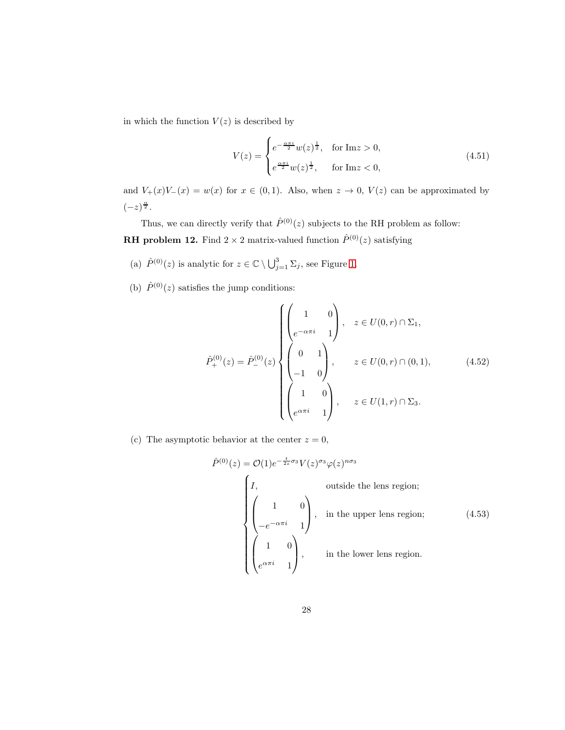in which the function $V(z)$ is described by

$$
V(z) = \begin{cases} e^{-\frac{\alpha\pi i}{2}} w(z)^{\frac{1}{2}}, & \text{for } \operatorname{Im} z > 0, \\ e^{\frac{\alpha\pi i}{2}} w(z)^{\frac{1}{2}}, & \text{for } \operatorname{Im} z < 0, \end{cases} \tag{4.51}
$$

and $V_+(x)V_-(x) = w(x)$ for $x \in (0,1)$. Also, when $z \to 0$, $V(z)$ can be approximated by $(-z)^{\frac{\alpha}{2}}$.

Thus, we can directly verify that $\hat{P}^{(0)}(z)$ subjects to the RH problem as follow:

**RH problem 12.** Find $2 \times 2$ matrix-valued function $\hat{P}^{(0)}(z)$ satisfying

(a) $\hat{P}^{(0)}(z)$ is analytic for $z \in \mathbb{C} \setminus \bigcup_{j=1}^{3} \Sigma_j$, see Figure 1.

(b) $\hat{P}^{(0)}(z)$ satisfies the jump conditions:

$$
\hat{P}^{(0)}_+(z) = \hat{P}^{(0)}_-(z) \begin{cases} \begin{pmatrix} 1 & 0 \\ e^{-\alpha\pi i} & 1 \end{pmatrix}, & z \in U(0,r) \cap \Sigma_1, \\ \begin{pmatrix} 0 & 1 \\ -1 & 0 \end{pmatrix}, & z \in U(0,r) \cap (0,1), \\ \begin{pmatrix} 1 & 0 \\ e^{\alpha\pi i} & 1 \end{pmatrix}, & z \in U(1,r) \cap \Sigma_3. \end{cases} \tag{4.52}
$$

(c) The asymptotic behavior at the center $z = 0$,

$$
\hat{P}^{(0)}(z) = \mathcal{O}(1) e^{-\frac{t}{2z}\sigma_3} V(z)^{\sigma_3} \varphi(z)^{n\sigma_3} \begin{cases} I, & \text{outside the lens region;} \\ \begin{pmatrix} 1 & 0 \\ -e^{-\alpha\pi i} & 1 \end{pmatrix}, & \text{in the upper lens region;} \\ \begin{pmatrix} 1 & 0 \\ e^{\alpha\pi i} & 1 \end{pmatrix}, & \text{in the lower lens region.} \end{cases} \tag{4.53}
$$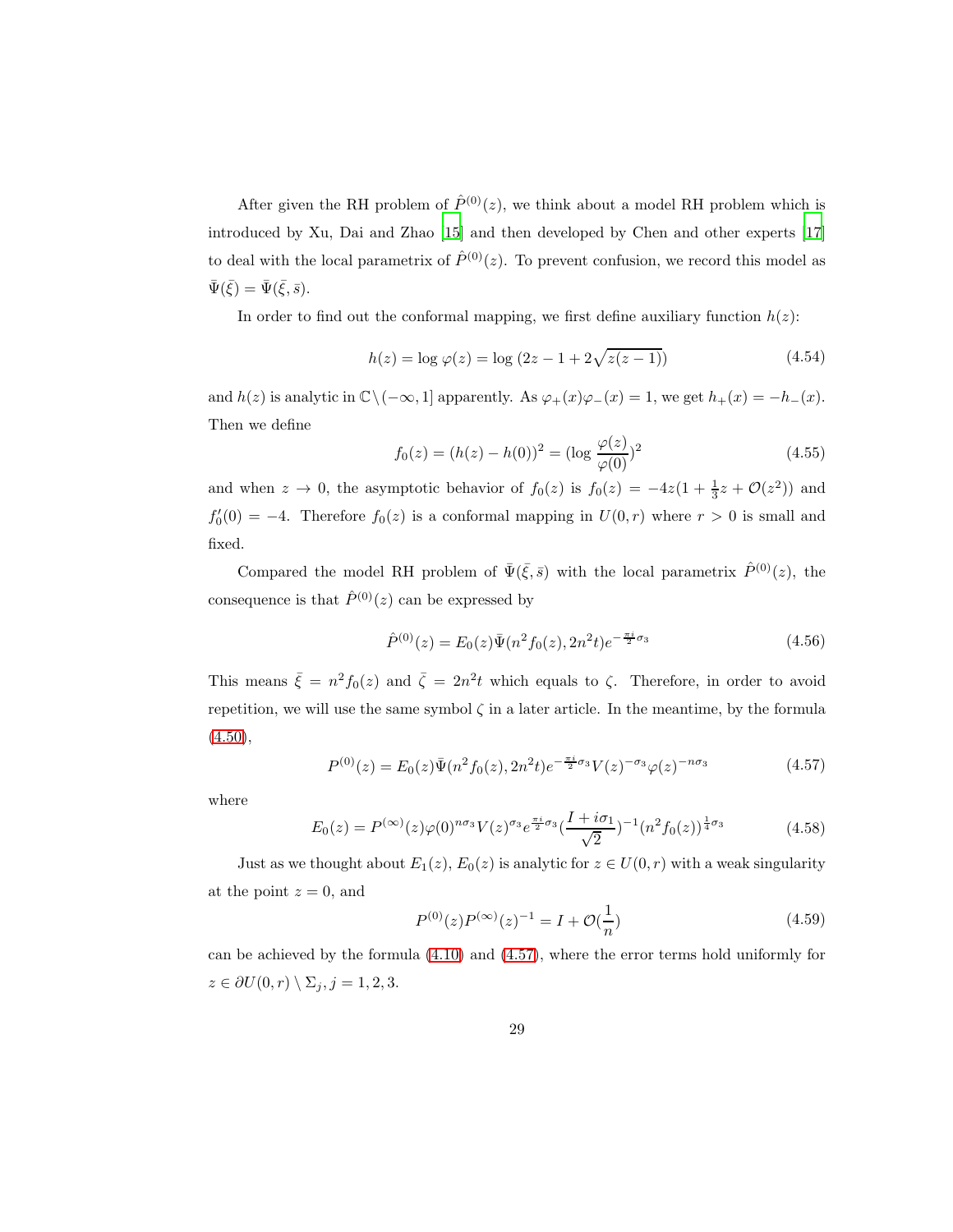After given the RH problem of $\hat{P}^{(0)}(z)$, we think about a model RH problem which is introduced by Xu, Dai and Zhao [15] and then developed by Chen and other experts [17] to deal with the local parametrix of $\hat{P}^{(0)}(z)$. To prevent confusion, we record this model as $\bar{\Psi}(\bar{\xi}) = \bar{\Psi}(\bar{\xi}, \bar{s})$.

In order to find out the conformal mapping, we first define auxiliary function $h(z)$:

$$h(z) = \log \varphi(z) = \log \left(2z - 1 + 2\sqrt{z(z-1)}\right) \tag{4.54}$$

and $h(z)$ is analytic in $\mathbb{C}\setminus(-\infty, 1]$ apparently. As $\varphi_+(x)\varphi_-(x) = 1$, we get $h_+(x) = -h_-(x)$. Then we define

$$f_0(z) = (h(z) - h(0))^2 = (\log \frac{\varphi(z)}{\varphi(0)})^2 \tag{4.55}$$

and when $z \to 0$, the asymptotic behavior of $f_0(z)$ is $f_0(z) = -4z(1 + \frac{1}{3}z + \mathcal{O}(z^2))$ and $f_0'(0) = -4$. Therefore $f_0(z)$ is a conformal mapping in $U(0, r)$ where $r > 0$ is small and fixed.

Compared the model RH problem of $\bar{\Psi}(\bar{\xi}, \bar{s})$ with the local parametrix $\hat{P}^{(0)}(z)$, the consequence is that $\hat{P}^{(0)}(z)$ can be expressed by

$$\hat{P}^{(0)}(z) = E_0(z)\bar{\Psi}(n^2 f_0(z), 2n^2 t)e^{-\frac{\pi i}{2}\sigma_3} \tag{4.56}$$

This means $\bar{\xi} = n^2 f_0(z)$ and $\bar{\zeta} = 2n^2 t$ which equals to $\zeta$. Therefore, in order to avoid repetition, we will use the same symbol $\zeta$ in a later article. In the meantime, by the formula (4.50),

$$P^{(0)}(z) = E_0(z)\bar{\Psi}(n^2 f_0(z), 2n^2 t)e^{-\frac{\pi i}{2}\sigma_3}V(z)^{-\sigma_3}\varphi(z)^{-n\sigma_3} \tag{4.57}$$

where

$$E_0(z) = P^{(\infty)}(z)\varphi(0)^{n\sigma_3}V(z)^{\sigma_3}e^{\frac{\pi i}{2}\sigma_3}(\frac{I + i\sigma_1}{\sqrt{2}})^{-1}(n^2 f_0(z))^{\frac{1}{4}\sigma_3} \tag{4.58}$$

Just as we thought about $E_1(z)$, $E_0(z)$ is analytic for $z \in U(0, r)$ with a weak singularity at the point $z = 0$, and

$$P^{(0)}(z)P^{(\infty)}(z)^{-1} = I + \mathcal{O}(\frac{1}{n}) \tag{4.59}$$

can be achieved by the formula (4.10) and (4.57), where the error terms hold uniformly for $z \in \partial U(0, r) \setminus \Sigma_j, j = 1, 2, 3$.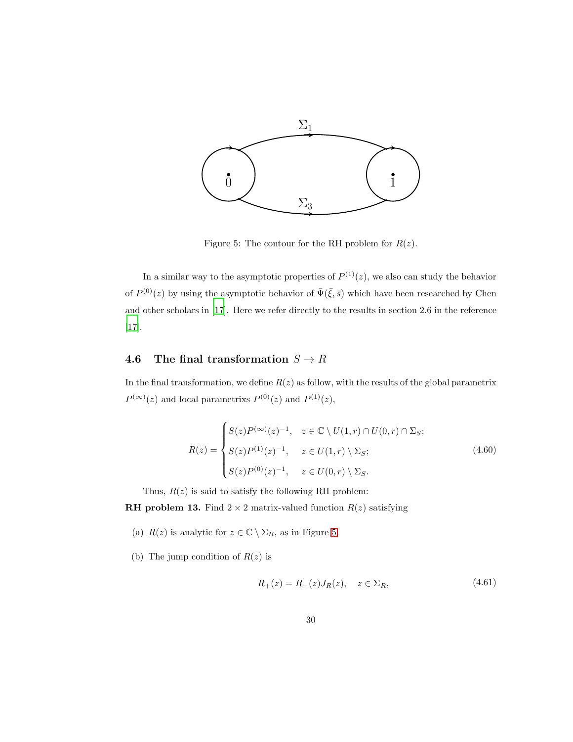Figure 5: The contour for the RH problem for $R(z)$.

In a similar way to the asymptotic properties of $P^{(1)}(z)$, we also can study the behavior of $P^{(0)}(z)$ by using the asymptotic behavior of $\bar{\Psi}(\bar{\xi}, \bar{s})$ which have been researched by Chen and other scholars in [17]. Here we refer directly to the results in section 2.6 in the reference [17].

### 4.6 The final transformation $S \to R$

In the final transformation, we define $R(z)$ as follow, with the results of the global parametrix $P^{(\infty)}(z)$ and local parametrixs $P^{(0)}(z)$ and $P^{(1)}(z)$,

$$
R(z) = \begin{cases} S(z)P^{(\infty)}(z)^{-1}, & z \in \mathbb{C} \setminus U(1,r) \cap U(0,r) \cap \Sigma_S; \\ S(z)P^{(1)}(z)^{-1}, & z \in U(1,r) \setminus \Sigma_S; \\ S(z)P^{(0)}(z)^{-1}, & z \in U(0,r) \setminus \Sigma_S. \end{cases} \tag{4.60}
$$

Thus, $R(z)$ is said to satisfy the following RH problem:

**RH problem 13.** Find $2 \times 2$ matrix-valued function $R(z)$ satisfying

(a) $R(z)$ is analytic for $z \in \mathbb{C} \setminus \Sigma_R$, as in Figure 5.

(b) The jump condition of $R(z)$ is

$$
R_+(z) = R_-(z)J_R(z), \quad z \in \Sigma_R, \tag{4.61}
$$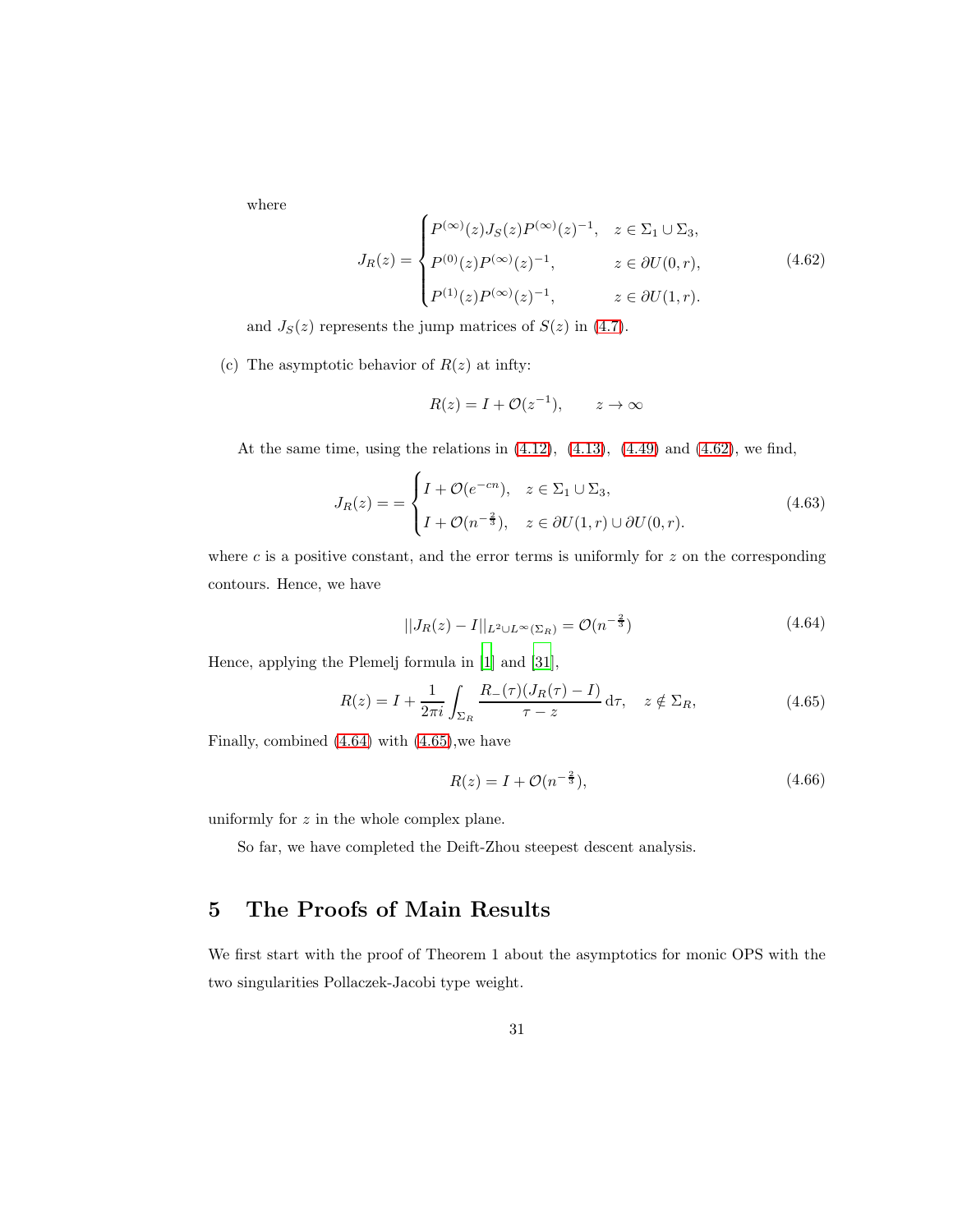where

$$J_R(z) = \begin{cases} P^{(\infty)}(z)J_S(z)P^{(\infty)}(z)^{-1}, & z \in \Sigma_1 \cup \Sigma_3, \\ P^{(0)}(z)P^{(\infty)}(z)^{-1}, & z \in \partial U(0,r), \\ P^{(1)}(z)P^{(\infty)}(z)^{-1}, & z \in \partial U(1,r). \end{cases} \tag{4.62}$$

and $J_S(z)$ represents the jump matrices of $S(z)$ in (4.7).

(c) The asymptotic behavior of $R(z)$ at infty:

$$R(z) = I + \mathcal{O}(z^{-1}), \qquad z \to \infty$$

At the same time, using the relations in (4.12), (4.13), (4.49) and (4.62), we find,

$$J_R(z) == \begin{cases} I + \mathcal{O}(e^{-cn}), & z \in \Sigma_1 \cup \Sigma_3, \\ I + \mathcal{O}(n^{-\frac{2}{3}}), & z \in \partial U(1,r) \cup \partial U(0,r). \end{cases} \tag{4.63}$$

where $c$ is a positive constant, and the error terms is uniformly for $z$ on the corresponding contours. Hence, we have

$$||J_R(z) - I||_{L^2 \cup L^\infty(\Sigma_R)} = \mathcal{O}(n^{-\frac{2}{3}}) \tag{4.64}$$

Hence, applying the Plemelj formula in [1] and [31],

$$R(z) = I + \frac{1}{2\pi i}\int_{\Sigma_R} \frac{R_-(\tau)(J_R(\tau) - I)}{\tau - z}\,\mathrm{d}\tau, \quad z \notin \Sigma_R, \tag{4.65}$$

Finally, combined (4.64) with (4.65),we have

$$R(z) = I + \mathcal{O}(n^{-\frac{2}{3}}), \tag{4.66}$$

uniformly for $z$ in the whole complex plane.

So far, we have completed the Deift-Zhou steepest descent analysis.

# 5 The Proofs of Main Results

We first start with the proof of Theorem 1 about the asymptotics for monic OPS with the two singularities Pollaczek-Jacobi type weight.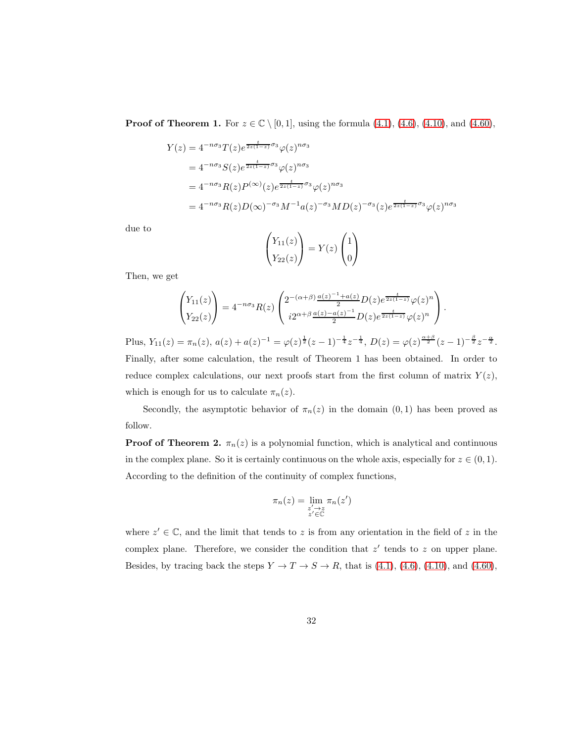**Proof of Theorem 1.** For $z \in \mathbb{C} \setminus [0,1]$, using the formula (4.1), (4.6), (4.10), and (4.60),

$$
\begin{aligned}
Y(z) &= 4^{-n\sigma_3} T(z) e^{\frac{t}{2z(1-z)}\sigma_3} \varphi(z)^{n\sigma_3} \\
&= 4^{-n\sigma_3} S(z) e^{\frac{t}{2z(1-z)}\sigma_3} \varphi(z)^{n\sigma_3} \\
&= 4^{-n\sigma_3} R(z) P^{(\infty)}(z) e^{\frac{t}{2z(1-z)}\sigma_3} \varphi(z)^{n\sigma_3} \\
&= 4^{-n\sigma_3} R(z) D(\infty)^{-\sigma_3} M^{-1} a(z)^{-\sigma_3} M D(z)^{-\sigma_3}(z) e^{\frac{t}{2z(1-z)}\sigma_3} \varphi(z)^{n\sigma_3}
\end{aligned}
$$

due to

$$
\begin{pmatrix} Y_{11}(z) \\ Y_{22}(z) \end{pmatrix} = Y(z) \begin{pmatrix} 1 \\ 0 \end{pmatrix}
$$

Then, we get

$$
\begin{pmatrix} Y_{11}(z) \\ Y_{22}(z) \end{pmatrix} = 4^{-n\sigma_3} R(z) \begin{pmatrix} 2^{-(\alpha+\beta)} \frac{a(z)^{-1}+a(z)}{2} D(z) e^{\frac{t}{2z(1-z)}} \varphi(z)^n \\ i 2^{\alpha+\beta} \frac{a(z)-a(z)^{-1}}{2} D(z) e^{\frac{t}{2z(1-z)}} \varphi(z)^n \end{pmatrix}.
$$

Plus, $Y_{11}(z) = \pi_n(z)$, $a(z) + a(z)^{-1} = \varphi(z)^{\frac{1}{2}} (z-1)^{-\frac{1}{4}} z^{-\frac{1}{4}}$, $D(z) = \varphi(z)^{\frac{\alpha+\beta}{2}} (z-1)^{-\frac{\beta}{2}} z^{-\frac{\alpha}{2}}$. Finally, after some calculation, the result of Theorem 1 has been obtained. In order to reduce complex calculations, our next proofs start from the first column of matrix $Y(z)$, which is enough for us to calculate $\pi_n(z)$.

Secondly, the asymptotic behavior of $\pi_n(z)$ in the domain $(0,1)$ has been proved as follow.

**Proof of Theorem 2.** $\pi_n(z)$ is a polynomial function, which is analytical and continuous in the complex plane. So it is certainly continuous on the whole axis, especially for $z \in (0,1)$. According to the definition of the continuity of complex functions,

$$
\pi_n(z) = \lim_{\substack{z' \to z \\ z' \in \mathbb{C}}} \pi_n(z')
$$

where $z' \in \mathbb{C}$, and the limit that tends to $z$ is from any orientation in the field of $z$ in the complex plane. Therefore, we consider the condition that $z'$ tends to $z$ on upper plane. Besides, by tracing back the steps $Y \to T \to S \to R$, that is (4.1), (4.6), (4.10), and (4.60),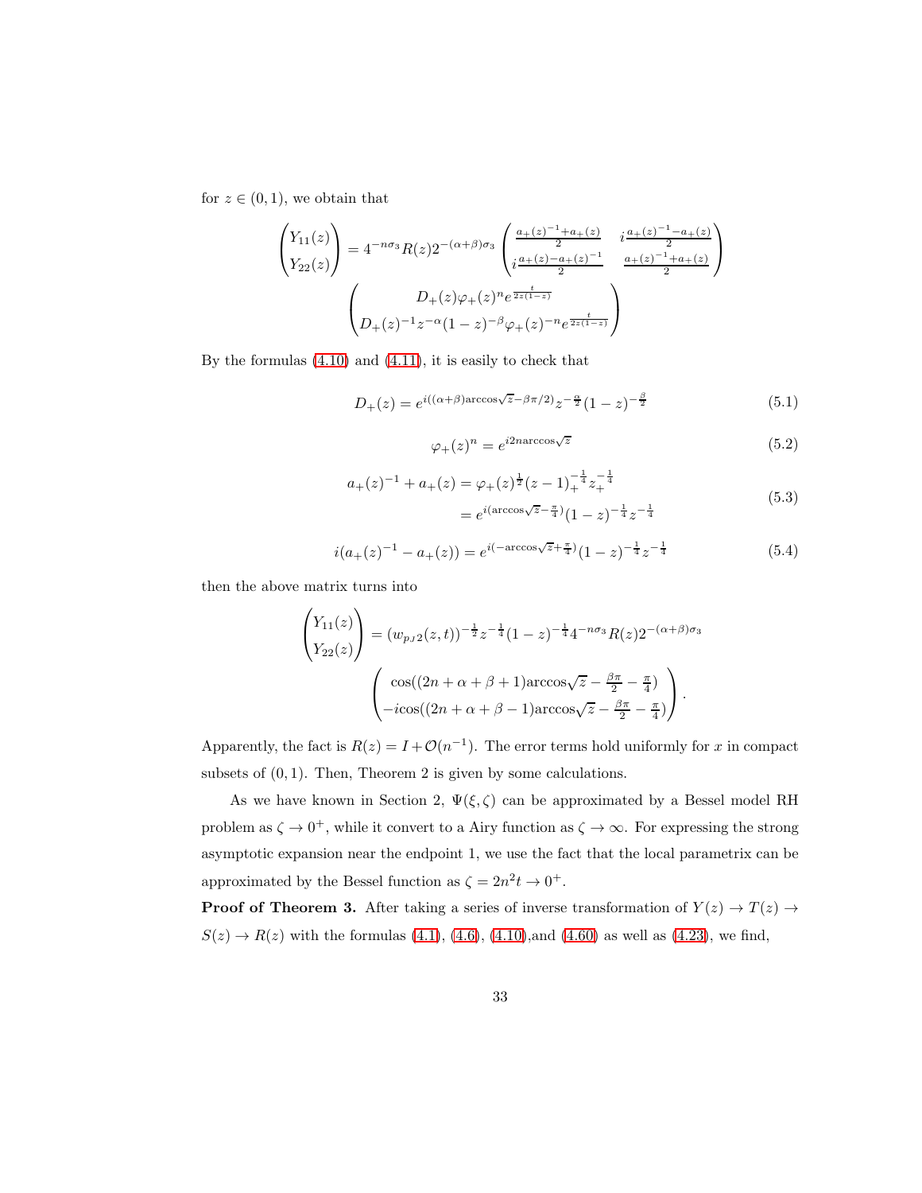for $z \in (0,1)$, we obtain that

$$\begin{pmatrix} Y_{11}(z) \\ Y_{22}(z) \end{pmatrix} = 4^{-n\sigma_3} R(z) 2^{-(\alpha+\beta)\sigma_3} \begin{pmatrix} \frac{a_+(z)^{-1}+a_+(z)}{2} & i\frac{a_+(z)^{-1}-a_+(z)}{2} \\ i\frac{a_+(z)-a_+(z)^{-1}}{2} & \frac{a_+(z)^{-1}+a_+(z)}{2} \end{pmatrix}$$
$$\begin{pmatrix} D_+(z)\varphi_+(z)^n e^{\frac{t}{2z(1-z)}} \\ D_+(z)^{-1} z^{-\alpha}(1-z)^{-\beta} \varphi_+(z)^{-n} e^{\frac{t}{2z(1-z)}} \end{pmatrix}$$

By the formulas (4.10) and (4.11), it is easily to check that

$$D_+(z) = e^{i((\alpha+\beta)\arccos\sqrt{z} - \beta\pi/2)} z^{-\frac{\alpha}{2}} (1-z)^{-\frac{\beta}{2}} \tag{5.1}$$

$$\varphi_+(z)^n = e^{i2n\arccos\sqrt{z}} \tag{5.2}$$

$$\begin{aligned} a_+(z)^{-1} + a_+(z) &= \varphi_+(z)^{\frac{1}{2}} (z-1)_+^{-\frac{1}{4}} z_+^{-\frac{1}{4}} \\ &= e^{i(\arccos\sqrt{z} - \frac{\pi}{4})} (1-z)^{-\frac{1}{4}} z^{-\frac{1}{4}} \end{aligned} \tag{5.3}$$

$$i(a_+(z)^{-1} - a_+(z)) = e^{i(-\arccos\sqrt{z} + \frac{\pi}{4})} (1-z)^{-\frac{1}{4}} z^{-\frac{1}{4}} \tag{5.4}$$

then the above matrix turns into

$$\begin{pmatrix} Y_{11}(z) \\ Y_{22}(z) \end{pmatrix} = (w_{pJ2}(z,t))^{-\frac{1}{2}} z^{-\frac{1}{4}} (1-z)^{-\frac{1}{4}} 4^{-n\sigma_3} R(z) 2^{-(\alpha+\beta)\sigma_3}$$
$$\begin{pmatrix} \cos((2n+\alpha+\beta+1)\arccos\sqrt{z} - \frac{\beta\pi}{2} - \frac{\pi}{4}) \\ -i\cos((2n+\alpha+\beta-1)\arccos\sqrt{z} - \frac{\beta\pi}{2} - \frac{\pi}{4}) \end{pmatrix}.$$

Apparently, the fact is $R(z) = I + \mathcal{O}(n^{-1})$. The error terms hold uniformly for $x$ in compact subsets of $(0,1)$. Then, Theorem 2 is given by some calculations.

As we have known in Section 2, $\Psi(\xi,\zeta)$ can be approximated by a Bessel model RH problem as $\zeta \to 0^+$, while it convert to a Airy function as $\zeta \to \infty$. For expressing the strong asymptotic expansion near the endpoint 1, we use the fact that the local parametrix can be approximated by the Bessel function as $\zeta = 2n^2 t \to 0^+$.

**Proof of Theorem 3.** After taking a series of inverse transformation of $Y(z) \to T(z) \to S(z) \to R(z)$ with the formulas (4.1), (4.6), (4.10),and (4.60) as well as (4.23), we find,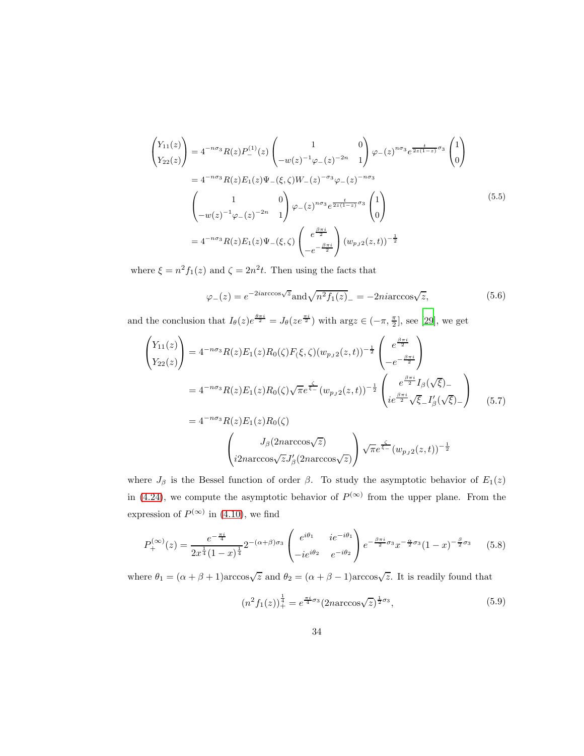$$
\begin{aligned}
\begin{pmatrix} Y_{11}(z) \\ Y_{22}(z) \end{pmatrix} &= 4^{-n\sigma_3} R(z) P_-^{(1)}(z) \begin{pmatrix} 1 & 0 \\ -w(z)^{-1}\varphi_-(z)^{-2n} & 1 \end{pmatrix} \varphi_-(z)^{n\sigma_3} e^{\frac{t}{2z(1-z)}\sigma_3} \begin{pmatrix} 1 \\ 0 \end{pmatrix} \\
&= 4^{-n\sigma_3} R(z) E_1(z) \Psi_-(\xi,\zeta) W_-(z)^{-\sigma_3} \varphi_-(z)^{-n\sigma_3} \\
&\quad \begin{pmatrix} 1 & 0 \\ -w(z)^{-1}\varphi_-(z)^{-2n} & 1 \end{pmatrix} \varphi_-(z)^{n\sigma_3} e^{\frac{t}{2z(1-z)}\sigma_3} \begin{pmatrix} 1 \\ 0 \end{pmatrix} \\
&= 4^{-n\sigma_3} R(z) E_1(z) \Psi_-(\xi,\zeta) \begin{pmatrix} e^{\frac{\beta\pi i}{2}} \\ -e^{-\frac{\beta\pi i}{2}} \end{pmatrix} (w_{p_J 2}(z,t))^{-\frac{1}{2}}
\end{aligned} \tag{5.5}
$$

where $\xi = n^2 f_1(z)$ and $\zeta = 2n^2 t$. Then using the facts that

$$
\varphi_-(z) = e^{-2i\arccos\sqrt{z}} \text{and} \sqrt{n^2 f_1(z)}_- = -2ni\arccos\sqrt{z}, \tag{5.6}
$$

and the conclusion that $I_\theta(z) e^{\frac{\theta\pi i}{2}} = J_\theta(z e^{\frac{\pi i}{2}})$ with $\arg z \in (-\pi, \frac{\pi}{2}]$, see [29], we get

$$
\begin{aligned}
\begin{pmatrix} Y_{11}(z) \\ Y_{22}(z) \end{pmatrix} &= 4^{-n\sigma_3} R(z) E_1(z) R_0(\zeta) F(\xi,\zeta) (w_{p_J 2}(z,t))^{-\frac{1}{2}} \begin{pmatrix} e^{\frac{\beta\pi i}{2}} \\ -e^{-\frac{\beta\pi i}{2}} \end{pmatrix} \\
&= 4^{-n\sigma_3} R(z) E_1(z) R_0(\zeta) \sqrt{\pi} e^{\frac{\zeta}{\xi_-}} (w_{p_J 2}(z,t))^{-\frac{1}{2}} \begin{pmatrix} e^{\frac{\beta\pi i}{2}} I_\beta(\sqrt{\xi})_- \\ i e^{\frac{\beta\pi i}{2}} \sqrt{\xi}_- I_\beta'(\sqrt{\xi})_- \end{pmatrix} \\
&= 4^{-n\sigma_3} R(z) E_1(z) R_0(\zeta) \\
&\quad \begin{pmatrix} J_\beta(2n\arccos\sqrt{z}) \\ i2n\arccos\sqrt{z} J_\beta'(2n\arccos\sqrt{z}) \end{pmatrix} \sqrt{\pi} e^{\frac{\zeta}{\xi_-}} (w_{p_J 2}(z,t))^{-\frac{1}{2}}
\end{aligned} \tag{5.7}
$$

where $J_\beta$ is the Bessel function of order $\beta$. To study the asymptotic behavior of $E_1(z)$ in (4.24), we compute the asymptotic behavior of $P^{(\infty)}$ from the upper plane. From the expression of $P^{(\infty)}$ in (4.10), we find

$$
P_+^{(\infty)}(z) = \frac{e^{-\frac{\pi i}{4}}}{2x^{\frac{1}{4}}(1-x)^{\frac{1}{4}}} 2^{-(\alpha+\beta)\sigma_3} \begin{pmatrix} e^{i\theta_1} & ie^{-i\theta_1} \\ -ie^{i\theta_2} & e^{-i\theta_2} \end{pmatrix} e^{-\frac{\beta\pi i}{2}\sigma_3} x^{-\frac{\alpha}{2}\sigma_3} (1-x)^{-\frac{\beta}{2}\sigma_3} \tag{5.8}
$$

where $\theta_1 = (\alpha+\beta+1)\arccos\sqrt{z}$ and $\theta_2 = (\alpha+\beta-1)\arccos\sqrt{z}$. It is readily found that

$$
(n^2 f_1(z))_+^{\frac{1}{4}} = e^{\frac{\pi i}{4}\sigma_3} (2n\arccos\sqrt{z})^{\frac{1}{2}\sigma_3}, \tag{5.9}
$$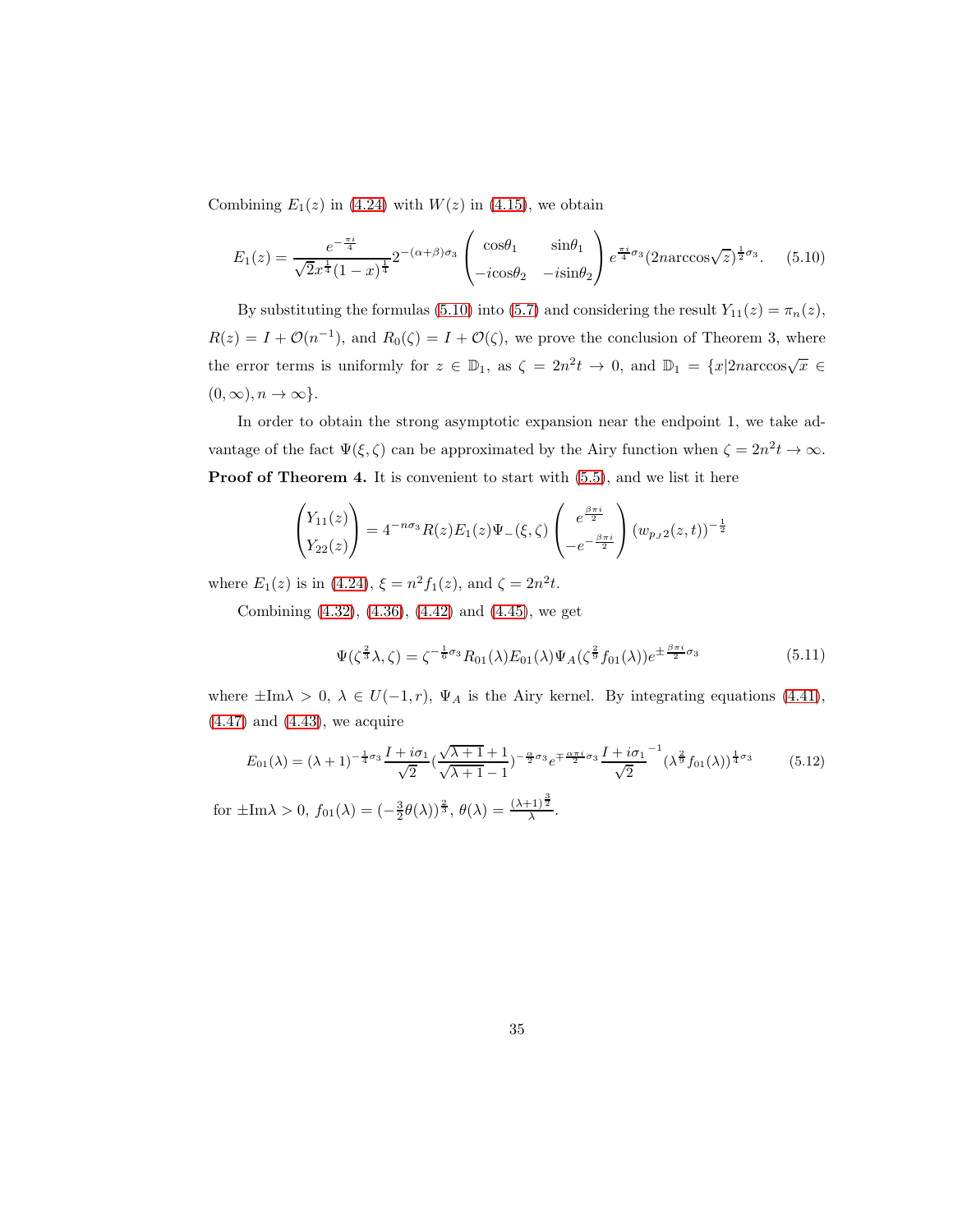Combining $E_1(z)$ in (4.24) with $W(z)$ in (4.15), we obtain

$$E_1(z) = \frac{e^{-\frac{\pi i}{4}}}{\sqrt{2}x^{\frac{1}{4}}(1-x)^{\frac{1}{4}}} 2^{-(\alpha+\beta)\sigma_3} \begin{pmatrix} \cos\theta_1 & \sin\theta_1 \\ -i\cos\theta_2 & -i\sin\theta_2 \end{pmatrix} e^{\frac{\pi i}{4}\sigma_3} (2n\arccos\sqrt{z})^{\frac{1}{2}\sigma_3}. \tag{5.10}$$

By substituting the formulas (5.10) into (5.7) and considering the result $Y_{11}(z) = \pi_n(z)$, $R(z) = I + \mathcal{O}(n^{-1})$, and $R_0(\zeta) = I + \mathcal{O}(\zeta)$, we prove the conclusion of Theorem 3, where the error terms is uniformly for $z \in \mathbb{D}_1$, as $\zeta = 2n^2 t \to 0$, and $\mathbb{D}_1 = \{x | 2n\arccos\sqrt{x} \in (0, \infty), n \to \infty\}$.

In order to obtain the strong asymptotic expansion near the endpoint 1, we take advantage of the fact $\Psi(\xi, \zeta)$ can be approximated by the Airy function when $\zeta = 2n^2 t \to \infty$.

**Proof of Theorem 4.** It is convenient to start with (5.5), and we list it here

$$\begin{pmatrix} Y_{11}(z) \\ Y_{22}(z) \end{pmatrix} = 4^{-n\sigma_3} R(z) E_1(z) \Psi_-(\xi, \zeta) \begin{pmatrix} e^{\frac{\beta\pi i}{2}} \\ -e^{-\frac{\beta\pi i}{2}} \end{pmatrix} (w_{pJ^2}(z,t))^{-\frac{1}{2}}$$

where $E_1(z)$ is in (4.24), $\xi = n^2 f_1(z)$, and $\zeta = 2n^2 t$.

Combining (4.32), (4.36), (4.42) and (4.45), we get

$$\Psi(\zeta^{\frac{2}{3}}\lambda, \zeta) = \zeta^{-\frac{1}{6}\sigma_3} R_{01}(\lambda) E_{01}(\lambda) \Psi_A(\zeta^{\frac{2}{9}} f_{01}(\lambda)) e^{\pm\frac{\beta\pi i}{2}\sigma_3} \tag{5.11}$$

where $\pm\text{Im}\lambda > 0$, $\lambda \in U(-1, r)$, $\Psi_A$ is the Airy kernel. By integrating equations (4.41), (4.47) and (4.43), we acquire

$$E_{01}(\lambda) = (\lambda+1)^{-\frac{1}{4}\sigma_3} \frac{I + i\sigma_1}{\sqrt{2}} \left(\frac{\sqrt{\lambda+1}+1}{\sqrt{\lambda+1}-1}\right)^{-\frac{\alpha}{2}\sigma_3} e^{\mp\frac{\alpha\pi i}{2}\sigma_3} \frac{I + i\sigma_1}{\sqrt{2}}^{-1} (\lambda^{\frac{2}{9}} f_{01}(\lambda))^{\frac{1}{4}\sigma_3} \tag{5.12}$$

for $\pm\text{Im}\lambda > 0$, $f_{01}(\lambda) = (-\frac{3}{2}\theta(\lambda))^{\frac{2}{3}}$, $\theta(\lambda) = \frac{(\lambda+1)^{\frac{3}{2}}}{\lambda}$.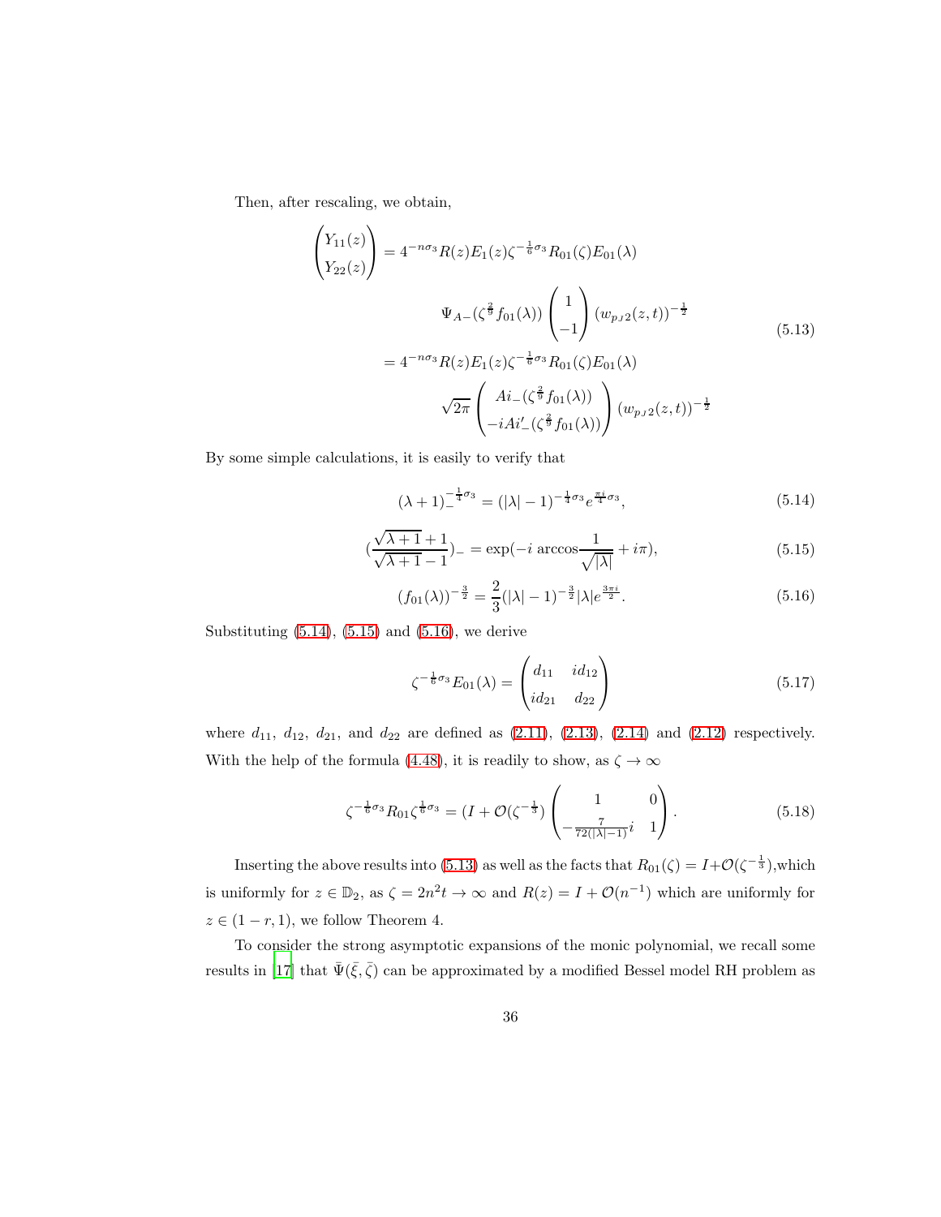Then, after rescaling, we obtain,

$$
\begin{aligned}
\begin{pmatrix} Y_{11}(z) \\ Y_{22}(z) \end{pmatrix} &= 4^{-n\sigma_3} R(z) E_1(z) \zeta^{-\frac{1}{6}\sigma_3} R_{01}(\zeta) E_{01}(\lambda) \\
&\qquad \Psi_{A-}(\zeta^{\frac{2}{9}} f_{01}(\lambda)) \begin{pmatrix} 1 \\ -1 \end{pmatrix} (w_{p_J 2}(z,t))^{-\frac{1}{2}} \\
&= 4^{-n\sigma_3} R(z) E_1(z) \zeta^{-\frac{1}{6}\sigma_3} R_{01}(\zeta) E_{01}(\lambda) \\
&\qquad \sqrt{2\pi} \begin{pmatrix} Ai_-(\zeta^{\frac{2}{9}} f_{01}(\lambda)) \\ -iAi'_-(\zeta^{\frac{2}{9}} f_{01}(\lambda)) \end{pmatrix} (w_{p_J 2}(z,t))^{-\frac{1}{2}}
\end{aligned}
\tag{5.13}
$$

By some simple calculations, it is easily to verify that

$$
(\lambda+1)_-^{-\frac{1}{4}\sigma_3} = (|\lambda|-1)^{-\frac{1}{4}\sigma_3} e^{\frac{\pi i}{4}\sigma_3}, \tag{5.14}
$$

$$
\left(\frac{\sqrt{\lambda+1}+1}{\sqrt{\lambda+1}-1}\right)_- = \exp(-i \arccos\frac{1}{\sqrt{|\lambda|}} + i\pi), \tag{5.15}
$$

$$
(f_{01}(\lambda))^{-\frac{3}{2}} = \frac{2}{3}(|\lambda|-1)^{-\frac{3}{2}} |\lambda| e^{\frac{3\pi i}{2}}. \tag{5.16}
$$

Substituting (5.14), (5.15) and (5.16), we derive

$$
\zeta^{-\frac{1}{6}\sigma_3} E_{01}(\lambda) = \begin{pmatrix} d_{11} & id_{12} \\ id_{21} & d_{22} \end{pmatrix} \tag{5.17}
$$

where $d_{11}$, $d_{12}$, $d_{21}$, and $d_{22}$ are defined as (2.11), (2.13), (2.14) and (2.12) respectively. With the help of the formula (4.48), it is readily to show, as $\zeta \to \infty$

$$
\zeta^{-\frac{1}{6}\sigma_3} R_{01} \zeta^{\frac{1}{6}\sigma_3} = (I + \mathcal{O}(\zeta^{-\frac{1}{3}})) \begin{pmatrix} 1 & 0 \\ -\frac{7}{72(|\lambda|-1)} i & 1 \end{pmatrix}. \tag{5.18}
$$

Inserting the above results into (5.13) as well as the facts that $R_{01}(\zeta) = I + \mathcal{O}(\zeta^{-\frac{1}{3}})$,which is uniformly for $z \in \mathbb{D}_2$, as $\zeta = 2n^2 t \to \infty$ and $R(z) = I + \mathcal{O}(n^{-1})$ which are uniformly for $z \in (1-r, 1)$, we follow Theorem 4.

To consider the strong asymptotic expansions of the monic polynomial, we recall some results in [17] that $\bar{\Psi}(\bar{\xi}, \bar{\zeta})$ can be approximated by a modified Bessel model RH problem as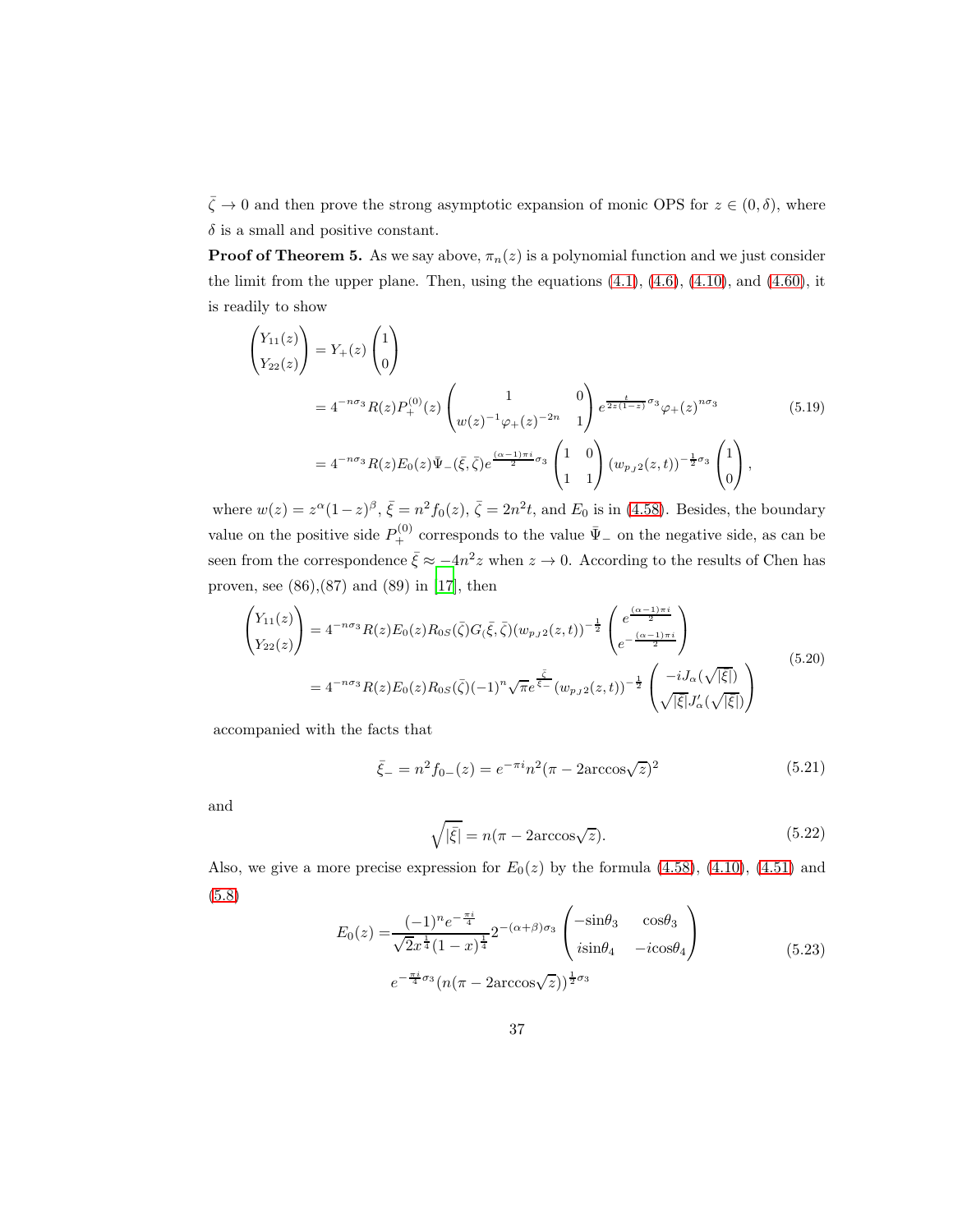$\bar{\zeta} \to 0$ and then prove the strong asymptotic expansion of monic OPS for $z \in (0, \delta)$, where $\delta$ is a small and positive constant.

**Proof of Theorem 5.** As we say above, $\pi_n(z)$ is a polynomial function and we just consider the limit from the upper plane. Then, using the equations (4.1), (4.6), (4.10), and (4.60), it is readily to show

$$
\begin{aligned}
\begin{pmatrix} Y_{11}(z) \\ Y_{22}(z) \end{pmatrix} &= Y_+(z) \begin{pmatrix} 1 \\ 0 \end{pmatrix} \\
&= 4^{-n\sigma_3} R(z) P_+^{(0)}(z) \begin{pmatrix} 1 & 0 \\ w(z)^{-1}\varphi_+(z)^{-2n} & 1 \end{pmatrix} e^{\frac{t}{2z(1-z)}\sigma_3} \varphi_+(z)^{n\sigma_3} \\
&= 4^{-n\sigma_3} R(z) E_0(z) \bar{\Psi}_-(\bar{\xi}, \bar{\zeta}) e^{\frac{(\alpha-1)\pi i}{2}\sigma_3} \begin{pmatrix} 1 & 0 \\ 1 & 1 \end{pmatrix} (w_{p_J 2}(z,t))^{-\frac{1}{2}\sigma_3} \begin{pmatrix} 1 \\ 0 \end{pmatrix},
\end{aligned}
\tag{5.19}
$$

where $w(z) = z^\alpha (1-z)^\beta$, $\bar{\xi} = n^2 f_0(z)$, $\bar{\zeta} = 2n^2 t$, and $E_0$ is in (4.58). Besides, the boundary value on the positive side $P_+^{(0)}$ corresponds to the value $\bar{\Psi}_-$ on the negative side, as can be seen from the correspondence $\bar{\xi} \approx -4n^2 z$ when $z \to 0$. According to the results of Chen has proven, see (86),(87) and (89) in [17], then

$$
\begin{aligned}
\begin{pmatrix} Y_{11}(z) \\ Y_{22}(z) \end{pmatrix} &= 4^{-n\sigma_3} R(z) E_0(z) R_{0S}(\bar{\zeta}) G_(\bar{\xi}, \bar{\zeta}) (w_{p_J 2}(z,t))^{-\frac{1}{2}} \begin{pmatrix} e^{\frac{(\alpha-1)\pi i}{2}} \\ e^{-\frac{(\alpha-1)\pi i}{2}} \end{pmatrix} \\
&= 4^{-n\sigma_3} R(z) E_0(z) R_{0S}(\bar{\zeta}) (-1)^n \sqrt{\pi} e^{\frac{\bar{\zeta}}{\bar{\xi}_-}} (w_{p_J 2}(z,t))^{-\frac{1}{2}} \begin{pmatrix} -iJ_\alpha(\sqrt{|\bar{\xi}|}) \\ \sqrt{|\bar{\xi}|} J'_\alpha(\sqrt{|\bar{\xi}|}) \end{pmatrix}
\end{aligned}
\tag{5.20}
$$

accompanied with the facts that

$$
\bar{\xi}_- = n^2 f_{0-}(z) = e^{-\pi i} n^2 (\pi - 2\arccos\sqrt{z})^2 \tag{5.21}
$$

and

$$
\sqrt{|\bar{\xi}|} = n(\pi - 2\arccos\sqrt{z}). \tag{5.22}
$$

Also, we give a more precise expression for $E_0(z)$ by the formula (4.58), (4.10), (4.51) and (5.8)

$$
\begin{aligned}
E_0(z) = &\frac{(-1)^n e^{-\frac{\pi i}{4}}}{\sqrt{2} x^{\frac{1}{4}} (1-x)^{\frac{1}{4}}} 2^{-(\alpha+\beta)\sigma_3} \begin{pmatrix} -\sin\theta_3 & \cos\theta_3 \\ i\sin\theta_4 & -i\cos\theta_4 \end{pmatrix} \\
&e^{-\frac{\pi i}{4}\sigma_3} (n(\pi - 2\arccos\sqrt{z}))^{\frac{1}{2}\sigma_3}
\end{aligned}
\tag{5.23}
$$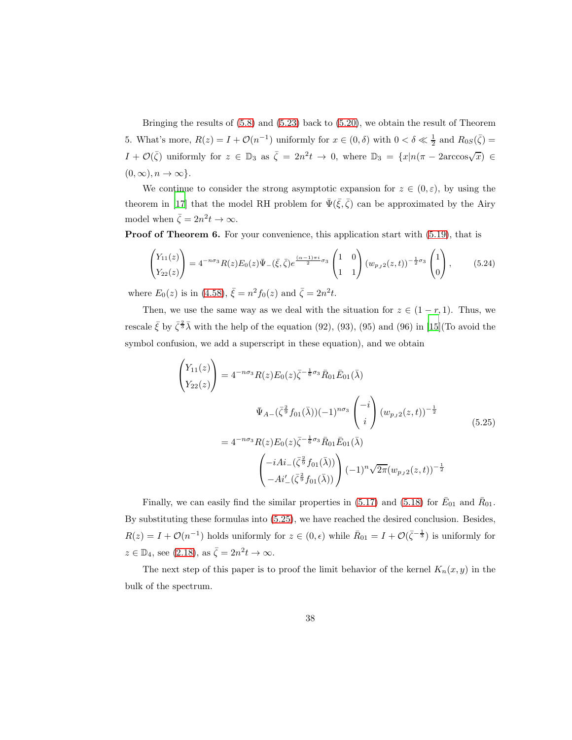Bringing the results of (5.8) and (5.23) back to (5.20), we obtain the result of Theorem 5. What's more, $R(z) = I + \mathcal{O}(n^{-1})$ uniformly for $x \in (0, \delta)$ with $0 < \delta \ll \frac{1}{2}$ and $R_{0S}(\bar{\zeta}) = I + \mathcal{O}(\bar{\zeta})$ uniformly for $z \in \mathbb{D}_3$ as $\bar{\zeta} = 2n^2 t \to 0$, where $\mathbb{D}_3 = \{x | n(\pi - 2\arccos\sqrt{x}) \in (0, \infty), n \to \infty\}$.

We continue to consider the strong asymptotic expansion for $z \in (0, \varepsilon)$, by using the theorem in [17] that the model RH problem for $\bar{\Psi}(\bar{\xi}, \bar{\zeta})$ can be approximated by the Airy model when $\bar{\zeta} = 2n^2 t \to \infty$.

**Proof of Theorem 6.** For your convenience, this application start with (5.19), that is

$$
\begin{pmatrix} Y_{11}(z) \\ Y_{22}(z) \end{pmatrix} = 4^{-n\sigma_3} R(z) E_0(z) \bar{\Psi}_-(\bar{\xi}, \bar{\zeta}) e^{\frac{(\alpha-1)\pi i}{2}\sigma_3} \begin{pmatrix} 1 & 0 \\ 1 & 1 \end{pmatrix} (w_{p_J 2}(z,t))^{-\frac{1}{2}\sigma_3} \begin{pmatrix} 1 \\ 0 \end{pmatrix}, \tag{5.24}
$$

where $E_0(z)$ is in (4.58), $\bar{\xi} = n^2 f_0(z)$ and $\bar{\zeta} = 2n^2 t$.

Then, we use the same way as we deal with the situation for $z \in (1-r, 1)$. Thus, we rescale $\bar{\xi}$ by $\bar{\zeta}^{\frac{2}{3}}\bar{\lambda}$ with the help of the equation (92), (93), (95) and (96) in [15](To avoid the symbol confusion, we add a superscript in these equation), and we obtain

$$
\begin{aligned}
\begin{pmatrix} Y_{11}(z) \\ Y_{22}(z) \end{pmatrix} &= 4^{-n\sigma_3} R(z) E_0(z) \bar{\zeta}^{-\frac{1}{6}\sigma_3} \bar{R}_{01} \bar{E}_{01}(\bar{\lambda}) \\
&\qquad \bar{\Psi}_{A-}(\bar{\zeta}^{\frac{2}{9}} f_{01}(\bar{\lambda}))(-1)^{n\sigma_3} \begin{pmatrix} -i \\ i \end{pmatrix} (w_{p_J 2}(z,t))^{-\frac{1}{2}} \\
&= 4^{-n\sigma_3} R(z) E_0(z) \bar{\zeta}^{-\frac{1}{6}\sigma_3} \bar{R}_{01} \bar{E}_{01}(\bar{\lambda}) \\
&\qquad \begin{pmatrix} -iAi_-(\bar{\zeta}^{\frac{2}{9}} f_{01}(\bar{\lambda})) \\ -Ai'_-(\bar{\zeta}^{\frac{2}{9}} f_{01}(\bar{\lambda})) \end{pmatrix} (-1)^n \sqrt{2\pi} (w_{p_J 2}(z,t))^{-\frac{1}{2}}
\end{aligned} \tag{5.25}
$$

Finally, we can easily find the similar properties in (5.17) and (5.18) for $\bar{E}_{01}$ and $\bar{R}_{01}$. By substituting these formulas into (5.25), we have reached the desired conclusion. Besides, $R(z) = I + \mathcal{O}(n^{-1})$ holds uniformly for $z \in (0, \epsilon)$ while $\bar{R}_{01} = I + \mathcal{O}(\bar{\zeta}^{-\frac{1}{3}})$ is uniformly for $z \in \mathbb{D}_4$, see (2.18), as $\bar{\zeta} = 2n^2 t \to \infty$.

The next step of this paper is to proof the limit behavior of the kernel $K_n(x, y)$ in the bulk of the spectrum.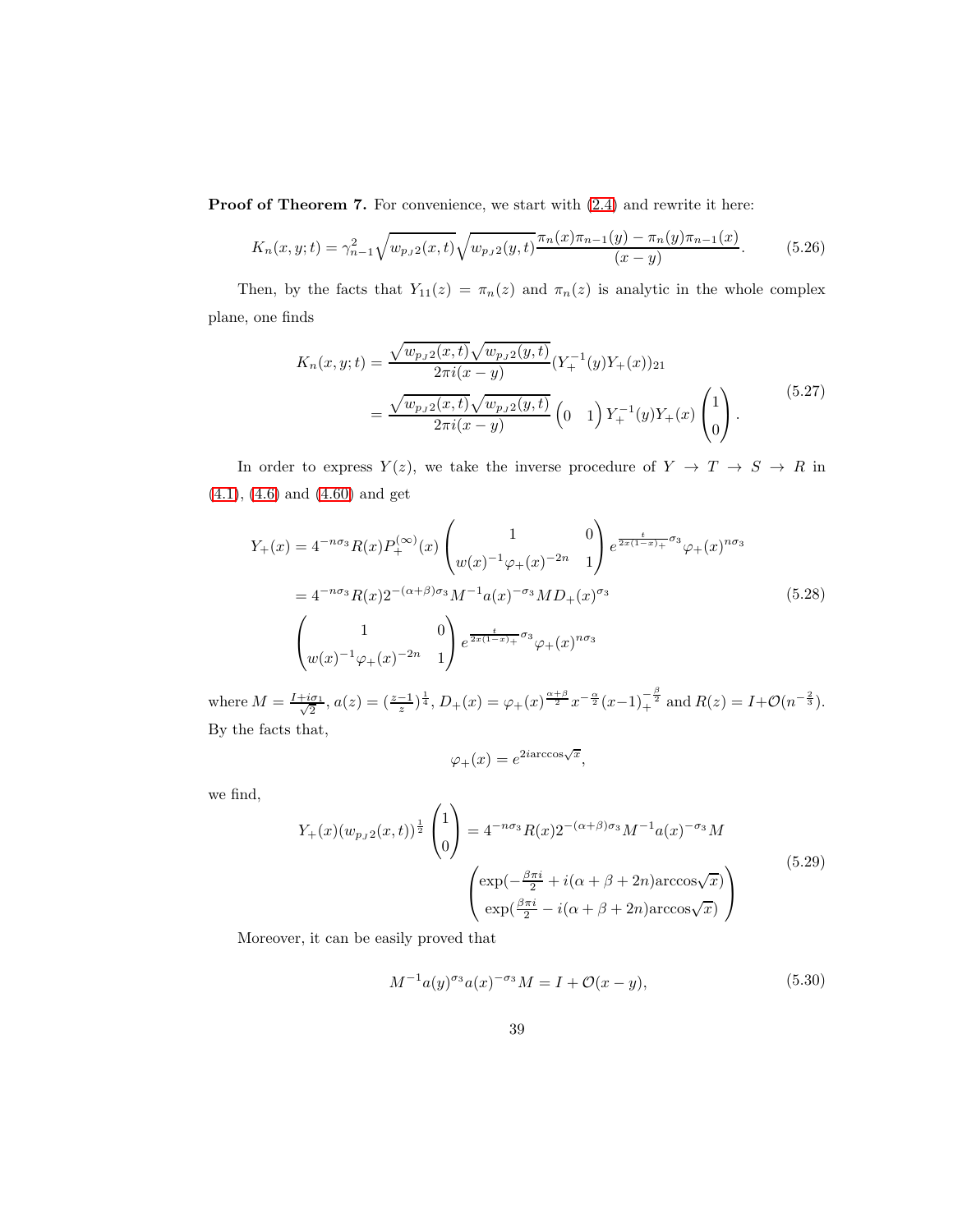**Proof of Theorem 7.** For convenience, we start with (2.4) and rewrite it here:

$$K_n(x,y;t) = \gamma_{n-1}^2 \sqrt{w_{p_J 2}(x,t)}\sqrt{w_{p_J 2}(y,t)}\frac{\pi_n(x)\pi_{n-1}(y) - \pi_n(y)\pi_{n-1}(x)}{(x-y)}. \tag{5.26}$$

Then, by the facts that $Y_{11}(z) = \pi_n(z)$ and $\pi_n(z)$ is analytic in the whole complex plane, one finds

$$\begin{aligned} K_n(x,y;t) &= \frac{\sqrt{w_{p_J 2}(x,t)}\sqrt{w_{p_J 2}(y,t)}}{2\pi i(x-y)}(Y_+^{-1}(y)Y_+(x))_{21} \\ &= \frac{\sqrt{w_{p_J 2}(x,t)}\sqrt{w_{p_J 2}(y,t)}}{2\pi i(x-y)} \begin{pmatrix} 0 & 1 \end{pmatrix} Y_+^{-1}(y)Y_+(x)\begin{pmatrix} 1 \\ 0 \end{pmatrix}. \end{aligned} \tag{5.27}$$

In order to express $Y(z)$, we take the inverse procedure of $Y \to T \to S \to R$ in (4.1), (4.6) and (4.60) and get

$$\begin{aligned} Y_+(x) &= 4^{-n\sigma_3} R(x) P_+^{(\infty)}(x) \begin{pmatrix} 1 & 0 \\ w(x)^{-1}\varphi_+(x)^{-2n} & 1 \end{pmatrix} e^{\frac{t}{2x(1-x)_+}\sigma_3} \varphi_+(x)^{n\sigma_3} \\ &= 4^{-n\sigma_3} R(x) 2^{-(\alpha+\beta)\sigma_3} M^{-1} a(x)^{-\sigma_3} M D_+(x)^{\sigma_3} \\ &\quad \begin{pmatrix} 1 & 0 \\ w(x)^{-1}\varphi_+(x)^{-2n} & 1 \end{pmatrix} e^{\frac{t}{2x(1-x)_+}\sigma_3} \varphi_+(x)^{n\sigma_3} \end{aligned} \tag{5.28}$$

where $M = \frac{I+i\sigma_1}{\sqrt{2}}$, $a(z) = (\frac{z-1}{z})^{\frac{1}{4}}$, $D_+(x) = \varphi_+(x)^{\frac{\alpha+\beta}{2}} x^{-\frac{\alpha}{2}}(x-1)_+^{-\frac{\beta}{2}}$ and $R(z) = I + \mathcal{O}(n^{-\frac{2}{3}})$. By the facts that,

$$\varphi_+(x) = e^{2i\arccos\sqrt{x}},$$

we find,

$$\begin{aligned} Y_+(x)(w_{p_J 2}(x,t))^{\frac{1}{2}} \begin{pmatrix} 1 \\ 0 \end{pmatrix} &= 4^{-n\sigma_3} R(x) 2^{-(\alpha+\beta)\sigma_3} M^{-1} a(x)^{-\sigma_3} M \\ &\quad \begin{pmatrix} \exp(-\frac{\beta\pi i}{2} + i(\alpha+\beta+2n)\arccos\sqrt{x}) \\ \exp(\frac{\beta\pi i}{2} - i(\alpha+\beta+2n)\arccos\sqrt{x}) \end{pmatrix} \end{aligned} \tag{5.29}$$

Moreover, it can be easily proved that

$$M^{-1} a(y)^{\sigma_3} a(x)^{-\sigma_3} M = I + \mathcal{O}(x-y), \tag{5.30}$$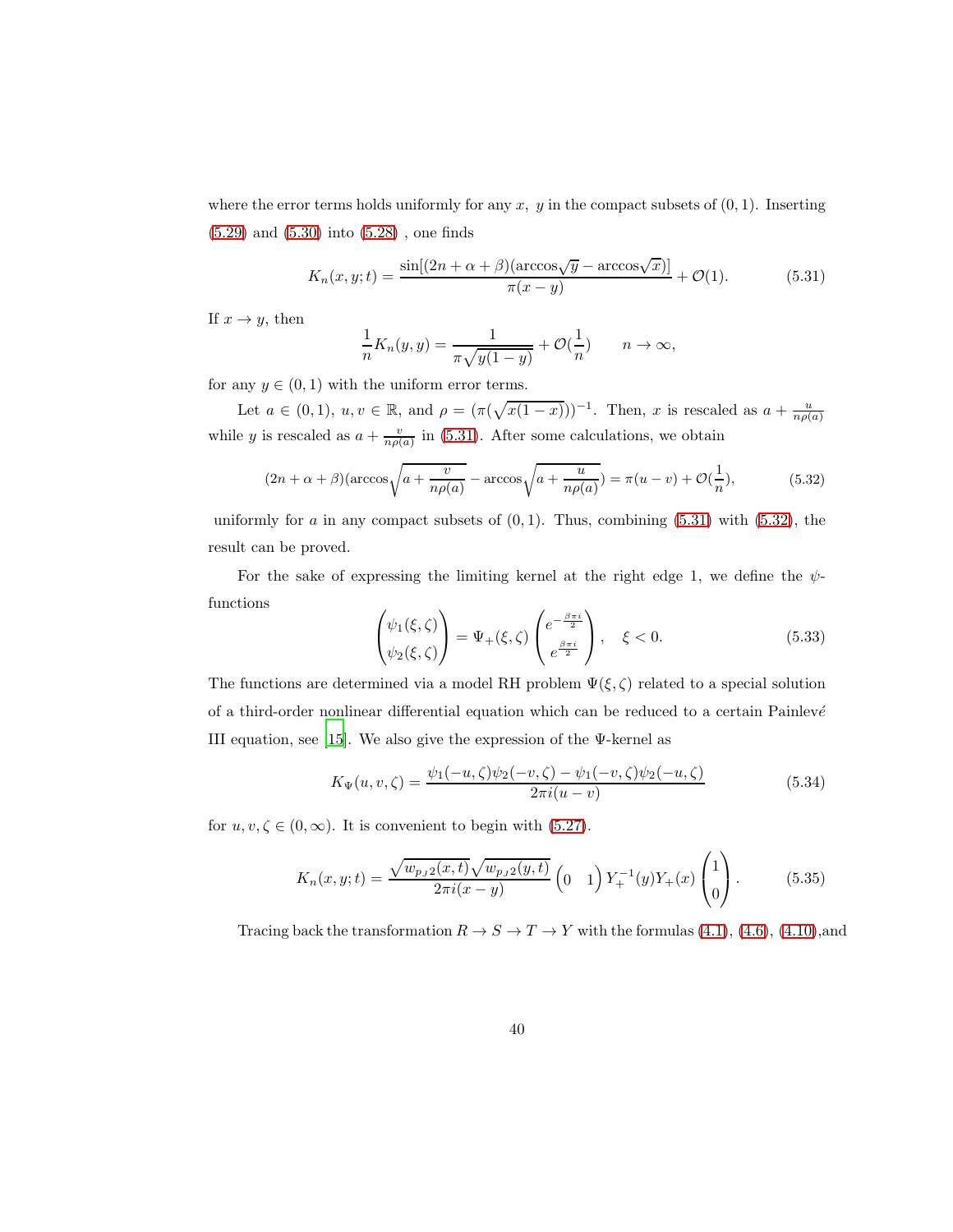where the error terms holds uniformly for any $x,\ y$ in the compact subsets of $(0,1)$. Inserting (5.29) and (5.30) into (5.28) , one finds

$$K_n(x,y;t) = \frac{\sin[(2n+\alpha+\beta)(\arccos\sqrt{y} - \arccos\sqrt{x})]}{\pi(x-y)} + \mathcal{O}(1). \tag{5.31}$$

If $x \to y$, then

$$\frac{1}{n}K_n(y,y) = \frac{1}{\pi\sqrt{y(1-y)}} + \mathcal{O}(\frac{1}{n}) \qquad n \to \infty,$$

for any $y \in (0,1)$ with the uniform error terms.

Let $a \in (0,1)$, $u, v \in \mathbb{R}$, and $\rho = (\pi(\sqrt{x(1-x)}))^{-1}$. Then, $x$ is rescaled as $a + \frac{u}{n\rho(a)}$ while $y$ is rescaled as $a + \frac{v}{n\rho(a)}$ in (5.31). After some calculations, we obtain

$$(2n+\alpha+\beta)(\arccos\sqrt{a+\frac{v}{n\rho(a)}} - \arccos\sqrt{a+\frac{u}{n\rho(a)}}) = \pi(u-v) + \mathcal{O}(\frac{1}{n}), \tag{5.32}$$

uniformly for $a$ in any compact subsets of $(0,1)$. Thus, combining (5.31) with (5.32), the result can be proved.

For the sake of expressing the limiting kernel at the right edge 1, we define the $\psi$-functions

$$\begin{pmatrix} \psi_1(\xi,\zeta) \\ \psi_2(\xi,\zeta) \end{pmatrix} = \Psi_+(\xi,\zeta) \begin{pmatrix} e^{-\frac{\beta\pi i}{2}} \\ e^{\frac{\beta\pi i}{2}} \end{pmatrix}, \quad \xi < 0. \tag{5.33}$$

The functions are determined via a model RH problem $\Psi(\xi,\zeta)$ related to a special solution of a third-order nonlinear differential equation which can be reduced to a certain Painlevé III equation, see [15]. We also give the expression of the $\Psi$-kernel as

$$K_\Psi(u,v,\zeta) = \frac{\psi_1(-u,\zeta)\psi_2(-v,\zeta) - \psi_1(-v,\zeta)\psi_2(-u,\zeta)}{2\pi i(u-v)} \tag{5.34}$$

for $u, v, \zeta \in (0,\infty)$. It is convenient to begin with (5.27).

$$K_n(x,y;t) = \frac{\sqrt{w_{p_J 2}(x,t)}\sqrt{w_{p_J 2}(y,t)}}{2\pi i(x-y)} \begin{pmatrix} 0 & 1 \end{pmatrix} Y_+^{-1}(y) Y_+(x) \begin{pmatrix} 1 \\ 0 \end{pmatrix}. \tag{5.35}$$

Tracing back the transformation $R \to S \to T \to Y$ with the formulas (4.1), (4.6), (4.10),and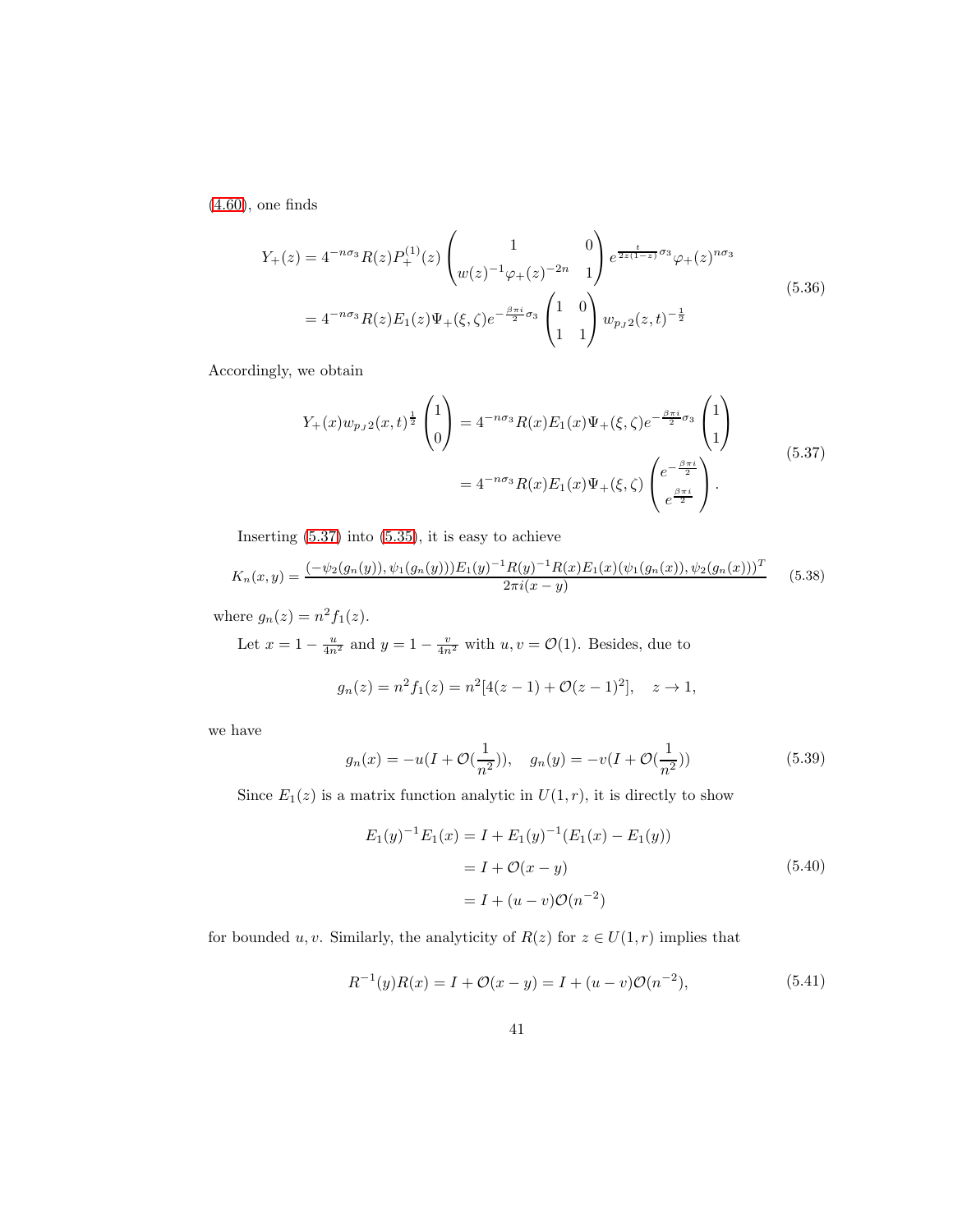(4.60), one finds

$$
\begin{aligned}
Y_+(z) &= 4^{-n\sigma_3} R(z) P_+^{(1)}(z) \begin{pmatrix} 1 & 0 \\ w(z)^{-1}\varphi_+(z)^{-2n} & 1 \end{pmatrix} e^{\frac{t}{2z(1-z)}\sigma_3} \varphi_+(z)^{n\sigma_3} \\
&= 4^{-n\sigma_3} R(z) E_1(z) \Psi_+(\xi,\zeta) e^{-\frac{\beta\pi i}{2}\sigma_3} \begin{pmatrix} 1 & 0 \\ 1 & 1 \end{pmatrix} w_{p_J 2}(z,t)^{-\frac{1}{2}}
\end{aligned}
\tag{5.36}
$$

Accordingly, we obtain

$$
\begin{aligned}
Y_+(x) w_{p_J 2}(x,t)^{\frac{1}{2}} \begin{pmatrix} 1 \\ 0 \end{pmatrix} &= 4^{-n\sigma_3} R(x) E_1(x) \Psi_+(\xi,\zeta) e^{-\frac{\beta\pi i}{2}\sigma_3} \begin{pmatrix} 1 \\ 1 \end{pmatrix} \\
&= 4^{-n\sigma_3} R(x) E_1(x) \Psi_+(\xi,\zeta) \begin{pmatrix} e^{-\frac{\beta\pi i}{2}} \\ e^{\frac{\beta\pi i}{2}} \end{pmatrix}.
\end{aligned}
\tag{5.37}
$$

Inserting (5.37) into (5.35), it is easy to achieve

$$
K_n(x,y) = \frac{(-\psi_2(g_n(y)), \psi_1(g_n(y))) E_1(y)^{-1} R(y)^{-1} R(x) E_1(x) (\psi_1(g_n(x)), \psi_2(g_n(x)))^T}{2\pi i (x-y)} \tag{5.38}
$$

where $g_n(z) = n^2 f_1(z)$.

Let $x = 1 - \frac{u}{4n^2}$ and $y = 1 - \frac{v}{4n^2}$ with $u, v = \mathcal{O}(1)$. Besides, due to

$$
g_n(z) = n^2 f_1(z) = n^2[4(z-1) + \mathcal{O}(z-1)^2], \quad z \to 1,
$$

we have

$$
g_n(x) = -u(I + \mathcal{O}(\frac{1}{n^2})), \quad g_n(y) = -v(I + \mathcal{O}(\frac{1}{n^2})) \tag{5.39}
$$

Since $E_1(z)$ is a matrix function analytic in $U(1,r)$, it is directly to show

$$
\begin{aligned}
E_1(y)^{-1} E_1(x) &= I + E_1(y)^{-1}(E_1(x) - E_1(y)) \\
&= I + \mathcal{O}(x-y) \\
&= I + (u-v)\mathcal{O}(n^{-2})
\end{aligned}
\tag{5.40}
$$

for bounded $u, v$. Similarly, the analyticity of $R(z)$ for $z \in U(1,r)$ implies that

$$
R^{-1}(y) R(x) = I + \mathcal{O}(x-y) = I + (u-v)\mathcal{O}(n^{-2}), \tag{5.41}
$$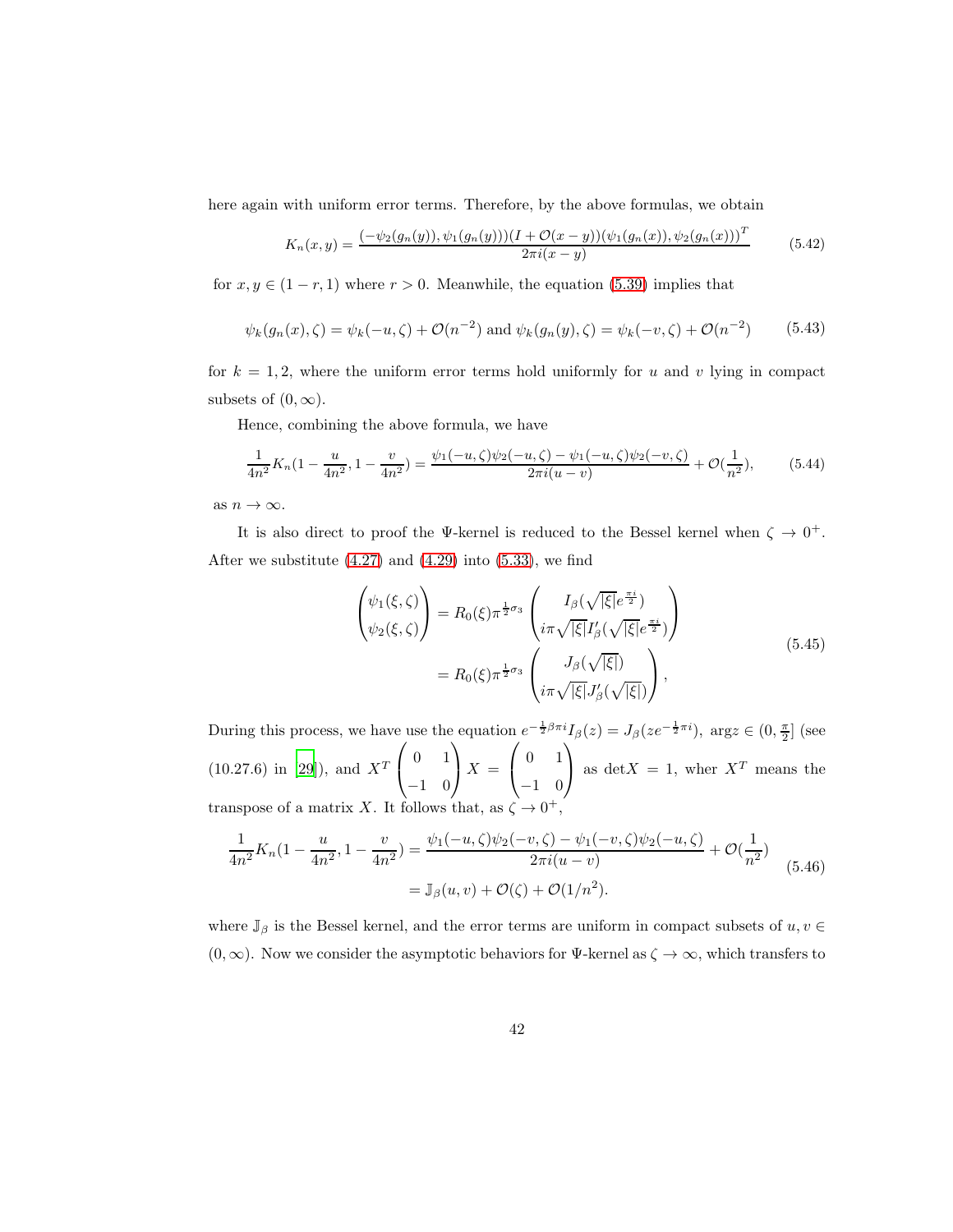here again with uniform error terms. Therefore, by the above formulas, we obtain

$$K_n(x,y) = \frac{(-\psi_2(g_n(y)), \psi_1(g_n(y)))(I + \mathcal{O}(x-y))(\psi_1(g_n(x)), \psi_2(g_n(x)))^T}{2\pi i(x-y)} \tag{5.42}$$

for $x, y \in (1-r, 1)$ where $r > 0$. Meanwhile, the equation (5.39) implies that

$$\psi_k(g_n(x), \zeta) = \psi_k(-u, \zeta) + \mathcal{O}(n^{-2}) \text{ and } \psi_k(g_n(y), \zeta) = \psi_k(-v, \zeta) + \mathcal{O}(n^{-2}) \tag{5.43}$$

for $k = 1, 2$, where the uniform error terms hold uniformly for $u$ and $v$ lying in compact subsets of $(0, \infty)$.

Hence, combining the above formula, we have

$$\frac{1}{4n^2} K_n(1 - \frac{u}{4n^2}, 1 - \frac{v}{4n^2}) = \frac{\psi_1(-u,\zeta)\psi_2(-u,\zeta) - \psi_1(-u,\zeta)\psi_2(-v,\zeta)}{2\pi i(u-v)} + \mathcal{O}(\frac{1}{n^2}), \tag{5.44}$$

as $n \to \infty$.

It is also direct to proof the $\Psi$-kernel is reduced to the Bessel kernel when $\zeta \to 0^+$. After we substitute (4.27) and (4.29) into (5.33), we find

$$\begin{aligned}
\begin{pmatrix} \psi_1(\xi,\zeta) \\ \psi_2(\xi,\zeta) \end{pmatrix} &= R_0(\xi)\pi^{\frac{1}{2}\sigma_3} \begin{pmatrix} I_\beta(\sqrt{|\xi|}e^{\frac{\pi i}{2}}) \\ i\pi\sqrt{|\xi|}I'_\beta(\sqrt{|\xi|}e^{\frac{\pi i}{2}}) \end{pmatrix} \\
&= R_0(\xi)\pi^{\frac{1}{2}\sigma_3} \begin{pmatrix} J_\beta(\sqrt{|\xi|}) \\ i\pi\sqrt{|\xi|}J'_\beta(\sqrt{|\xi|}) \end{pmatrix},
\end{aligned} \tag{5.45}$$

During this process, we have use the equation $e^{-\frac{1}{2}\beta\pi i}I_\beta(z) = J_\beta(ze^{-\frac{1}{2}\pi i}),\ \arg z \in (0, \frac{\pi}{2}]$ (see (10.27.6) in [29]), and $X^T \begin{pmatrix} 0 & 1 \\ -1 & 0 \end{pmatrix} X = \begin{pmatrix} 0 & 1 \\ -1 & 0 \end{pmatrix}$ as $\det X = 1$, wher $X^T$ means the transpose of a matrix $X$. It follows that, as $\zeta \to 0^+$,

$$\begin{aligned}
\frac{1}{4n^2} K_n(1 - \frac{u}{4n^2}, 1 - \frac{v}{4n^2}) &= \frac{\psi_1(-u,\zeta)\psi_2(-v,\zeta) - \psi_1(-v,\zeta)\psi_2(-u,\zeta)}{2\pi i(u-v)} + \mathcal{O}(\frac{1}{n^2}) \\
&= \mathbb{J}_\beta(u,v) + \mathcal{O}(\zeta) + \mathcal{O}(1/n^2).
\end{aligned} \tag{5.46}$$

where $\mathbb{J}_\beta$ is the Bessel kernel, and the error terms are uniform in compact subsets of $u, v \in (0, \infty)$. Now we consider the asymptotic behaviors for $\Psi$-kernel as $\zeta \to \infty$, which transfers to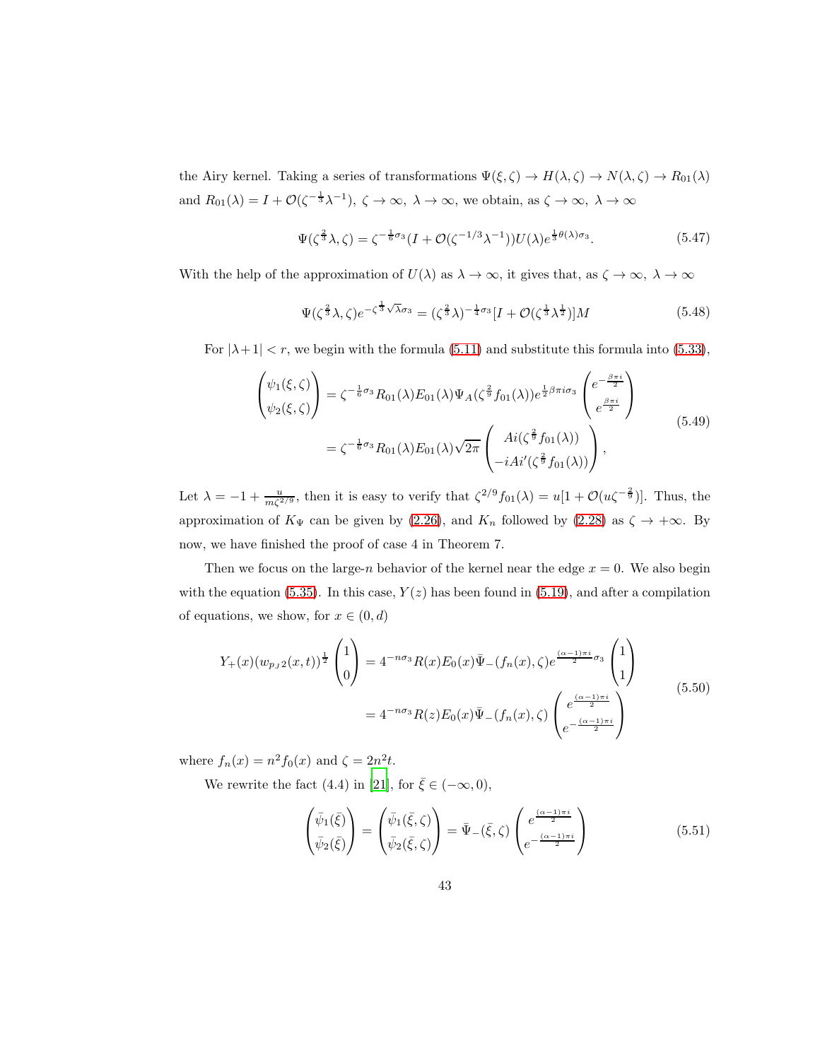the Airy kernel. Taking a series of transformations $\Psi(\xi,\zeta) \to H(\lambda,\zeta) \to N(\lambda,\zeta) \to R_{01}(\lambda)$ and $R_{01}(\lambda) = I + \mathcal{O}(\zeta^{-\frac{1}{3}}\lambda^{-1}),\ \zeta \to \infty,\ \lambda \to \infty$, we obtain, as $\zeta \to \infty,\ \lambda \to \infty$

$$\Psi(\zeta^{\frac{2}{3}}\lambda,\zeta) = \zeta^{-\frac{1}{6}\sigma_3}(I + \mathcal{O}(\zeta^{-1/3}\lambda^{-1}))U(\lambda)e^{\frac{1}{3}\theta(\lambda)\sigma_3}. \tag{5.47}$$

With the help of the approximation of $U(\lambda)$ as $\lambda \to \infty$, it gives that, as $\zeta \to \infty,\ \lambda \to \infty$

$$\Psi(\zeta^{\frac{2}{3}}\lambda,\zeta)e^{-\zeta^{\frac{1}{3}}\sqrt{\lambda}\sigma_3} = (\zeta^{\frac{2}{3}}\lambda)^{-\frac{1}{4}\sigma_3}[I + \mathcal{O}(\zeta^{\frac{1}{3}}\lambda^{\frac{1}{2}})]M \tag{5.48}$$

For $|\lambda+1| < r$, we begin with the formula (5.11) and substitute this formula into (5.33),

$$\begin{aligned}
\begin{pmatrix}\psi_1(\xi,\zeta)\\ \psi_2(\xi,\zeta)\end{pmatrix} &= \zeta^{-\frac{1}{6}\sigma_3}R_{01}(\lambda)E_{01}(\lambda)\Psi_A(\zeta^{\frac{2}{9}}f_{01}(\lambda))e^{\frac{1}{2}\beta\pi i\sigma_3}\begin{pmatrix}e^{-\frac{\beta\pi i}{2}}\\ e^{\frac{\beta\pi i}{2}}\end{pmatrix}\\
&= \zeta^{-\frac{1}{6}\sigma_3}R_{01}(\lambda)E_{01}(\lambda)\sqrt{2\pi}\begin{pmatrix}Ai(\zeta^{\frac{2}{9}}f_{01}(\lambda))\\ -iAi'(\zeta^{\frac{2}{9}}f_{01}(\lambda))\end{pmatrix},
\end{aligned} \tag{5.49}$$

Let $\lambda = -1 + \frac{u}{m\zeta^{2/9}}$, then it is easy to verify that $\zeta^{2/9}f_{01}(\lambda) = u[1 + \mathcal{O}(u\zeta^{-\frac{2}{9}})]$. Thus, the approximation of $K_\Psi$ can be given by (2.26), and $K_n$ followed by (2.28) as $\zeta \to +\infty$. By now, we have finished the proof of case 4 in Theorem 7.

Then we focus on the large-$n$ behavior of the kernel near the edge $x = 0$. We also begin with the equation (5.35). In this case, $Y(z)$ has been found in (5.19), and after a compilation of equations, we show, for $x \in (0,d)$

$$\begin{aligned}
Y_+(x)(w_{p_J2}(x,t))^{\frac{1}{2}}\begin{pmatrix}1\\0\end{pmatrix} &= 4^{-n\sigma_3}R(x)E_0(x)\bar{\Psi}_-(f_n(x),\zeta)e^{\frac{(\alpha-1)\pi i}{2}\sigma_3}\begin{pmatrix}1\\1\end{pmatrix}\\
&= 4^{-n\sigma_3}R(z)E_0(x)\bar{\Psi}_-(f_n(x),\zeta)\begin{pmatrix}e^{\frac{(\alpha-1)\pi i}{2}}\\ e^{-\frac{(\alpha-1)\pi i}{2}}\end{pmatrix}
\end{aligned} \tag{5.50}$$

where $f_n(x) = n^2 f_0(x)$ and $\zeta = 2n^2 t$.

We rewrite the fact (4.4) in [21], for $\bar{\xi} \in (-\infty, 0)$,

$$\begin{pmatrix}\bar{\psi}_1(\bar{\xi})\\ \bar{\psi}_2(\bar{\xi})\end{pmatrix} = \begin{pmatrix}\bar{\psi}_1(\bar{\xi},\zeta)\\ \bar{\psi}_2(\bar{\xi},\zeta)\end{pmatrix} = \bar{\Psi}_-(\bar{\xi},\zeta)\begin{pmatrix}e^{\frac{(\alpha-1)\pi i}{2}}\\ e^{-\frac{(\alpha-1)\pi i}{2}}\end{pmatrix} \tag{5.51}$$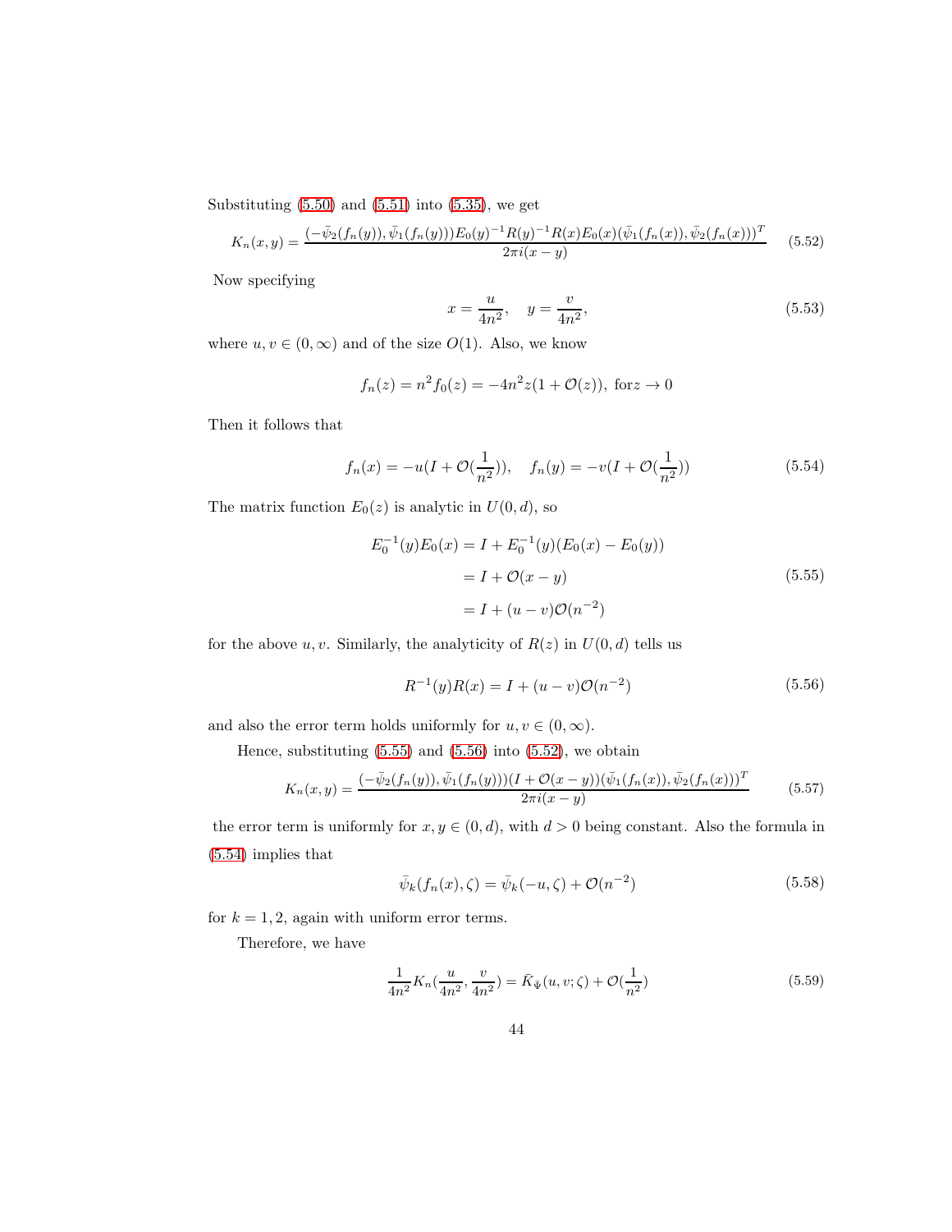Substituting (5.50) and (5.51) into (5.35), we get

$$K_n(x,y) = \frac{(-\bar{\psi}_2(f_n(y)), \bar{\psi}_1(f_n(y)))E_0(y)^{-1}R(y)^{-1}R(x)E_0(x)(\bar{\psi}_1(f_n(x)), \bar{\psi}_2(f_n(x)))^T}{2\pi i(x-y)} \tag{5.52}$$

Now specifying

$$x = \frac{u}{4n^2}, \quad y = \frac{v}{4n^2}, \tag{5.53}$$

where $u, v \in (0, \infty)$ and of the size $O(1)$. Also, we know

$$f_n(z) = n^2 f_0(z) = -4n^2 z(1 + \mathcal{O}(z)), \text{ for} z \to 0$$

Then it follows that

$$f_n(x) = -u(I + \mathcal{O}(\frac{1}{n^2})), \quad f_n(y) = -v(I + \mathcal{O}(\frac{1}{n^2})) \tag{5.54}$$

The matrix function $E_0(z)$ is analytic in $U(0,d)$, so

$$\begin{aligned} E_0^{-1}(y)E_0(x) &= I + E_0^{-1}(y)(E_0(x) - E_0(y)) \\ &= I + \mathcal{O}(x-y) \\ &= I + (u-v)\mathcal{O}(n^{-2}) \end{aligned} \tag{5.55}$$

for the above $u, v$. Similarly, the analyticity of $R(z)$ in $U(0,d)$ tells us

$$R^{-1}(y)R(x) = I + (u-v)\mathcal{O}(n^{-2}) \tag{5.56}$$

and also the error term holds uniformly for $u, v \in (0, \infty)$.

Hence, substituting (5.55) and (5.56) into (5.52), we obtain

$$K_n(x,y) = \frac{(-\bar{\psi}_2(f_n(y)), \bar{\psi}_1(f_n(y)))(I + \mathcal{O}(x-y))(\bar{\psi}_1(f_n(x)), \bar{\psi}_2(f_n(x)))^T}{2\pi i(x-y)} \tag{5.57}$$

the error term is uniformly for $x, y \in (0, d)$, with $d > 0$ being constant. Also the formula in (5.54) implies that

$$\bar{\psi}_k(f_n(x), \zeta) = \bar{\psi}_k(-u, \zeta) + \mathcal{O}(n^{-2}) \tag{5.58}$$

for $k = 1, 2$, again with uniform error terms.

Therefore, we have

$$\frac{1}{4n^2} K_n(\frac{u}{4n^2}, \frac{v}{4n^2}) = \bar{K}_{\bar{\Psi}}(u, v; \zeta) + \mathcal{O}(\frac{1}{n^2}) \tag{5.59}$$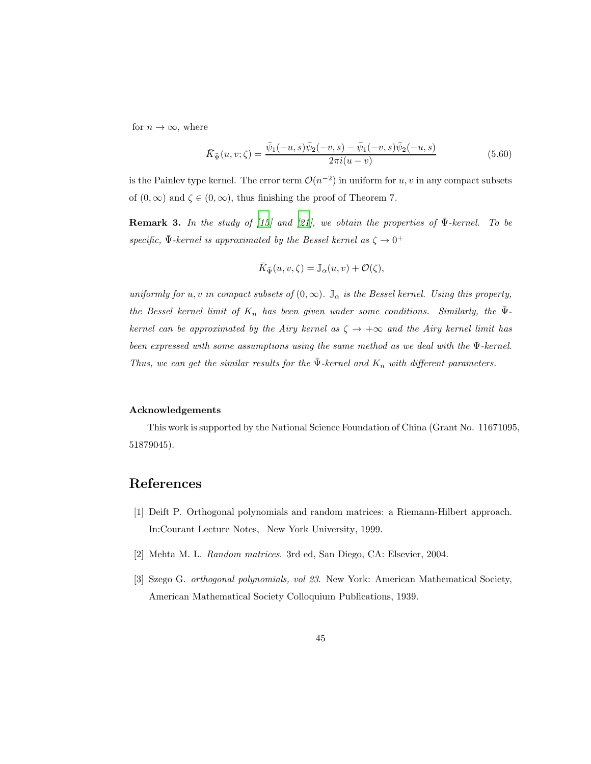for $n \to \infty$, where

$$\bar{K}_{\bar{\Psi}}(u, v; \zeta) = \frac{\bar{\psi}_1(-u, s)\bar{\psi}_2(-v, s) - \bar{\psi}_1(-v, s)\bar{\psi}_2(-u, s)}{2\pi i(u - v)} \tag{5.60}$$

is the Painlev type kernel. The error term $\mathcal{O}(n^{-2})$ in uniform for $u, v$ in any compact subsets of $(0, \infty)$ and $\zeta \in (0, \infty)$, thus finishing the proof of Theorem 7.

**Remark 3.** *In the study of [15] and [21], we obtain the properties of $\bar{\Psi}$-kernel. To be specific, $\bar{\Psi}$-kernel is approximated by the Bessel kernel as $\zeta \to 0^+$*

$$\bar{K}_{\bar{\Psi}}(u, v, \zeta) = \mathbb{J}_\alpha(u, v) + \mathcal{O}(\zeta),$$

*uniformly for $u, v$ in compact subsets of $(0, \infty)$. $\mathbb{J}_\alpha$ is the Bessel kernel. Using this property, the Bessel kernel limit of $K_n$ has been given under some conditions. Similarly, the $\bar{\Psi}$-kernel can be approximated by the Airy kernel as $\zeta \to +\infty$ and the Airy kernel limit has been expressed with some assumptions using the same method as we deal with the $\Psi$-kernel. Thus, we can get the similar results for the $\bar{\Psi}$-kernel and $K_n$ with different parameters.*

### Acknowledgements

This work is supported by the National Science Foundation of China (Grant No. 11671095, 51879045).

## References

[1] Deift P. Orthogonal polynomials and random matrices: a Riemann-Hilbert approach. In:Courant Lecture Notes, New York University, 1999.

[2] Mehta M. L. *Random matrices*. 3rd ed, San Diego, CA: Elsevier, 2004.

[3] Szego G. *orthogonal polynomials, vol 23*. New York: American Mathematical Society, American Mathematical Society Colloquium Publications, 1939.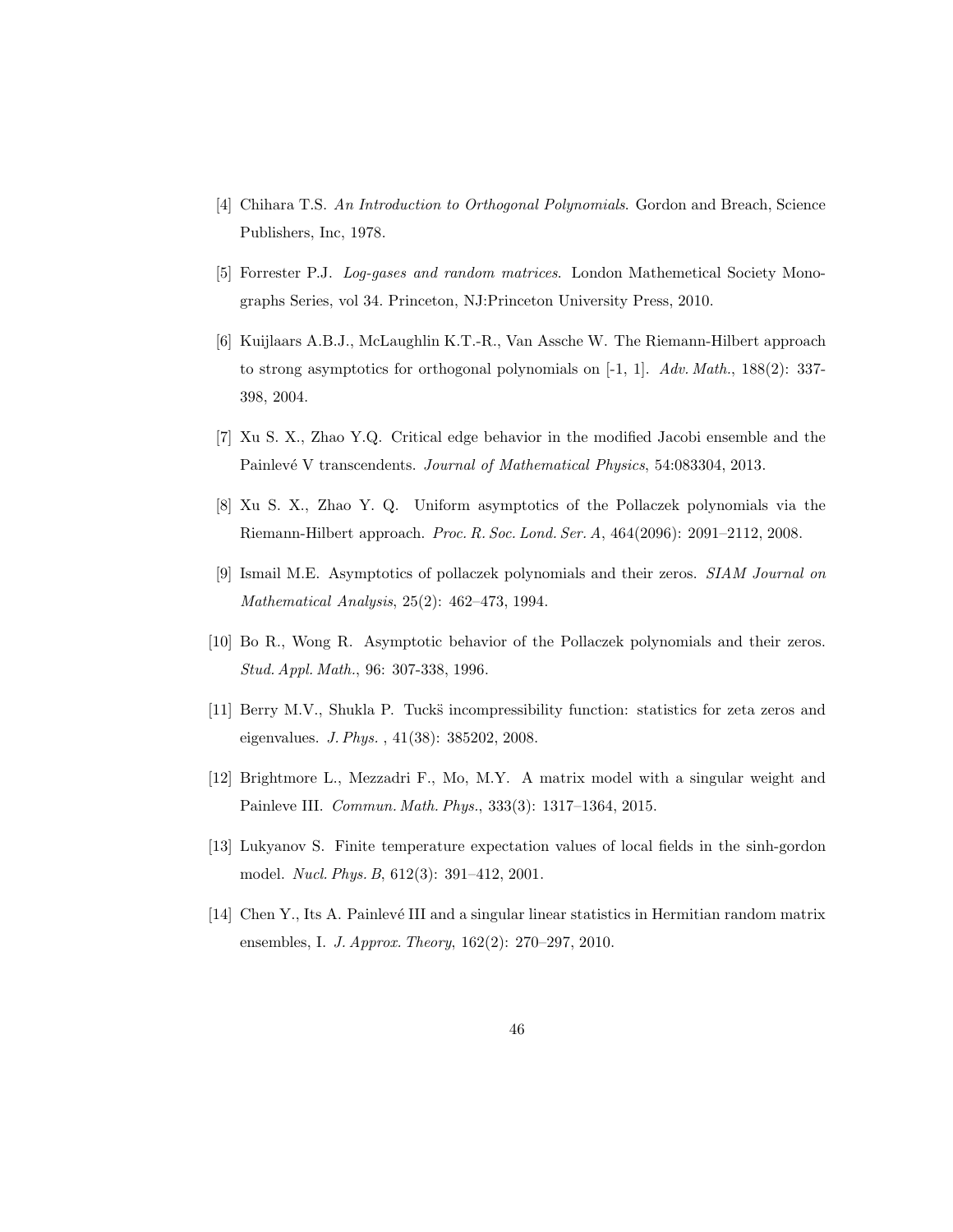[4] Chihara T.S. *An Introduction to Orthogonal Polynomials*. Gordon and Breach, Science Publishers, Inc, 1978.

[5] Forrester P.J. *Log-gases and random matrices*. London Mathemetical Society Monographs Series, vol 34. Princeton, NJ:Princeton University Press, 2010.

[6] Kuijlaars A.B.J., McLaughlin K.T.-R., Van Assche W. The Riemann-Hilbert approach to strong asymptotics for orthogonal polynomials on [-1, 1]. *Adv. Math.*, 188(2): 337-398, 2004.

[7] Xu S. X., Zhao Y.Q. Critical edge behavior in the modified Jacobi ensemble and the Painlevé V transcendents. *Journal of Mathematical Physics*, 54:083304, 2013.

[8] Xu S. X., Zhao Y. Q. Uniform asymptotics of the Pollaczek polynomials via the Riemann-Hilbert approach. *Proc. R. Soc. Lond. Ser. A*, 464(2096): 2091–2112, 2008.

[9] Ismail M.E. Asymptotics of pollaczek polynomials and their zeros. *SIAM Journal on Mathematical Analysis*, 25(2): 462–473, 1994.

[10] Bo R., Wong R. Asymptotic behavior of the Pollaczek polynomials and their zeros. *Stud. Appl. Math.*, 96: 307-338, 1996.

[11] Berry M.V., Shukla P. Tucks̈ incompressibility function: statistics for zeta zeros and eigenvalues. *J. Phys.* , 41(38): 385202, 2008.

[12] Brightmore L., Mezzadri F., Mo, M.Y. A matrix model with a singular weight and Painleve III. *Commun. Math. Phys.*, 333(3): 1317–1364, 2015.

[13] Lukyanov S. Finite temperature expectation values of local fields in the sinh-gordon model. *Nucl. Phys. B*, 612(3): 391–412, 2001.

[14] Chen Y., Its A. Painlevé III and a singular linear statistics in Hermitian random matrix ensembles, I. *J. Approx. Theory*, 162(2): 270–297, 2010.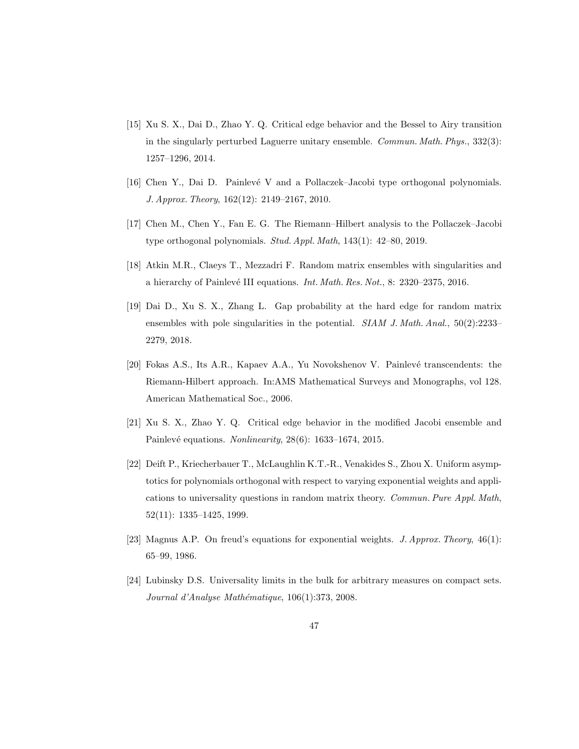[15] Xu S. X., Dai D., Zhao Y. Q. Critical edge behavior and the Bessel to Airy transition in the singularly perturbed Laguerre unitary ensemble. *Commun. Math. Phys.*, 332(3): 1257–1296, 2014.

[16] Chen Y., Dai D. Painlevé V and a Pollaczek–Jacobi type orthogonal polynomials. *J. Approx. Theory*, 162(12): 2149–2167, 2010.

[17] Chen M., Chen Y., Fan E. G. The Riemann–Hilbert analysis to the Pollaczek–Jacobi type orthogonal polynomials. *Stud. Appl. Math*, 143(1): 42–80, 2019.

[18] Atkin M.R., Claeys T., Mezzadri F. Random matrix ensembles with singularities and a hierarchy of Painlevé III equations. *Int. Math. Res. Not.*, 8: 2320–2375, 2016.

[19] Dai D., Xu S. X., Zhang L. Gap probability at the hard edge for random matrix ensembles with pole singularities in the potential. *SIAM J. Math. Anal.*, 50(2):2233–2279, 2018.

[20] Fokas A.S., Its A.R., Kapaev A.A., Yu Novokshenov V. Painlevé transcendents: the Riemann-Hilbert approach. In:AMS Mathematical Surveys and Monographs, vol 128. American Mathematical Soc., 2006.

[21] Xu S. X., Zhao Y. Q. Critical edge behavior in the modified Jacobi ensemble and Painlevé equations. *Nonlinearity*, 28(6): 1633–1674, 2015.

[22] Deift P., Kriecherbauer T., McLaughlin K.T.-R., Venakides S., Zhou X. Uniform asymptotics for polynomials orthogonal with respect to varying exponential weights and applications to universality questions in random matrix theory. *Commun. Pure Appl. Math*, 52(11): 1335–1425, 1999.

[23] Magnus A.P. On freud's equations for exponential weights. *J. Approx. Theory*, 46(1): 65–99, 1986.

[24] Lubinsky D.S. Universality limits in the bulk for arbitrary measures on compact sets. *Journal d'Analyse Mathématique*, 106(1):373, 2008.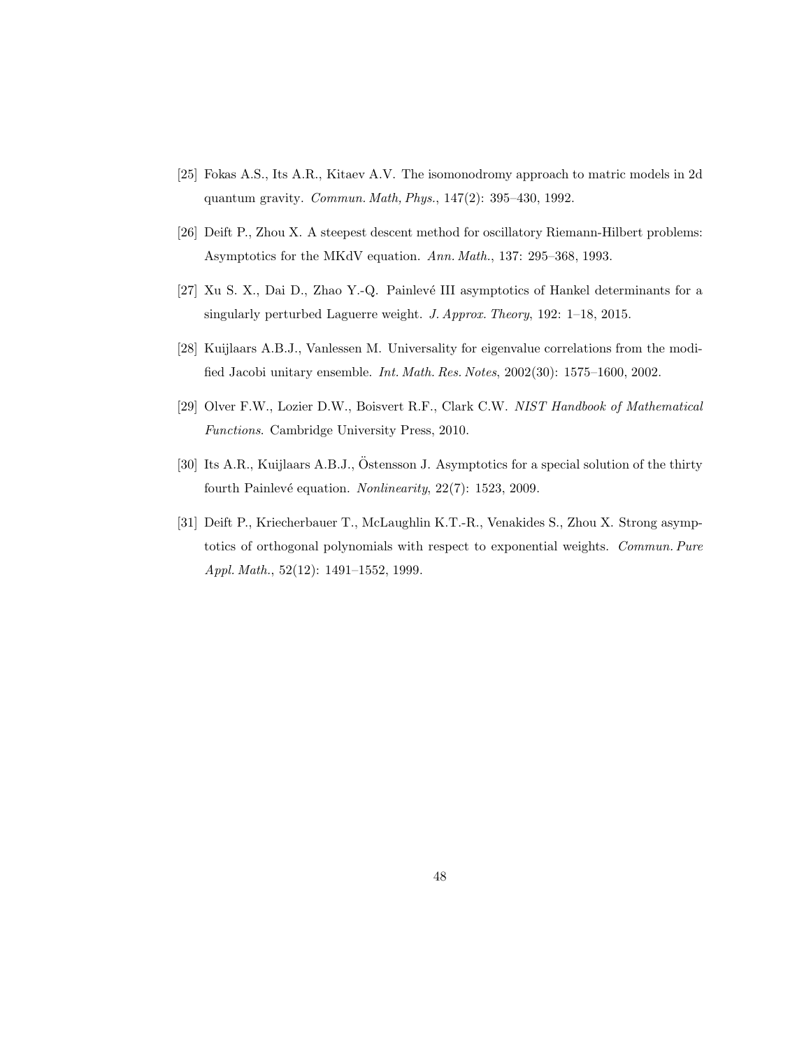[25] Fokas A.S., Its A.R., Kitaev A.V. The isomonodromy approach to matric models in 2d quantum gravity. *Commun. Math, Phys.*, 147(2): 395–430, 1992.

[26] Deift P., Zhou X. A steepest descent method for oscillatory Riemann-Hilbert problems: Asymptotics for the MKdV equation. *Ann. Math.*, 137: 295–368, 1993.

[27] Xu S. X., Dai D., Zhao Y.-Q. Painlevé III asymptotics of Hankel determinants for a singularly perturbed Laguerre weight. *J. Approx. Theory*, 192: 1–18, 2015.

[28] Kuijlaars A.B.J., Vanlessen M. Universality for eigenvalue correlations from the modified Jacobi unitary ensemble. *Int. Math. Res. Notes*, 2002(30): 1575–1600, 2002.

[29] Olver F.W., Lozier D.W., Boisvert R.F., Clark C.W. *NIST Handbook of Mathematical Functions*. Cambridge University Press, 2010.

[30] Its A.R., Kuijlaars A.B.J., Östensson J. Asymptotics for a special solution of the thirty fourth Painlevé equation. *Nonlinearity*, 22(7): 1523, 2009.

[31] Deift P., Kriecherbauer T., McLaughlin K.T.-R., Venakides S., Zhou X. Strong asymptotics of orthogonal polynomials with respect to exponential weights. *Commun. Pure Appl. Math.*, 52(12): 1491–1552, 1999.